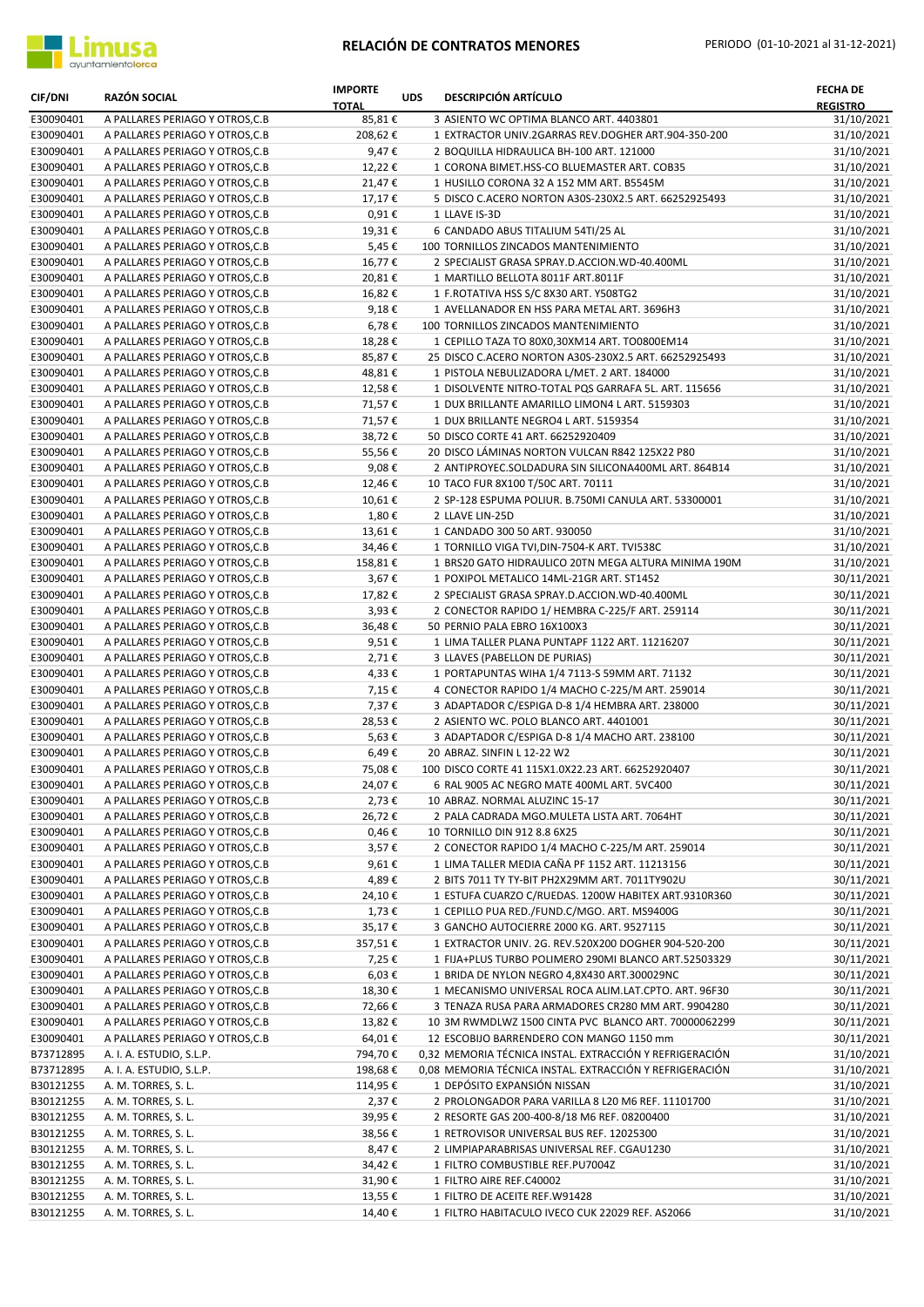# RELACIÓN DE CONTRATOS MENORES

PERIODO (01-10-2021 al 31-12-2021)

| CIF/DNI | RAZÓN SOCIAL | IMPORTE TOTAL | UDS | DESCRIPCIÓN ARTÍCULO | FECHA DE REGISTRO |
|---|---|---|---|---|---|
| E30090401 | A PALLARES PERIAGO Y OTROS,C.B | 85,81 € | 3 | ASIENTO WC OPTIMA BLANCO ART. 4403801 | 31/10/2021 |
| E30090401 | A PALLARES PERIAGO Y OTROS,C.B | 208,62 € | 1 | EXTRACTOR UNIV.2GARRAS REV.DOGHER ART.904-350-200 | 31/10/2021 |
| E30090401 | A PALLARES PERIAGO Y OTROS,C.B | 9,47 € | 2 | BOQUILLA HIDRAULICA BH-100 ART. 121000 | 31/10/2021 |
| E30090401 | A PALLARES PERIAGO Y OTROS,C.B | 12,22 € | 1 | CORONA BIMET.HSS-CO BLUEMASTER ART. COB35 | 31/10/2021 |
| E30090401 | A PALLARES PERIAGO Y OTROS,C.B | 21,47 € | 1 | HUSILLO CORONA 32 A 152 MM ART. B5545M | 31/10/2021 |
| E30090401 | A PALLARES PERIAGO Y OTROS,C.B | 17,17 € | 5 | DISCO C.ACERO NORTON A30S-230X2.5 ART. 66252925493 | 31/10/2021 |
| E30090401 | A PALLARES PERIAGO Y OTROS,C.B | 0,91 € | 1 | LLAVE IS-3D | 31/10/2021 |
| E30090401 | A PALLARES PERIAGO Y OTROS,C.B | 19,31 € | 6 | CANDADO ABUS TITALIUM 54TI/25 AL | 31/10/2021 |
| E30090401 | A PALLARES PERIAGO Y OTROS,C.B | 5,45 € | 100 | TORNILLOS ZINCADOS MANTENIMIENTO | 31/10/2021 |
| E30090401 | A PALLARES PERIAGO Y OTROS,C.B | 16,77 € | 2 | SPECIALIST GRASA SPRAY.D.ACCION.WD-40.400ML | 31/10/2021 |
| E30090401 | A PALLARES PERIAGO Y OTROS,C.B | 20,81 € | 1 | MARTILLO BELLOTA 8011F ART.8011F | 31/10/2021 |
| E30090401 | A PALLARES PERIAGO Y OTROS,C.B | 16,82 € | 1 | F.ROTATIVA HSS S/C 8X30 ART. Y508TG2 | 31/10/2021 |
| E30090401 | A PALLARES PERIAGO Y OTROS,C.B | 9,18 € | 1 | AVELLANADOR EN HSS PARA METAL ART. 3696H3 | 31/10/2021 |
| E30090401 | A PALLARES PERIAGO Y OTROS,C.B | 6,78 € | 100 | TORNILLOS ZINCADOS MANTENIMIENTO | 31/10/2021 |
| E30090401 | A PALLARES PERIAGO Y OTROS,C.B | 18,28 € | 1 | CEPILLO TAZA TO 80X0,30XM14 ART. TO0800EM14 | 31/10/2021 |
| E30090401 | A PALLARES PERIAGO Y OTROS,C.B | 85,87 € | 25 | DISCO C.ACERO NORTON A30S-230X2.5 ART. 66252925493 | 31/10/2021 |
| E30090401 | A PALLARES PERIAGO Y OTROS,C.B | 48,81 € | 1 | PISTOLA NEBULIZADORA L/MET. 2 ART. 184000 | 31/10/2021 |
| E30090401 | A PALLARES PERIAGO Y OTROS,C.B | 12,58 € | 1 | DISOLVENTE NITRO-TOTAL PQS GARRAFA 5L. ART. 115656 | 31/10/2021 |
| E30090401 | A PALLARES PERIAGO Y OTROS,C.B | 71,57 € | 1 | DUX BRILLANTE AMARILLO LIMON4 L ART. 5159303 | 31/10/2021 |
| E30090401 | A PALLARES PERIAGO Y OTROS,C.B | 71,57 € | 1 | DUX BRILLANTE NEGRO4 L ART. 5159354 | 31/10/2021 |
| E30090401 | A PALLARES PERIAGO Y OTROS,C.B | 38,72 € | 50 | DISCO CORTE 41 ART. 66252920409 | 31/10/2021 |
| E30090401 | A PALLARES PERIAGO Y OTROS,C.B | 55,56 € | 20 | DISCO LÁMINAS NORTON VULCAN R842 125X22 P80 | 31/10/2021 |
| E30090401 | A PALLARES PERIAGO Y OTROS,C.B | 9,08 € | 2 | ANTIPROYEC.SOLDADURA SIN SILICONA400ML ART. 864B14 | 31/10/2021 |
| E30090401 | A PALLARES PERIAGO Y OTROS,C.B | 12,46 € | 10 | TACO FUR 8X100 T/50C ART. 70111 | 31/10/2021 |
| E30090401 | A PALLARES PERIAGO Y OTROS,C.B | 10,61 € | 2 | SP-128 ESPUMA POLIUR. B.750MI CANULA ART. 53300001 | 31/10/2021 |
| E30090401 | A PALLARES PERIAGO Y OTROS,C.B | 1,80 € | 2 | LLAVE LIN-25D | 31/10/2021 |
| E30090401 | A PALLARES PERIAGO Y OTROS,C.B | 13,61 € | 1 | CANDADO 300 50 ART. 930050 | 31/10/2021 |
| E30090401 | A PALLARES PERIAGO Y OTROS,C.B | 34,46 € | 1 | TORNILLO VIGA TVI,DIN-7504-K ART. TVI538C | 31/10/2021 |
| E30090401 | A PALLARES PERIAGO Y OTROS,C.B | 158,81 € | 1 | BRS20 GATO HIDRAULICO 20TN MEGA ALTURA MINIMA 190M | 31/10/2021 |
| E30090401 | A PALLARES PERIAGO Y OTROS,C.B | 3,67 € | 1 | POXIPOL METALICO 14ML-21GR ART. ST1452 | 30/11/2021 |
| E30090401 | A PALLARES PERIAGO Y OTROS,C.B | 17,82 € | 2 | SPECIALIST GRASA SPRAY.D.ACCION.WD-40.400ML | 30/11/2021 |
| E30090401 | A PALLARES PERIAGO Y OTROS,C.B | 3,93 € | 2 | CONECTOR RAPIDO 1/ HEMBRA C-225/F ART. 259114 | 30/11/2021 |
| E30090401 | A PALLARES PERIAGO Y OTROS,C.B | 36,48 € | 50 | PERNIO PALA EBRO 16X100X3 | 30/11/2021 |
| E30090401 | A PALLARES PERIAGO Y OTROS,C.B | 9,51 € | 1 | LIMA TALLER PLANA PUNTAPF 1122 ART. 11216207 | 30/11/2021 |
| E30090401 | A PALLARES PERIAGO Y OTROS,C.B | 2,71 € | 3 | LLAVES (PABELLON DE PURIAS) | 30/11/2021 |
| E30090401 | A PALLARES PERIAGO Y OTROS,C.B | 4,33 € | 1 | PORTAPUNTAS WIHA 1/4 7113-S 59MM ART. 71132 | 30/11/2021 |
| E30090401 | A PALLARES PERIAGO Y OTROS,C.B | 7,15 € | 4 | CONECTOR RAPIDO 1/4 MACHO C-225/M ART. 259014 | 30/11/2021 |
| E30090401 | A PALLARES PERIAGO Y OTROS,C.B | 7,37 € | 3 | ADAPTADOR C/ESPIGA D-8 1/4 HEMBRA ART. 238000 | 30/11/2021 |
| E30090401 | A PALLARES PERIAGO Y OTROS,C.B | 28,53 € | 2 | ASIENTO WC. POLO BLANCO ART. 4401001 | 30/11/2021 |
| E30090401 | A PALLARES PERIAGO Y OTROS,C.B | 5,63 € | 3 | ADAPTADOR C/ESPIGA D-8 1/4 MACHO ART. 238100 | 30/11/2021 |
| E30090401 | A PALLARES PERIAGO Y OTROS,C.B | 6,49 € | 20 | ABRAZ. SINFIN L 12-22 W2 | 30/11/2021 |
| E30090401 | A PALLARES PERIAGO Y OTROS,C.B | 75,08 € | 100 | DISCO CORTE 41 115X1.0X22.23 ART. 66252920407 | 30/11/2021 |
| E30090401 | A PALLARES PERIAGO Y OTROS,C.B | 24,07 € | 6 | RAL 9005 AC NEGRO MATE 400ML ART. 5VC400 | 30/11/2021 |
| E30090401 | A PALLARES PERIAGO Y OTROS,C.B | 2,73 € | 10 | ABRAZ. NORMAL ALUZINC 15-17 | 30/11/2021 |
| E30090401 | A PALLARES PERIAGO Y OTROS,C.B | 26,72 € | 2 | PALA CADRADA MGO.MULETA LISTA ART. 7064HT | 30/11/2021 |
| E30090401 | A PALLARES PERIAGO Y OTROS,C.B | 0,46 € | 10 | TORNILLO DIN 912 8.8 6X25 | 30/11/2021 |
| E30090401 | A PALLARES PERIAGO Y OTROS,C.B | 3,57 € | 2 | CONECTOR RAPIDO 1/4 MACHO C-225/M ART. 259014 | 30/11/2021 |
| E30090401 | A PALLARES PERIAGO Y OTROS,C.B | 9,61 € | 1 | LIMA TALLER MEDIA CAÑA PF 1152 ART. 11213156 | 30/11/2021 |
| E30090401 | A PALLARES PERIAGO Y OTROS,C.B | 4,89 € | 2 | BITS 7011 TY TY-BIT PH2X29MM ART. 7011TY902U | 30/11/2021 |
| E30090401 | A PALLARES PERIAGO Y OTROS,C.B | 24,10 € | 1 | ESTUFA CUARZO C/RUEDAS. 1200W HABITEX ART.9310R360 | 30/11/2021 |
| E30090401 | A PALLARES PERIAGO Y OTROS,C.B | 1,73 € | 1 | CEPILLO PUA RED./FUND.C/MGO. ART. MS9400G | 30/11/2021 |
| E30090401 | A PALLARES PERIAGO Y OTROS,C.B | 35,17 € | 3 | GANCHO AUTOCIERRE 2000 KG. ART. 9527115 | 30/11/2021 |
| E30090401 | A PALLARES PERIAGO Y OTROS,C.B | 357,51 € | 1 | EXTRACTOR UNIV. 2G. REV.520X200 DOGHER 904-520-200 | 30/11/2021 |
| E30090401 | A PALLARES PERIAGO Y OTROS,C.B | 7,25 € | 1 | FIJA+PLUS TURBO POLIMERO 290MI BLANCO ART.52503329 | 30/11/2021 |
| E30090401 | A PALLARES PERIAGO Y OTROS,C.B | 6,03 € | 1 | BRIDA DE NYLON NEGRO 4,8X430 ART.300029NC | 30/11/2021 |
| E30090401 | A PALLARES PERIAGO Y OTROS,C.B | 18,30 € | 1 | MECANISMO UNIVERSAL ROCA ALIM.LAT.CPTO. ART. 96F30 | 30/11/2021 |
| E30090401 | A PALLARES PERIAGO Y OTROS,C.B | 72,66 € | 3 | TENAZA RUSA PARA ARMADORES CR280 MM ART. 9904280 | 30/11/2021 |
| E30090401 | A PALLARES PERIAGO Y OTROS,C.B | 13,82 € | 10 | 3M RWMDLWZ 1500 CINTA PVC BLANCO ART. 70000062299 | 30/11/2021 |
| E30090401 | A PALLARES PERIAGO Y OTROS,C.B | 64,01 € | 12 | ESCOBIJO BARRENDERO CON MANGO 1150 mm | 30/11/2021 |
| B73712895 | A. I. A. ESTUDIO, S.L.P. | 794,70 € | 0,32 | MEMORIA TÉCNICA INSTAL. EXTRACCIÓN Y REFRIGERACIÓN | 31/10/2021 |
| B73712895 | A. I. A. ESTUDIO, S.L.P. | 198,68 € | 0,08 | MEMORIA TÉCNICA INSTAL. EXTRACCIÓN Y REFRIGERACIÓN | 31/10/2021 |
| B30121255 | A. M. TORRES, S. L. | 114,95 € | 1 | DEPÓSITO EXPANSIÓN NISSAN | 31/10/2021 |
| B30121255 | A. M. TORRES, S. L. | 2,37 € | 2 | PROLONGADOR PARA VARILLA 8 L20 M6 REF. 11101700 | 31/10/2021 |
| B30121255 | A. M. TORRES, S. L. | 39,95 € | 2 | RESORTE GAS 200-400-8/18 M6 REF. 08200400 | 31/10/2021 |
| B30121255 | A. M. TORRES, S. L. | 38,56 € | 1 | RETROVISOR UNIVERSAL BUS REF. 12025300 | 31/10/2021 |
| B30121255 | A. M. TORRES, S. L. | 8,47 € | 2 | LIMPIAPARABRISAS UNIVERSAL REF. CGAU1230 | 31/10/2021 |
| B30121255 | A. M. TORRES, S. L. | 34,42 € | 1 | FILTRO COMBUSTIBLE REF.PU7004Z | 31/10/2021 |
| B30121255 | A. M. TORRES, S. L. | 31,90 € | 1 | FILTRO AIRE REF.C40002 | 31/10/2021 |
| B30121255 | A. M. TORRES, S. L. | 13,55 € | 1 | FILTRO DE ACEITE REF.W91428 | 31/10/2021 |
| B30121255 | A. M. TORRES, S. L. | 14,40 € | 1 | FILTRO HABITACULO IVECO CUK 22029 REF. AS2066 | 31/10/2021 |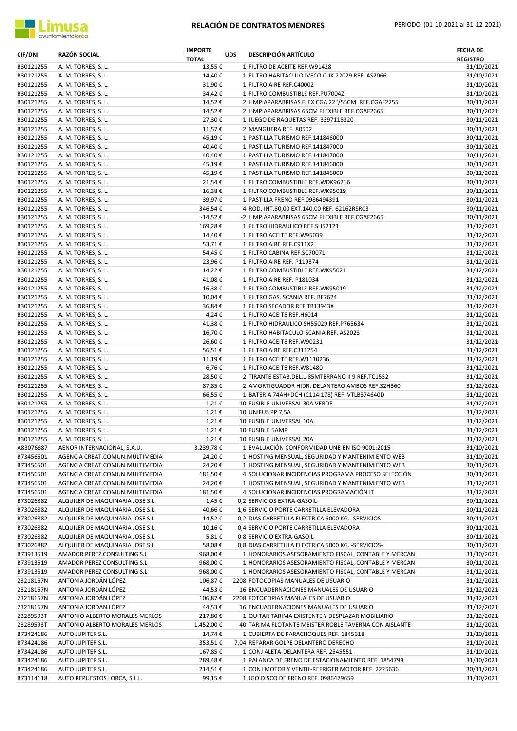# RELACIÓN DE CONTRATOS MENORES

PERIODO (01-10-2021 al 31-12-2021)

| CIF/DNI | RAZÓN SOCIAL | IMPORTE TOTAL | UDS | DESCRIPCIÓN ARTÍCULO | FECHA DE REGISTRO |
|---|---|---|---|---|---|
| B30121255 | A. M. TORRES, S. L. | 13,55 € | 1 | FILTRO DE ACEITE REF.W91428 | 31/10/2021 |
| B30121255 | A. M. TORRES, S. L. | 14,40 € | 1 | FILTRO HABITACULO IVECO CUK 22029 REF. AS2066 | 31/10/2021 |
| B30121255 | A. M. TORRES, S. L. | 31,90 € | 1 | FILTRO AIRE REF.C40002 | 31/10/2021 |
| B30121255 | A. M. TORRES, S. L. | 34,42 € | 1 | FILTRO COMBUSTIBLE REF.PU7004Z | 31/10/2021 |
| B30121255 | A. M. TORRES, S. L. | 14,52 € | 2 | LIMPIAPARABRISAS FLEX CGA 22"/55CM REF.CGAF2255 | 30/11/2021 |
| B30121255 | A. M. TORRES, S. L. | 14,52 € | 2 | LIMPIAPARABRISAS 65CM FLEXIBLE REF.CGAF2665 | 30/11/2021 |
| B30121255 | A. M. TORRES, S. L. | 27,30 € | 1 | JUEGO DE RAQUETAS REF. 3397118320 | 30/11/2021 |
| B30121255 | A. M. TORRES, S. L. | 11,57 € | 2 | MANGUERA REF. 80502 | 30/11/2021 |
| B30121255 | A. M. TORRES, S. L. | 45,19 € | 1 | PASTILLA TURISMO REF.141846000 | 30/11/2021 |
| B30121255 | A. M. TORRES, S. L. | 40,40 € | 1 | PASTILLA TURISMO REF.141847000 | 30/11/2021 |
| B30121255 | A. M. TORRES, S. L. | 40,40 € | 1 | PASTILLA TURISMO REF.141847000 | 30/11/2021 |
| B30121255 | A. M. TORRES, S. L. | 45,19 € | 1 | PASTILLA TURISMO REF.141846000 | 30/11/2021 |
| B30121255 | A. M. TORRES, S. L. | 45,19 € | 1 | PASTILLA TURISMO REF.141846000 | 30/11/2021 |
| B30121255 | A. M. TORRES, S. L. | 21,54 € | 1 | FILTRO COMBUSTIBLE REF.WDK96216 | 30/11/2021 |
| B30121255 | A. M. TORRES, S. L. | 16,38 € | 1 | FILTRO COMBUSTIBLE REF.WK95019 | 30/11/2021 |
| B30121255 | A. M. TORRES, S. L. | 39,97 € | 1 | PASTILLA FRENO REF.0986494391 | 30/11/2021 |
| B30121255 | A. M. TORRES, S. L. | 346,54 € | 4 | ROD. INT.80,00 EXT.140,00 REF. 62162RSRC3 | 30/11/2021 |
| B30121255 | A. M. TORRES, S. L. | -14,52 € | -2 | LIMPIAPARABRISAS 65CM FLEXIBLE REF.CGAF2665 | 30/11/2021 |
| B30121255 | A. M. TORRES, S. L. | 169,28 € | 1 | FILTRO HIDRAULICO REF.SH52121 | 31/12/2021 |
| B30121255 | A. M. TORRES, S. L. | 14,40 € | 1 | FILTRO ACEITE REF.W95039 | 31/12/2021 |
| B30121255 | A. M. TORRES, S. L. | 53,71 € | 1 | FILTRO AIRE REF.C911X2 | 31/12/2021 |
| B30121255 | A. M. TORRES, S. L. | 54,45 € | 1 | FILTRO CABINA REF.SC70071 | 31/12/2021 |
| B30121255 | A. M. TORRES, S. L. | 23,96 € | 1 | FILTRO AIRE REF. P119374 | 31/12/2021 |
| B30121255 | A. M. TORRES, S. L. | 14,22 € | 1 | FILTRO COMBUSTIBLE REF.WK95021 | 31/12/2021 |
| B30121255 | A. M. TORRES, S. L. | 41,08 € | 1 | FILTRO AIRE REF. P181034 | 31/12/2021 |
| B30121255 | A. M. TORRES, S. L. | 16,38 € | 1 | FILTRO COMBUSTIBLE REF.WK95019 | 31/12/2021 |
| B30121255 | A. M. TORRES, S. L. | 10,04 € | 1 | FILTRO GAS. SCANIA REF. BF7624 | 31/12/2021 |
| B30121255 | A. M. TORRES, S. L. | 36,84 € | 1 | FILTRO SECADOR REF.TB13943X | 31/12/2021 |
| B30121255 | A. M. TORRES, S. L. | 4,24 € | 1 | FILTRO ACEITE REF.H6014 | 31/12/2021 |
| B30121255 | A. M. TORRES, S. L. | 41,38 € | 1 | FILTRO HIDRAULICO SH55029 REF.P765634 | 31/12/2021 |
| B30121255 | A. M. TORRES, S. L. | 16,70 € | 1 | FILTRO HABITACULO-SCANIA REF. AS2023 | 31/12/2021 |
| B30121255 | A. M. TORRES, S. L. | 26,60 € | 1 | FILTRO ACEITE REF.W90231 | 31/12/2021 |
| B30121255 | A. M. TORRES, S. L. | 56,51 € | 1 | FILTRO AIRE REF.C311254 | 31/12/2021 |
| B30121255 | A. M. TORRES, S. L. | 11,19 € | 1 | FILTRO ACEITE REF.W1110236 | 31/12/2021 |
| B30121255 | A. M. TORRES, S. L. | 6,76 € | 1 | FILTRO ACEITE REF.W81480 | 31/12/2021 |
| B30121255 | A. M. TORRES, S. L. | 28,50 € | 2 | TIRANTE ESTAB.DEL.L-85MTERRANO II 9 REF.TC1552 | 31/12/2021 |
| B30121255 | A. M. TORRES, S. L. | 87,85 € | 2 | AMORTIGUADOR HIDR. DELANTERO AMBOS REF.32H360 | 31/12/2021 |
| B30121255 | A. M. TORRES, S. L. | 66,55 € | 1 | BATERIA 74AH+DCH (C114I178) REF. VTLB374640D | 31/12/2021 |
| B30121255 | A. M. TORRES, S. L. | 1,21 € | 10 | FUSIBLE UNIVERSAL 30A VERDE | 31/12/2021 |
| B30121255 | A. M. TORRES, S. L. | 1,21 € | 10 | UNIFUS PP 7,5A | 31/12/2021 |
| B30121255 | A. M. TORRES, S. L. | 1,21 € | 10 | FUSIBLE UNIVERSAL 10A | 31/12/2021 |
| B30121255 | A. M. TORRES, S. L. | 1,21 € | 10 | FUSIBLE 5AMP | 31/12/2021 |
| B30121255 | A. M. TORRES, S. L. | 1,21 € | 10 | FUSIBLE UNIVERSAL 20A | 31/12/2021 |
| A83076687 | AENOR INTERNACIONAL, S.A.U. | 3.239,78 € | 1 | EVALUACIÓN CONFORMIDAD UNE-EN ISO 9001:2015 | 31/10/2021 |
| B73456501 | AGENCIA CREAT.COMUN.MULTIMEDIA | 24,20 € | 1 | HOSTING MENSUAL, SEGURIDAD Y MANTENIMIENTO WEB | 31/10/2021 |
| B73456501 | AGENCIA CREAT.COMUN.MULTIMEDIA | 24,20 € | 1 | HOSTING MENSUAL, SEGURIDAD Y MANTENIMIENTO WEB | 30/11/2021 |
| B73456501 | AGENCIA CREAT.COMUN.MULTIMEDIA | 181,50 € | 4 | SOLUCIONAR INCIDENCIAS PROGRAMA PROCESO SELECCIÓN | 30/11/2021 |
| B73456501 | AGENCIA CREAT.COMUN.MULTIMEDIA | 24,20 € | 1 | HOSTING MENSUAL, SEGURIDAD Y MANTENIMIENTO WEB | 31/12/2021 |
| B73456501 | AGENCIA CREAT.COMUN.MULTIMEDIA | 181,50 € | 4 | SOLUCIONAR INCIDENCIAS PROGRAMACIÓN IT | 31/12/2021 |
| B73026882 | ALQUILER DE MAQUINARIA JOSE S.L. | 1,45 € | 0,2 | SERVICIOS EXTRA-GASOIL- | 30/11/2021 |
| B73026882 | ALQUILER DE MAQUINARIA JOSE S.L. | 40,66 € | 1,6 | SERVICIO PORTE CARRETILLA ELEVADORA | 30/11/2021 |
| B73026882 | ALQUILER DE MAQUINARIA JOSE S.L. | 14,52 € | 0,2 | DIAS CARRETILLA ELECTRICA 5000 KG. -SERVICIOS- | 30/11/2021 |
| B73026882 | ALQUILER DE MAQUINARIA JOSE S.L. | 10,16 € | 0,4 | SERVICIO PORTE CARRETILLA ELEVADORA | 30/11/2021 |
| B73026882 | ALQUILER DE MAQUINARIA JOSE S.L. | 5,81 € | 0,8 | SERVICIO EXTRA-GASOIL- | 30/11/2021 |
| B73026882 | ALQUILER DE MAQUINARIA JOSE S.L. | 58,08 € | 0,8 | DIAS CARRETILLA ELECTRICA 5000 KG. -SERVICIOS- | 30/11/2021 |
| B73913519 | AMADOR PEREZ CONSULTING S.L | 968,00 € | 1 | HONORARIOS ASESORAMIENTO FISCAL, CONTABLE Y MERCAN | 31/10/2021 |
| B73913519 | AMADOR PEREZ CONSULTING S.L | 968,00 € | 1 | HONORARIOS ASESORAMIENTO FISCAL, CONTABLE Y MERCAN | 30/11/2021 |
| B73913519 | AMADOR PEREZ CONSULTING S.L | 968,00 € | 1 | HONORARIOS ASESORAMIENTO FISCAL, CONTABLE Y MERCAN | 31/12/2021 |
| 23218167N | ANTONIA JORDÁN LÓPEZ | 106,87 € | 2208 | FOTOCOPIAS MANUALES DE USUARIO | 31/12/2021 |
| 23218167N | ANTONIA JORDÁN LÓPEZ | 44,53 € | 16 | ENCUADERNACIONES MANUALES DE USUARIO | 31/12/2021 |
| 23218167N | ANTONIA JORDÁN LÓPEZ | 106,87 € | 2208 | FOTOCOPIAS MANUALES DE USUARIO | 31/12/2021 |
| 23218167N | ANTONIA JORDÁN LÓPEZ | 44,53 € | 16 | ENCUADERNACIONES MANUALES DE USUARIO | 31/12/2021 |
| 23289593T | ANTONIO ALBERTO MORALES MERLOS | 217,80 € | 1 | QUITAR TARIMA EXISTENTE Y DESPLAZAR MOBILIARIO | 31/12/2021 |
| 23289593T | ANTONIO ALBERTO MORALES MERLOS | 1.452,00 € | 40 | TARIMA FLOTANTE MEISTER ROBLE TAVERNA CON AISLANTE | 31/12/2021 |
| B73424186 | AUTO JUPITER S.L. | 14,74 € | 1 | CUBIERTA DE PARACHOQUES REF. 1845618 | 31/10/2021 |
| B73424186 | AUTO JUPITER S.L. | 353,51 € | 7,04 | REPARAR GOLPE DELANTERO DERECHO | 31/10/2021 |
| B73424186 | AUTO JUPITER S.L. | 167,85 € | 1 | CONJ ALETA-DELANTERA REF. 2545551 | 31/10/2021 |
| B73424186 | AUTO JUPITER S.L. | 289,48 € | 1 | PALANCA DE FRENO DE ESTACIONAMIENTO REF. 1854799 | 31/10/2021 |
| B73424186 | AUTO JUPITER S.L. | 214,51 € | 1 | CONJ MOTOR Y VENTIL-REFRIGER MOTOR REF. 2225636 | 30/11/2021 |
| B73114118 | AUTO REPUESTOS LORCA, S.L.L. | 99,15 € | 1 | JGO.DISCO DE FRENO REF. 0986479659 | 31/10/2021 |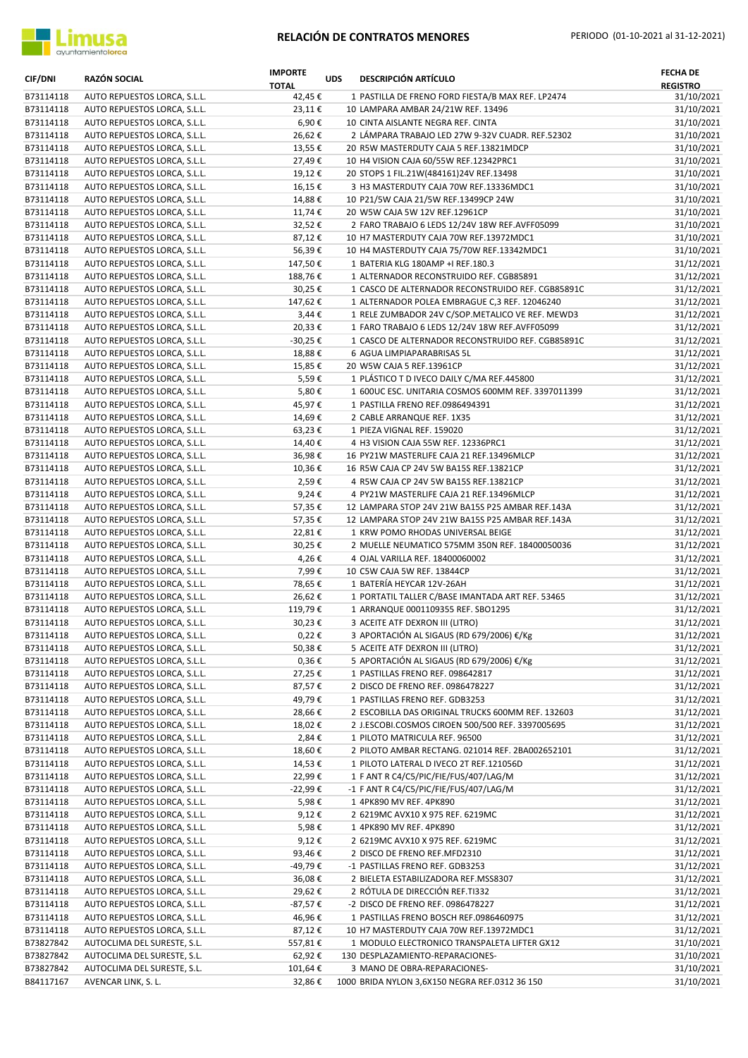| CIF/DNI | RAZÓN SOCIAL | IMPORTE TOTAL | UDS | DESCRIPCIÓN ARTÍCULO | FECHA DE REGISTRO |
|---|---|---|---|---|---|
| B73114118 | AUTO REPUESTOS LORCA, S.L.L. | 42,45 € | 1 | PASTILLA DE FRENO FORD FIESTA/B MAX REF. LP2474 | 31/10/2021 |
| B73114118 | AUTO REPUESTOS LORCA, S.L.L. | 23,11 € | 10 | LAMPARA AMBAR 24/21W REF. 13496 | 31/10/2021 |
| B73114118 | AUTO REPUESTOS LORCA, S.L.L. | 6,90 € | 10 | CINTA AISLANTE NEGRA REF. CINTA | 31/10/2021 |
| B73114118 | AUTO REPUESTOS LORCA, S.L.L. | 26,62 € | 2 | LÁMPARA TRABAJO LED 27W 9-32V CUADR. REF.52302 | 31/10/2021 |
| B73114118 | AUTO REPUESTOS LORCA, S.L.L. | 13,55 € | 20 | R5W MASTERDUTY CAJA 5 REF.13821MDCP | 31/10/2021 |
| B73114118 | AUTO REPUESTOS LORCA, S.L.L. | 27,49 € | 10 | H4 VISION CAJA 60/55W REF.12342PRC1 | 31/10/2021 |
| B73114118 | AUTO REPUESTOS LORCA, S.L.L. | 19,12 € | 20 | STOPS 1 FIL.21W(484161)24V REF.13498 | 31/10/2021 |
| B73114118 | AUTO REPUESTOS LORCA, S.L.L. | 16,15 € | 3 | H3 MASTERDUTY CAJA 70W REF.13336MDC1 | 31/10/2021 |
| B73114118 | AUTO REPUESTOS LORCA, S.L.L. | 14,88 € | 10 | P21/5W CAJA 21/5W REF.13499CP 24W | 31/10/2021 |
| B73114118 | AUTO REPUESTOS LORCA, S.L.L. | 11,74 € | 20 | W5W CAJA 5W 12V REF.12961CP | 31/10/2021 |
| B73114118 | AUTO REPUESTOS LORCA, S.L.L. | 32,52 € | 2 | FARO TRABAJO 6 LEDS 12/24V 18W REF.AVFF05099 | 31/10/2021 |
| B73114118 | AUTO REPUESTOS LORCA, S.L.L. | 87,12 € | 10 | H7 MASTERDUTY CAJA 70W REF.13972MDC1 | 31/10/2021 |
| B73114118 | AUTO REPUESTOS LORCA, S.L.L. | 56,39 € | 10 | H4 MASTERDUTY CAJA 75/70W REF.13342MDC1 | 31/10/2021 |
| B73114118 | AUTO REPUESTOS LORCA, S.L.L. | 147,50 € | 1 | BATERIA KLG 180AMP +I REF.180.3 | 31/12/2021 |
| B73114118 | AUTO REPUESTOS LORCA, S.L.L. | 188,76 € | 1 | ALTERNADOR RECONSTRUIDO REF. CGB85891 | 31/12/2021 |
| B73114118 | AUTO REPUESTOS LORCA, S.L.L. | 30,25 € | 1 | CASCO DE ALTERNADOR RECONSTRUIDO REF. CGB85891C | 31/12/2021 |
| B73114118 | AUTO REPUESTOS LORCA, S.L.L. | 147,62 € | 1 | ALTERNADOR POLEA EMBRAGUE C,3 REF. 12046240 | 31/12/2021 |
| B73114118 | AUTO REPUESTOS LORCA, S.L.L. | 3,44 € | 1 | RELE ZUMBADOR 24V C/SOP.METALICO VE REF. MEWD3 | 31/12/2021 |
| B73114118 | AUTO REPUESTOS LORCA, S.L.L. | 20,33 € | 1 | FARO TRABAJO 6 LEDS 12/24V 18W REF.AVFF05099 | 31/12/2021 |
| B73114118 | AUTO REPUESTOS LORCA, S.L.L. | -30,25 € | 1 | CASCO DE ALTERNADOR RECONSTRUIDO REF. CGB85891C | 31/12/2021 |
| B73114118 | AUTO REPUESTOS LORCA, S.L.L. | 18,88 € | 6 | AGUA LIMPIAPARABRISAS 5L | 31/12/2021 |
| B73114118 | AUTO REPUESTOS LORCA, S.L.L. | 15,85 € | 20 | W5W CAJA 5 REF.13961CP | 31/12/2021 |
| B73114118 | AUTO REPUESTOS LORCA, S.L.L. | 5,59 € | 1 | PLÁSTICO T D IVECO DAILY C/MA REF.445800 | 31/12/2021 |
| B73114118 | AUTO REPUESTOS LORCA, S.L.L. | 5,80 € | 1 | 600UC ESC. UNITARIA COSMOS 600MM REF. 3397011399 | 31/12/2021 |
| B73114118 | AUTO REPUESTOS LORCA, S.L.L. | 45,97 € | 1 | PASTILLA FRENO REF.0986494391 | 31/12/2021 |
| B73114118 | AUTO REPUESTOS LORCA, S.L.L. | 14,69 € | 2 | CABLE ARRANQUE REF. 1X35 | 31/12/2021 |
| B73114118 | AUTO REPUESTOS LORCA, S.L.L. | 63,23 € | 1 | PIEZA VIGNAL REF. 159020 | 31/12/2021 |
| B73114118 | AUTO REPUESTOS LORCA, S.L.L. | 14,40 € | 4 | H3 VISION CAJA 55W REF. 12336PRC1 | 31/12/2021 |
| B73114118 | AUTO REPUESTOS LORCA, S.L.L. | 36,98 € | 16 | PY21W MASTERLIFE CAJA 21 REF.13496MLCP | 31/12/2021 |
| B73114118 | AUTO REPUESTOS LORCA, S.L.L. | 10,36 € | 16 | R5W CAJA CP 24V 5W BA15S REF.13821CP | 31/12/2021 |
| B73114118 | AUTO REPUESTOS LORCA, S.L.L. | 2,59 € | 4 | R5W CAJA CP 24V 5W BA15S REF.13821CP | 31/12/2021 |
| B73114118 | AUTO REPUESTOS LORCA, S.L.L. | 9,24 € | 4 | PY21W MASTERLIFE CAJA 21 REF.13496MLCP | 31/12/2021 |
| B73114118 | AUTO REPUESTOS LORCA, S.L.L. | 57,35 € | 12 | LAMPARA STOP 24V 21W BA15S P25 AMBAR REF.143A | 31/12/2021 |
| B73114118 | AUTO REPUESTOS LORCA, S.L.L. | 57,35 € | 12 | LAMPARA STOP 24V 21W BA15S P25 AMBAR REF.143A | 31/12/2021 |
| B73114118 | AUTO REPUESTOS LORCA, S.L.L. | 22,81 € | 1 | KRW POMO RHODAS UNIVERSAL BEIGE | 31/12/2021 |
| B73114118 | AUTO REPUESTOS LORCA, S.L.L. | 30,25 € | 2 | MUELLE NEUMATICO 575MM 350N REF. 18400050036 | 31/12/2021 |
| B73114118 | AUTO REPUESTOS LORCA, S.L.L. | 4,26 € | 4 | OJAL VARILLA REF. 18400060002 | 31/12/2021 |
| B73114118 | AUTO REPUESTOS LORCA, S.L.L. | 7,99 € | 10 | C5W CAJA 5W REF. 13844CP | 31/12/2021 |
| B73114118 | AUTO REPUESTOS LORCA, S.L.L. | 78,65 € | 1 | BATERÍA HEYCAR 12V-26AH | 31/12/2021 |
| B73114118 | AUTO REPUESTOS LORCA, S.L.L. | 26,62 € | 1 | PORTATIL TALLER C/BASE IMANTADA ART REF. 53465 | 31/12/2021 |
| B73114118 | AUTO REPUESTOS LORCA, S.L.L. | 119,79 € | 1 | ARRANQUE 0001109355 REF. SBO1295 | 31/12/2021 |
| B73114118 | AUTO REPUESTOS LORCA, S.L.L. | 30,23 € | 3 | ACEITE ATF DEXRON III (LITRO) | 31/12/2021 |
| B73114118 | AUTO REPUESTOS LORCA, S.L.L. | 0,22 € | 3 | APORTACIÓN AL SIGAUS (RD 679/2006) €/Kg | 31/12/2021 |
| B73114118 | AUTO REPUESTOS LORCA, S.L.L. | 50,38 € | 5 | ACEITE ATF DEXRON III (LITRO) | 31/12/2021 |
| B73114118 | AUTO REPUESTOS LORCA, S.L.L. | 0,36 € | 5 | APORTACIÓN AL SIGAUS (RD 679/2006) €/Kg | 31/12/2021 |
| B73114118 | AUTO REPUESTOS LORCA, S.L.L. | 27,25 € | 1 | PASTILLAS FRENO REF. 098642817 | 31/12/2021 |
| B73114118 | AUTO REPUESTOS LORCA, S.L.L. | 87,57 € | 2 | DISCO DE FRENO REF. 0986478227 | 31/12/2021 |
| B73114118 | AUTO REPUESTOS LORCA, S.L.L. | 49,79 € | 1 | PASTILLAS FRENO REF. GDB3253 | 31/12/2021 |
| B73114118 | AUTO REPUESTOS LORCA, S.L.L. | 28,66 € | 2 | ESCOBILLA DAS ORIGINAL TRUCKS 600MM REF. 132603 | 31/12/2021 |
| B73114118 | AUTO REPUESTOS LORCA, S.L.L. | 18,02 € | 2 | J.ESCOBI.COSMOS CIROEN 500/500 REF. 3397005695 | 31/12/2021 |
| B73114118 | AUTO REPUESTOS LORCA, S.L.L. | 2,84 € | 1 | PILOTO MATRICULA REF. 96500 | 31/12/2021 |
| B73114118 | AUTO REPUESTOS LORCA, S.L.L. | 18,60 € | 2 | PILOTO AMBAR RECTANG. 021014 REF. 2BA002652101 | 31/12/2021 |
| B73114118 | AUTO REPUESTOS LORCA, S.L.L. | 14,53 € | 1 | PILOTO LATERAL D IVECO 2T REF.121056D | 31/12/2021 |
| B73114118 | AUTO REPUESTOS LORCA, S.L.L. | 22,99 € | 1 | F ANT R C4/C5/PIC/FIE/FUS/407/LAG/M | 31/12/2021 |
| B73114118 | AUTO REPUESTOS LORCA, S.L.L. | -22,99 € | -1 | F ANT R C4/C5/PIC/FIE/FUS/407/LAG/M | 31/12/2021 |
| B73114118 | AUTO REPUESTOS LORCA, S.L.L. | 5,98 € | 1 | 4PK890 MV REF. 4PK890 | 31/12/2021 |
| B73114118 | AUTO REPUESTOS LORCA, S.L.L. | 9,12 € | 2 | 6219MC AVX10 X 975 REF. 6219MC | 31/12/2021 |
| B73114118 | AUTO REPUESTOS LORCA, S.L.L. | 5,98 € | 1 | 4PK890 MV REF. 4PK890 | 31/12/2021 |
| B73114118 | AUTO REPUESTOS LORCA, S.L.L. | 9,12 € | 2 | 6219MC AVX10 X 975 REF. 6219MC | 31/12/2021 |
| B73114118 | AUTO REPUESTOS LORCA, S.L.L. | 93,46 € | 2 | DISCO DE FRENO REF.MFD2310 | 31/12/2021 |
| B73114118 | AUTO REPUESTOS LORCA, S.L.L. | -49,79 € | -1 | PASTILLAS FRENO REF. GDB3253 | 31/12/2021 |
| B73114118 | AUTO REPUESTOS LORCA, S.L.L. | 36,08 € | 2 | BIELETA ESTABILIZADORA REF.MSS8307 | 31/12/2021 |
| B73114118 | AUTO REPUESTOS LORCA, S.L.L. | 29,62 € | 2 | RÓTULA DE DIRECCIÓN REF.TI332 | 31/12/2021 |
| B73114118 | AUTO REPUESTOS LORCA, S.L.L. | -87,57 € | -2 | DISCO DE FRENO REF. 0986478227 | 31/12/2021 |
| B73114118 | AUTO REPUESTOS LORCA, S.L.L. | 46,96 € | 1 | PASTILLAS FRENO BOSCH REF.0986460975 | 31/12/2021 |
| B73114118 | AUTO REPUESTOS LORCA, S.L.L. | 87,12 € | 10 | H7 MASTERDUTY CAJA 70W REF.13972MDC1 | 31/12/2021 |
| B73827842 | AUTOCLIMA DEL SURESTE, S.L. | 557,81 € | 1 | MODULO ELECTRONICO TRANSPALETA LIFTER GX12 | 31/10/2021 |
| B73827842 | AUTOCLIMA DEL SURESTE, S.L. | 62,92 € | 130 | DESPLAZAMIENTO-REPARACIONES- | 31/10/2021 |
| B73827842 | AUTOCLIMA DEL SURESTE, S.L. | 101,64 € | 3 | MANO DE OBRA-REPARACIONES- | 31/10/2021 |
| B84117167 | AVENCAR LINK, S. L. | 32,86 € | 1000 | BRIDA NYLON 3,6X150 NEGRA REF.0312 36 150 | 31/10/2021 |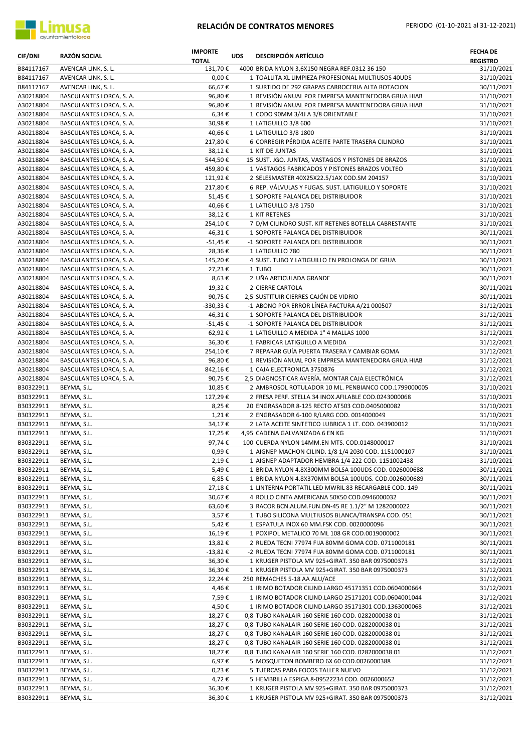# RELACIÓN DE CONTRATOS MENORES

PERIODO (01-10-2021 al 31-12-2021)

| CIF/DNI | RAZÓN SOCIAL | IMPORTE TOTAL | UDS | DESCRIPCIÓN ARTÍCULO | FECHA DE REGISTRO |
|---|---|---|---|---|---|
| B84117167 | AVENCAR LINK, S. L. | 131,70 € | 4000 | BRIDA NYLON 3,6X150 NEGRA REF.0312 36 150 | 31/10/2021 |
| B84117167 | AVENCAR LINK, S. L. | 0,00 € | 1 | TOALLITA XL LIMPIEZA PROFESIONAL MULTIUSOS 40UDS | 31/10/2021 |
| B84117167 | AVENCAR LINK, S. L. | 66,67 € | 1 | SURTIDO DE 292 GRAPAS CARROCERIA ALTA ROTACION | 30/11/2021 |
| A30218804 | BASCULANTES LORCA, S. A. | 96,80 € | 1 | REVISIÓN ANUAL POR EMPRESA MANTENEDORA GRUA HIAB | 31/10/2021 |
| A30218804 | BASCULANTES LORCA, S. A. | 96,80 € | 1 | REVISIÓN ANUAL POR EMPRESA MANTENEDORA GRUA HIAB | 31/10/2021 |
| A30218804 | BASCULANTES LORCA, S. A. | 6,34 € | 1 | CODO 90MM 3/4J A 3/8 ORIENTABLE | 31/10/2021 |
| A30218804 | BASCULANTES LORCA, S. A. | 30,98 € | 1 | LATIGUILLO 3/8 600 | 31/10/2021 |
| A30218804 | BASCULANTES LORCA, S. A. | 40,66 € | 1 | LATIGUILLO 3/8 1800 | 31/10/2021 |
| A30218804 | BASCULANTES LORCA, S. A. | 217,80 € | 6 | CORREGIR PÉRDIDA ACEITE PARTE TRASERA CILINDRO | 31/10/2021 |
| A30218804 | BASCULANTES LORCA, S. A. | 38,12 € | 1 | KIT DE JUNTAS | 31/10/2021 |
| A30218804 | BASCULANTES LORCA, S. A. | 544,50 € | 15 | SUST. JGO. JUNTAS, VASTAGOS Y PISTONES DE BRAZOS | 31/10/2021 |
| A30218804 | BASCULANTES LORCA, S. A. | 459,80 € | 1 | VASTAGOS FABRICADOS Y PISTONES BRAZOS VOLTEO | 31/10/2021 |
| A30218804 | BASCULANTES LORCA, S. A. | 121,92 € | 2 | SELESMASTER 40X25X22.5/1AX COD.SM 204157 | 31/10/2021 |
| A30218804 | BASCULANTES LORCA, S. A. | 217,80 € | 6 | REP. VÁLVULAS Y FUGAS. SUST. LATIGUILLO Y SOPORTE | 31/10/2021 |
| A30218804 | BASCULANTES LORCA, S. A. | 51,45 € | 1 | SOPORTE PALANCA DEL DISTRIBUIDOR | 31/10/2021 |
| A30218804 | BASCULANTES LORCA, S. A. | 40,66 € | 1 | LATIGUILLO 3/8 1750 | 31/10/2021 |
| A30218804 | BASCULANTES LORCA, S. A. | 38,12 € | 1 | KIT RETENES | 31/10/2021 |
| A30218804 | BASCULANTES LORCA, S. A. | 254,10 € | 7 | D/M CILINDRO SUST. KIT RETENES BOTELLA CABRESTANTE | 31/10/2021 |
| A30218804 | BASCULANTES LORCA, S. A. | 46,31 € | 1 | SOPORTE PALANCA DEL DISTRIBUIDOR | 30/11/2021 |
| A30218804 | BASCULANTES LORCA, S. A. | -51,45 € | -1 | SOPORTE PALANCA DEL DISTRIBUIDOR | 30/11/2021 |
| A30218804 | BASCULANTES LORCA, S. A. | 28,36 € | 1 | LATIGUILLO 780 | 30/11/2021 |
| A30218804 | BASCULANTES LORCA, S. A. | 145,20 € | 4 | SUST. TUBO Y LATIGUILLO EN PROLONGA DE GRUA | 30/11/2021 |
| A30218804 | BASCULANTES LORCA, S. A. | 27,23 € | 1 | TUBO | 30/11/2021 |
| A30218804 | BASCULANTES LORCA, S. A. | 8,63 € | 2 | UÑA ARTICULADA GRANDE | 30/11/2021 |
| A30218804 | BASCULANTES LORCA, S. A. | 19,32 € | 2 | CIERRE CARTOLA | 30/11/2021 |
| A30218804 | BASCULANTES LORCA, S. A. | 90,75 € | 2,5 | SUSTITUIR CIERRES CAJÓN DE VIDRIO | 30/11/2021 |
| A30218804 | BASCULANTES LORCA, S. A. | -330,33 € | -1 | ABONO POR ERROR LÍNEA FACTURA A/21 000507 | 31/12/2021 |
| A30218804 | BASCULANTES LORCA, S. A. | 46,31 € | 1 | SOPORTE PALANCA DEL DISTRIBUIDOR | 31/12/2021 |
| A30218804 | BASCULANTES LORCA, S. A. | -51,45 € | -1 | SOPORTE PALANCA DEL DISTRIBUIDOR | 31/12/2021 |
| A30218804 | BASCULANTES LORCA, S. A. | 62,92 € | 1 | LATIGUILLO A MEDIDA 1" 4 MALLAS 1000 | 31/12/2021 |
| A30218804 | BASCULANTES LORCA, S. A. | 36,30 € | 1 | FABRICAR LATIGUILLO A MEDIDA | 31/12/2021 |
| A30218804 | BASCULANTES LORCA, S. A. | 254,10 € | 7 | REPARAR GUÍA PUERTA TRASERA Y CAMBIAR GOMA | 31/12/2021 |
| A30218804 | BASCULANTES LORCA, S. A. | 96,80 € | 1 | REVISIÓN ANUAL POR EMPRESA MANTENEDORA GRUA HIAB | 31/12/2021 |
| A30218804 | BASCULANTES LORCA, S. A. | 842,16 € | 1 | CAJA ELECTRONICA 3750876 | 31/12/2021 |
| A30218804 | BASCULANTES LORCA, S. A. | 90,75 € | 2,5 | DIAGNOSTICAR AVERÍA. MONTAR CAJA ELECTRÓNICA | 31/12/2021 |
| B30322911 | BEYMA, S.L. | 10,85 € | 2 | AMBROSOL ROTULADOR 10 ML. PENBIANCO COD.1799000005 | 31/10/2021 |
| B30322911 | BEYMA, S.L. | 127,29 € | 2 | FRESA PERF. STELLA 34 INOX.AFILABLE COD.0243000068 | 31/10/2021 |
| B30322911 | BEYMA, S.L. | 8,25 € | 20 | ENGRASADOR 8-125 RECTO AT503 COD.0405000082 | 31/10/2021 |
| B30322911 | BEYMA, S.L. | 1,21 € | 2 | ENGRASADOR 6-100 R/LARG COD. 0014000049 | 31/10/2021 |
| B30322911 | BEYMA, S.L. | 34,17 € | 2 | LATA ACEITE SINTETICO LUBRICA 1 LT. COD. 043900012 | 31/10/2021 |
| B30322911 | BEYMA, S.L. | 17,25 € | 4,95 | CADENA GALVANIZADA 6 EN KG | 31/10/2021 |
| B30322911 | BEYMA, S.L. | 97,74 € | 100 | CUERDA NYLON 14MM.EN MTS. COD.0148000017 | 31/10/2021 |
| B30322911 | BEYMA, S.L. | 0,99 € | 1 | AIGNEP MACHON CILIND. 1/8 1/4 2030 COD. 1151000107 | 31/10/2021 |
| B30322911 | BEYMA, S.L. | 2,19 € | 1 | AIGNEP ADAPTADOR HEMBRA 1/4 222 COD. 1151002438 | 31/10/2021 |
| B30322911 | BEYMA, S.L. | 5,49 € | 1 | BRIDA NYLON 4.8X300MM BOLSA 100UDS COD. 0026000688 | 30/11/2021 |
| B30322911 | BEYMA, S.L. | 6,85 € | 1 | BRIDA NYLON 4.8X370MM BOLSA 100UDS. COD.0026000689 | 30/11/2021 |
| B30322911 | BEYMA, S.L. | 27,18 € | 1 | LINTERNA PORTATIL LED MWRIL 83 RECARGABLE COD. 149 | 30/11/2021 |
| B30322911 | BEYMA, S.L. | 30,67 € | 4 | ROLLO CINTA AMERICANA 50X50 COD.0946000032 | 30/11/2021 |
| B30322911 | BEYMA, S.L. | 63,60 € | 3 | RACOR BCN.ALUM.FUN.DN-45 RE 1.1/2" M 1282000022 | 30/11/2021 |
| B30322911 | BEYMA, S.L. | 3,57 € | 1 | TUBO SILICONA MULTIUSOS BLANCA/TRANSPA COD. 051 | 30/11/2021 |
| B30322911 | BEYMA, S.L. | 5,42 € | 1 | ESPATULA INOX 60 MM.FSK COD. 0020000096 | 30/11/2021 |
| B30322911 | BEYMA, S.L. | 16,19 € | 1 | POXIPOL METALICO 70 ML 108 GR COD.0019000002 | 30/11/2021 |
| B30322911 | BEYMA, S.L. | 13,82 € | 2 | RUEDA TECNI 77974 FIJA 80MM GOMA COD. 0711000181 | 30/11/2021 |
| B30322911 | BEYMA, S.L. | -13,82 € | -2 | RUEDA TECNI 77974 FIJA 80MM GOMA COD. 0711000181 | 30/11/2021 |
| B30322911 | BEYMA, S.L. | 36,30 € | 1 | KRUGER PISTOLA MV 925+GIRAT. 350 BAR 0975000373 | 31/12/2021 |
| B30322911 | BEYMA, S.L. | 36,30 € | 1 | KRUGER PISTOLA MV 925+GIRAT. 350 BAR 0975000373 | 31/12/2021 |
| B30322911 | BEYMA, S.L. | 22,24 € | 250 | REMACHES 5-18 AA ALU/ACE | 31/12/2021 |
| B30322911 | BEYMA, S.L. | 4,46 € | 1 | IRIMO BOTADOR CILIND.LARGO 45171351 COD.0604000664 | 31/12/2021 |
| B30322911 | BEYMA, S.L. | 7,59 € | 1 | IRIMO BOTADOR CILIND.LARGO 25171201 COD.0604001044 | 31/12/2021 |
| B30322911 | BEYMA, S.L. | 4,50 € | 1 | IRIMO BOTADOR CILIND.LARGO 35171301 COD.1363000068 | 31/12/2021 |
| B30322911 | BEYMA, S.L. | 18,27 € | 0,8 | TUBO KANALAIR 160 SERIE 160 COD. 0282000038 01 | 31/12/2021 |
| B30322911 | BEYMA, S.L. | 18,27 € | 0,8 | TUBO KANALAIR 160 SERIE 160 COD. 0282000038 01 | 31/12/2021 |
| B30322911 | BEYMA, S.L. | 18,27 € | 0,8 | TUBO KANALAIR 160 SERIE 160 COD. 0282000038 01 | 31/12/2021 |
| B30322911 | BEYMA, S.L. | 18,27 € | 0,8 | TUBO KANALAIR 160 SERIE 160 COD. 0282000038 01 | 31/12/2021 |
| B30322911 | BEYMA, S.L. | 18,27 € | 0,8 | TUBO KANALAIR 160 SERIE 160 COD. 0282000038 01 | 31/12/2021 |
| B30322911 | BEYMA, S.L. | 6,97 € | 5 | MOSQUETON BOMBERO 6X 60 COD.0026000388 | 31/12/2021 |
| B30322911 | BEYMA, S.L. | 0,23 € | 5 | TUERCAS PARA FOCOS TALLER NUEVO | 31/12/2021 |
| B30322911 | BEYMA, S.L. | 4,72 € | 5 | HEMBRILLA ESPIGA 8-09522234 COD. 0026000652 | 31/12/2021 |
| B30322911 | BEYMA, S.L. | 36,30 € | 1 | KRUGER PISTOLA MV 925+GIRAT. 350 BAR 0975000373 | 31/12/2021 |
| B30322911 | BEYMA, S.L. | 36,30 € | 1 | KRUGER PISTOLA MV 925+GIRAT. 350 BAR 0975000373 | 31/12/2021 |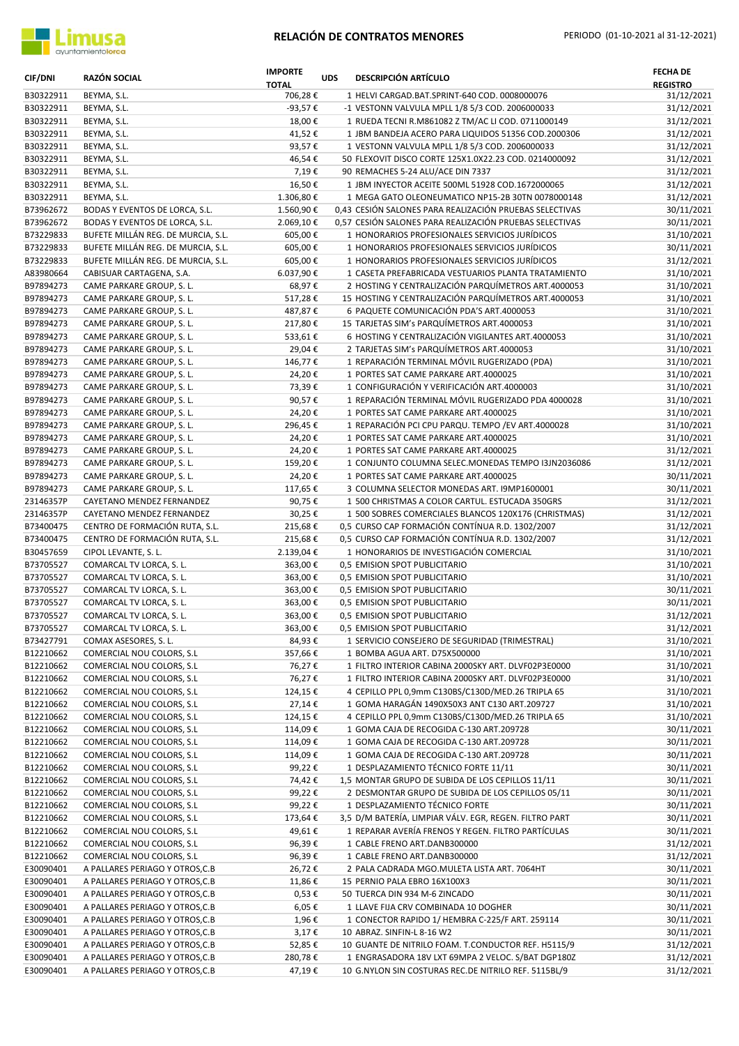# RELACIÓN DE CONTRATOS MENORES

PERIODO (01-10-2021 al 31-12-2021)

| CIF/DNI | RAZÓN SOCIAL | IMPORTE TOTAL | UDS | DESCRIPCIÓN ARTÍCULO | FECHA DE REGISTRO |
|---|---|---|---|---|---|
| B30322911 | BEYMA, S.L. | 706,28 € | 1 | HELVI CARGAD.BAT.SPRINT-640 COD. 0008000076 | 31/12/2021 |
| B30322911 | BEYMA, S.L. | -93,57 € | -1 | VESTONN VALVULA MPLL 1/8 5/3 COD. 2006000033 | 31/12/2021 |
| B30322911 | BEYMA, S.L. | 18,00 € | 1 | RUEDA TECNI R.M861082 Z TM/AC LI COD. 0711000149 | 31/12/2021 |
| B30322911 | BEYMA, S.L. | 41,52 € | 1 | JBM BANDEJA ACERO PARA LIQUIDOS 51356 COD.2000306 | 31/12/2021 |
| B30322911 | BEYMA, S.L. | 93,57 € | 1 | VESTONN VALVULA MPLL 1/8 5/3 COD. 2006000033 | 31/12/2021 |
| B30322911 | BEYMA, S.L. | 46,54 € | 50 | FLEXOVIT DISCO CORTE 125X1.0X22.23 COD. 0214000092 | 31/12/2021 |
| B30322911 | BEYMA, S.L. | 7,19 € | 90 | REMACHES 5-24 ALU/ACE DIN 7337 | 31/12/2021 |
| B30322911 | BEYMA, S.L. | 16,50 € | 1 | JBM INYECTOR ACEITE 500ML 51928 COD.1672000065 | 31/12/2021 |
| B30322911 | BEYMA, S.L. | 1.306,80 € | 1 | MEGA GATO OLEONEUMATICO NP15-2B 30TN 0078000148 | 31/12/2021 |
| B73962672 | BODAS Y EVENTOS DE LORCA, S.L. | 1.560,90 € | 0,43 | CESIÓN SALONES PARA REALIZACIÓN PRUEBAS SELECTIVAS | 30/11/2021 |
| B73962672 | BODAS Y EVENTOS DE LORCA, S.L. | 2.069,10 € | 0,57 | CESIÓN SALONES PARA REALIZACIÓN PRUEBAS SELECTIVAS | 30/11/2021 |
| B73229833 | BUFETE MILLÁN REG. DE MURCIA, S.L. | 605,00 € | 1 | HONORARIOS PROFESIONALES SERVICIOS JURÍDICOS | 31/10/2021 |
| B73229833 | BUFETE MILLÁN REG. DE MURCIA, S.L. | 605,00 € | 1 | HONORARIOS PROFESIONALES SERVICIOS JURÍDICOS | 30/11/2021 |
| B73229833 | BUFETE MILLÁN REG. DE MURCIA, S.L. | 605,00 € | 1 | HONORARIOS PROFESIONALES SERVICIOS JURÍDICOS | 31/12/2021 |
| A83980664 | CABISUAR CARTAGENA, S.A. | 6.037,90 € | 1 | CASETA PREFABRICADA VESTUARIOS PLANTA TRATAMIENTO | 31/10/2021 |
| B97894273 | CAME PARKARE GROUP, S. L. | 68,97 € | 2 | HOSTING Y CENTRALIZACIÓN PARQUÍMETROS ART.4000053 | 31/10/2021 |
| B97894273 | CAME PARKARE GROUP, S. L. | 517,28 € | 15 | HOSTING Y CENTRALIZACIÓN PARQUÍMETROS ART.4000053 | 31/10/2021 |
| B97894273 | CAME PARKARE GROUP, S. L. | 487,87 € | 6 | PAQUETE COMUNICACIÓN PDA'S ART.4000053 | 31/10/2021 |
| B97894273 | CAME PARKARE GROUP, S. L. | 217,80 € | 15 | TARJETAS SIM's PARQUÍMETROS ART.4000053 | 31/10/2021 |
| B97894273 | CAME PARKARE GROUP, S. L. | 533,61 € | 6 | HOSTING Y CENTRALIZACIÓN VIGILANTES ART.4000053 | 31/10/2021 |
| B97894273 | CAME PARKARE GROUP, S. L. | 29,04 € | 2 | TARJETAS SIM's PARQUÍMETROS ART.4000053 | 31/10/2021 |
| B97894273 | CAME PARKARE GROUP, S. L. | 146,77 € | 1 | REPARACIÓN TERMINAL MÓVIL RUGERIZADO (PDA) | 31/10/2021 |
| B97894273 | CAME PARKARE GROUP, S. L. | 24,20 € | 1 | PORTES SAT CAME PARKARE ART.4000025 | 31/10/2021 |
| B97894273 | CAME PARKARE GROUP, S. L. | 73,39 € | 1 | CONFIGURACIÓN Y VERIFICACIÓN ART.4000003 | 31/10/2021 |
| B97894273 | CAME PARKARE GROUP, S. L. | 90,57 € | 1 | REPARACIÓN TERMINAL MÓVIL RUGERIZADO PDA 4000028 | 31/10/2021 |
| B97894273 | CAME PARKARE GROUP, S. L. | 24,20 € | 1 | PORTES SAT CAME PARKARE ART.4000025 | 31/10/2021 |
| B97894273 | CAME PARKARE GROUP, S. L. | 296,45 € | 1 | REPARACIÓN PCI CPU PARQU. TEMPO /EV ART.4000028 | 31/10/2021 |
| B97894273 | CAME PARKARE GROUP, S. L. | 24,20 € | 1 | PORTES SAT CAME PARKARE ART.4000025 | 31/10/2021 |
| B97894273 | CAME PARKARE GROUP, S. L. | 24,20 € | 1 | PORTES SAT CAME PARKARE ART.4000025 | 31/12/2021 |
| B97894273 | CAME PARKARE GROUP, S. L. | 159,20 € | 1 | CONJUNTO COLUMNA SELEC.MONEDAS TEMPO I3JN2036086 | 31/12/2021 |
| B97894273 | CAME PARKARE GROUP, S. L. | 24,20 € | 1 | PORTES SAT CAME PARKARE ART.4000025 | 30/11/2021 |
| B97894273 | CAME PARKARE GROUP, S. L. | 117,65 € | 3 | COLUMNA SELECTOR MONEDAS ART. I9MP1600001 | 30/11/2021 |
| 23146357P | CAYETANO MENDEZ FERNANDEZ | 90,75 € | 1 | 500 CHRISTMAS A COLOR CARTUL. ESTUCADA 350GRS | 31/12/2021 |
| 23146357P | CAYETANO MENDEZ FERNANDEZ | 30,25 € | 1 | 500 SOBRES COMERCIALES BLANCOS 120X176 (CHRISTMAS) | 31/12/2021 |
| B73400475 | CENTRO DE FORMACIÓN RUTA, S.L. | 215,68 € | 0,5 | CURSO CAP FORMACIÓN CONTÍNUA R.D. 1302/2007 | 31/12/2021 |
| B73400475 | CENTRO DE FORMACIÓN RUTA, S.L. | 215,68 € | 0,5 | CURSO CAP FORMACIÓN CONTÍNUA R.D. 1302/2007 | 31/12/2021 |
| B30457659 | CIPOL LEVANTE, S. L. | 2.139,04 € | 1 | HONORARIOS DE INVESTIGACIÓN COMERCIAL | 31/10/2021 |
| B73705527 | COMARCAL TV LORCA, S. L. | 363,00 € | 0,5 | EMISION SPOT PUBLICITARIO | 31/10/2021 |
| B73705527 | COMARCAL TV LORCA, S. L. | 363,00 € | 0,5 | EMISION SPOT PUBLICITARIO | 31/10/2021 |
| B73705527 | COMARCAL TV LORCA, S. L. | 363,00 € | 0,5 | EMISION SPOT PUBLICITARIO | 30/11/2021 |
| B73705527 | COMARCAL TV LORCA, S. L. | 363,00 € | 0,5 | EMISION SPOT PUBLICITARIO | 30/11/2021 |
| B73705527 | COMARCAL TV LORCA, S. L. | 363,00 € | 0,5 | EMISION SPOT PUBLICITARIO | 31/12/2021 |
| B73705527 | COMARCAL TV LORCA, S. L. | 363,00 € | 0,5 | EMISION SPOT PUBLICITARIO | 31/12/2021 |
| B73427791 | COMAX ASESORES, S. L. | 84,93 € | 1 | SERVICIO CONSEJERO DE SEGURIDAD (TRIMESTRAL) | 31/10/2021 |
| B12210662 | COMERCIAL NOU COLORS, S.L | 357,66 € | 1 | BOMBA AGUA ART. D75X500000 | 31/10/2021 |
| B12210662 | COMERCIAL NOU COLORS, S.L | 76,27 € | 1 | FILTRO INTERIOR CABINA 2000SKY ART. DLVF02P3E0000 | 31/10/2021 |
| B12210662 | COMERCIAL NOU COLORS, S.L | 76,27 € | 1 | FILTRO INTERIOR CABINA 2000SKY ART. DLVF02P3E0000 | 31/10/2021 |
| B12210662 | COMERCIAL NOU COLORS, S.L | 124,15 € | 4 | CEPILLO PPL 0,9mm C130BS/C130D/MED.26 TRIPLA 65 | 31/10/2021 |
| B12210662 | COMERCIAL NOU COLORS, S.L | 27,14 € | 1 | GOMA HARAGÁN 1490X50X3 ANT C130 ART.209727 | 31/10/2021 |
| B12210662 | COMERCIAL NOU COLORS, S.L | 124,15 € | 4 | CEPILLO PPL 0,9mm C130BS/C130D/MED.26 TRIPLA 65 | 31/10/2021 |
| B12210662 | COMERCIAL NOU COLORS, S.L | 114,09 € | 1 | GOMA CAJA DE RECOGIDA C-130 ART.209728 | 30/11/2021 |
| B12210662 | COMERCIAL NOU COLORS, S.L | 114,09 € | 1 | GOMA CAJA DE RECOGIDA C-130 ART.209728 | 30/11/2021 |
| B12210662 | COMERCIAL NOU COLORS, S.L | 114,09 € | 1 | GOMA CAJA DE RECOGIDA C-130 ART.209728 | 30/11/2021 |
| B12210662 | COMERCIAL NOU COLORS, S.L | 99,22 € | 1 | DESPLAZAMIENTO TÉCNICO FORTE 11/11 | 30/11/2021 |
| B12210662 | COMERCIAL NOU COLORS, S.L | 74,42 € | 1,5 | MONTAR GRUPO DE SUBIDA DE LOS CEPILLOS 11/11 | 30/11/2021 |
| B12210662 | COMERCIAL NOU COLORS, S.L | 99,22 € | 2 | DESMONTAR GRUPO DE SUBIDA DE LOS CEPILLOS 05/11 | 30/11/2021 |
| B12210662 | COMERCIAL NOU COLORS, S.L | 99,22 € | 1 | DESPLAZAMIENTO TÉCNICO FORTE | 30/11/2021 |
| B12210662 | COMERCIAL NOU COLORS, S.L | 173,64 € | 3,5 | D/M BATERÍA, LIMPIAR VÁLV. EGR, REGEN. FILTRO PART | 30/11/2021 |
| B12210662 | COMERCIAL NOU COLORS, S.L | 49,61 € | 1 | REPARAR AVERÍA FRENOS Y REGEN. FILTRO PARTÍCULAS | 30/11/2021 |
| B12210662 | COMERCIAL NOU COLORS, S.L | 96,39 € | 1 | CABLE FRENO ART.DANB300000 | 31/12/2021 |
| B12210662 | COMERCIAL NOU COLORS, S.L | 96,39 € | 1 | CABLE FRENO ART.DANB300000 | 31/12/2021 |
| E30090401 | A PALLARES PERIAGO Y OTROS,C.B | 26,72 € | 2 | PALA CADRADA MGO.MULETA LISTA ART. 7064HT | 30/11/2021 |
| E30090401 | A PALLARES PERIAGO Y OTROS,C.B | 11,86 € | 15 | PERNIO PALA EBRO 16X100X3 | 30/11/2021 |
| E30090401 | A PALLARES PERIAGO Y OTROS,C.B | 0,53 € | 50 | TUERCA DIN 934 M-6 ZINCADO | 30/11/2021 |
| E30090401 | A PALLARES PERIAGO Y OTROS,C.B | 6,05 € | 1 | LLAVE FIJA CRV COMBINADA 10 DOGHER | 30/11/2021 |
| E30090401 | A PALLARES PERIAGO Y OTROS,C.B | 1,96 € | 1 | CONECTOR RAPIDO 1/ HEMBRA C-225/F ART. 259114 | 30/11/2021 |
| E30090401 | A PALLARES PERIAGO Y OTROS,C.B | 3,17 € | 10 | ABRAZ. SINFIN-L 8-16 W2 | 30/11/2021 |
| E30090401 | A PALLARES PERIAGO Y OTROS,C.B | 52,85 € | 10 | GUANTE DE NITRILO FOAM. T.CONDUCTOR REF. H5115/9 | 31/12/2021 |
| E30090401 | A PALLARES PERIAGO Y OTROS,C.B | 280,78 € | 1 | ENGRASADORA 18V LXT 69MPA 2 VELOC. S/BAT DGP180Z | 31/12/2021 |
| E30090401 | A PALLARES PERIAGO Y OTROS,C.B | 47,19 € | 10 | G.NYLON SIN COSTURAS REC.DE NITRILO REF. 5115BL/9 | 31/12/2021 |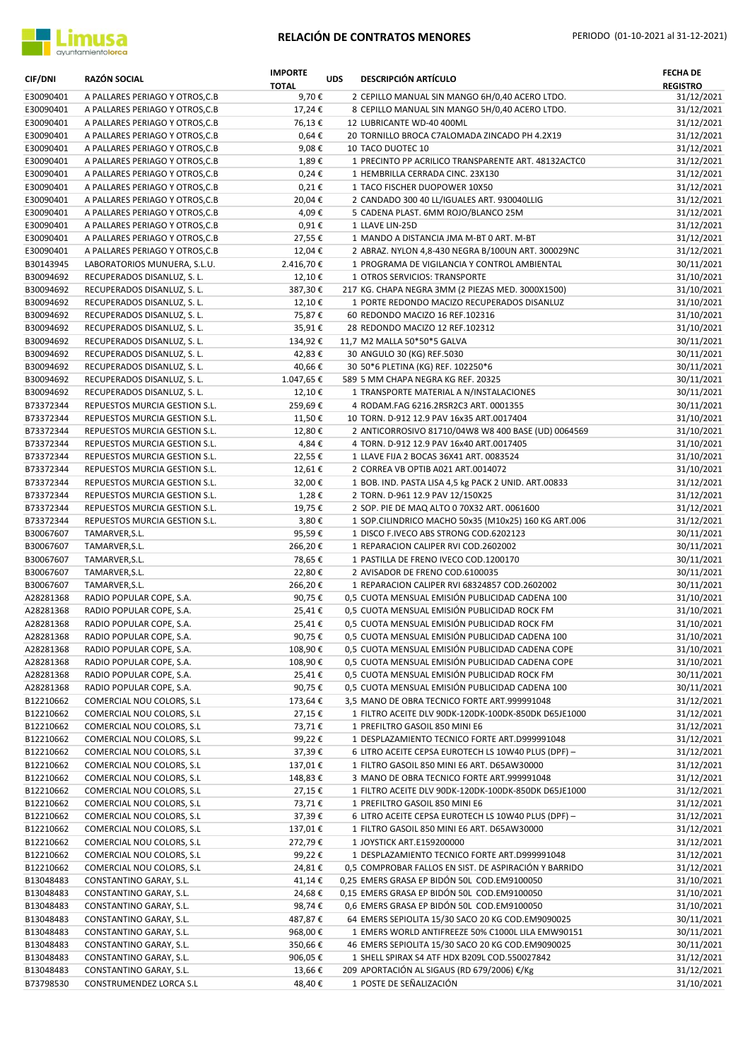# RELACIÓN DE CONTRATOS MENORES

PERIODO (01-10-2021 al 31-12-2021)

| CIF/DNI | RAZÓN SOCIAL | IMPORTE TOTAL | UDS | DESCRIPCIÓN ARTÍCULO | FECHA DE REGISTRO |
|---|---|---|---|---|---|
| E30090401 | A PALLARES PERIAGO Y OTROS,C.B | 9,70 € | 2 | CEPILLO MANUAL SIN MANGO 6H/0,40 ACERO LTDO. | 31/12/2021 |
| E30090401 | A PALLARES PERIAGO Y OTROS,C.B | 17,24 € | 8 | CEPILLO MANUAL SIN MANGO 5H/0,40 ACERO LTDO. | 31/12/2021 |
| E30090401 | A PALLARES PERIAGO Y OTROS,C.B | 76,13 € | 12 | LUBRICANTE WD-40 400ML | 31/12/2021 |
| E30090401 | A PALLARES PERIAGO Y OTROS,C.B | 0,64 € | 20 | TORNILLO BROCA C7ALOMADA ZINCADO PH 4.2X19 | 31/12/2021 |
| E30090401 | A PALLARES PERIAGO Y OTROS,C.B | 9,08 € | 10 | TACO DUOTEC 10 | 31/12/2021 |
| E30090401 | A PALLARES PERIAGO Y OTROS,C.B | 1,89 € | 1 | PRECINTO PP ACRILICO TRANSPARENTE ART. 48132ACTC0 | 31/12/2021 |
| E30090401 | A PALLARES PERIAGO Y OTROS,C.B | 0,24 € | 1 | HEMBRILLA CERRADA CINC. 23X130 | 31/12/2021 |
| E30090401 | A PALLARES PERIAGO Y OTROS,C.B | 0,21 € | 1 | TACO FISCHER DUOPOWER 10X50 | 31/12/2021 |
| E30090401 | A PALLARES PERIAGO Y OTROS,C.B | 20,04 € | 2 | CANDADO 300 40 LL/IGUALES ART. 930040LLIG | 31/12/2021 |
| E30090401 | A PALLARES PERIAGO Y OTROS,C.B | 4,09 € | 5 | CADENA PLAST. 6MM ROJO/BLANCO 25M | 31/12/2021 |
| E30090401 | A PALLARES PERIAGO Y OTROS,C.B | 0,91 € | 1 | LLAVE LIN-25D | 31/12/2021 |
| E30090401 | A PALLARES PERIAGO Y OTROS,C.B | 27,55 € | 1 | MANDO A DISTANCIA JMA M-BT 0 ART. M-BT | 31/12/2021 |
| E30090401 | A PALLARES PERIAGO Y OTROS,C.B | 12,04 € | 2 | ABRAZ. NYLON 4,8-430 NEGRA B/100UN ART. 300029NC | 31/12/2021 |
| B30143945 | LABORATORIOS MUNUERA, S.L.U. | 2.416,70 € | 1 | PROGRAMA DE VIGILANCIA Y CONTROL AMBIENTAL | 30/11/2021 |
| B30094692 | RECUPERADOS DISANLUZ, S. L. | 12,10 € | 1 | OTROS SERVICIOS: TRANSPORTE | 31/10/2021 |
| B30094692 | RECUPERADOS DISANLUZ, S. L. | 387,30 € | 217 | KG. CHAPA NEGRA 3MM (2 PIEZAS MED. 3000X1500) | 31/10/2021 |
| B30094692 | RECUPERADOS DISANLUZ, S. L. | 12,10 € | 1 | PORTE REDONDO MACIZO RECUPERADOS DISANLUZ | 31/10/2021 |
| B30094692 | RECUPERADOS DISANLUZ, S. L. | 75,87 € | 60 | REDONDO MACIZO 16 REF.102316 | 31/10/2021 |
| B30094692 | RECUPERADOS DISANLUZ, S. L. | 35,91 € | 28 | REDONDO MACIZO 12 REF.102312 | 31/10/2021 |
| B30094692 | RECUPERADOS DISANLUZ, S. L. | 134,92 € | 11,7 | M2 MALLA 50*50*5 GALVA | 30/11/2021 |
| B30094692 | RECUPERADOS DISANLUZ, S. L. | 42,83 € | 30 | ANGULO 30 (KG) REF.5030 | 30/11/2021 |
| B30094692 | RECUPERADOS DISANLUZ, S. L. | 40,66 € | 30 | 50*6 PLETINA (KG) REF. 102250*6 | 30/11/2021 |
| B30094692 | RECUPERADOS DISANLUZ, S. L. | 1.047,65 € | 589 | 5 MM CHAPA NEGRA KG REF. 20325 | 30/11/2021 |
| B30094692 | RECUPERADOS DISANLUZ, S. L. | 12,10 € | 1 | TRANSPORTE MATERIAL A N/INSTALACIONES | 30/11/2021 |
| B73372344 | REPUESTOS MURCIA GESTION S.L. | 259,69 € | 4 | RODAM.FAG 6216.2RSR2C3 ART. 0001355 | 30/11/2021 |
| B73372344 | REPUESTOS MURCIA GESTION S.L. | 11,50 € | 10 | TORN. D-912 12.9 PAV 16x35 ART.0017404 | 31/10/2021 |
| B73372344 | REPUESTOS MURCIA GESTION S.L. | 12,80 € | 2 | ANTICORROSIVO 81710/04W8 W8 400 BASE (UD) 0064569 | 31/10/2021 |
| B73372344 | REPUESTOS MURCIA GESTION S.L. | 4,84 € | 4 | TORN. D-912 12.9 PAV 16x40 ART.0017405 | 31/10/2021 |
| B73372344 | REPUESTOS MURCIA GESTION S.L. | 22,55 € | 1 | LLAVE FIJA 2 BOCAS 36X41 ART. 0083524 | 31/10/2021 |
| B73372344 | REPUESTOS MURCIA GESTION S.L. | 12,61 € | 2 | CORREA VB OPTIB A021 ART.0014072 | 31/10/2021 |
| B73372344 | REPUESTOS MURCIA GESTION S.L. | 32,00 € | 1 | BOB. IND. PASTA LISA 4,5 kg PACK 2 UNID. ART.00833 | 31/12/2021 |
| B73372344 | REPUESTOS MURCIA GESTION S.L. | 1,28 € | 2 | TORN. D-961 12.9 PAV 12/150X25 | 31/12/2021 |
| B73372344 | REPUESTOS MURCIA GESTION S.L. | 19,75 € | 2 | SOP. PIE DE MAQ ALTO 0 70X32 ART. 0061600 | 31/12/2021 |
| B73372344 | REPUESTOS MURCIA GESTION S.L. | 3,80 € | 1 | SOP.CILINDRICO MACHO 50x35 (M10x25) 160 KG ART.006 | 31/12/2021 |
| B30067607 | TAMARVER,S.L. | 95,59 € | 1 | DISCO F.IVECO ABS STRONG COD.6202123 | 30/11/2021 |
| B30067607 | TAMARVER,S.L. | 266,20 € | 1 | REPARACION CALIPER RVI COD.2602002 | 30/11/2021 |
| B30067607 | TAMARVER,S.L. | 78,65 € | 1 | PASTILLA DE FRENO IVECO COD.1200170 | 30/11/2021 |
| B30067607 | TAMARVER,S.L. | 22,80 € | 2 | AVISADOR DE FRENO COD.6100035 | 30/11/2021 |
| B30067607 | TAMARVER,S.L. | 266,20 € | 1 | REPARACION CALIPER RVI 68324857 COD.2602002 | 30/11/2021 |
| A28281368 | RADIO POPULAR COPE, S.A. | 90,75 € | 0,5 | CUOTA MENSUAL EMISIÓN PUBLICIDAD CADENA 100 | 31/10/2021 |
| A28281368 | RADIO POPULAR COPE, S.A. | 25,41 € | 0,5 | CUOTA MENSUAL EMISIÓN PUBLICIDAD ROCK FM | 31/10/2021 |
| A28281368 | RADIO POPULAR COPE, S.A. | 25,41 € | 0,5 | CUOTA MENSUAL EMISIÓN PUBLICIDAD ROCK FM | 31/10/2021 |
| A28281368 | RADIO POPULAR COPE, S.A. | 90,75 € | 0,5 | CUOTA MENSUAL EMISIÓN PUBLICIDAD CADENA 100 | 31/10/2021 |
| A28281368 | RADIO POPULAR COPE, S.A. | 108,90 € | 0,5 | CUOTA MENSUAL EMISIÓN PUBLICIDAD CADENA COPE | 31/10/2021 |
| A28281368 | RADIO POPULAR COPE, S.A. | 108,90 € | 0,5 | CUOTA MENSUAL EMISIÓN PUBLICIDAD CADENA COPE | 31/10/2021 |
| A28281368 | RADIO POPULAR COPE, S.A. | 25,41 € | 0,5 | CUOTA MENSUAL EMISIÓN PUBLICIDAD ROCK FM | 30/11/2021 |
| A28281368 | RADIO POPULAR COPE, S.A. | 90,75 € | 0,5 | CUOTA MENSUAL EMISIÓN PUBLICIDAD CADENA 100 | 30/11/2021 |
| B12210662 | COMERCIAL NOU COLORS, S.L | 173,64 € | 3,5 | MANO DE OBRA TECNICO FORTE ART.999991048 | 31/12/2021 |
| B12210662 | COMERCIAL NOU COLORS, S.L | 27,15 € | 1 | FILTRO ACEITE DLV 90DK-120DK-100DK-850DK D65JE1000 | 31/12/2021 |
| B12210662 | COMERCIAL NOU COLORS, S.L | 73,71 € | 1 | PREFILTRO GASOIL 850 MINI E6 | 31/12/2021 |
| B12210662 | COMERCIAL NOU COLORS, S.L | 99,22 € | 1 | DESPLAZAMIENTO TECNICO FORTE ART.D999991048 | 31/12/2021 |
| B12210662 | COMERCIAL NOU COLORS, S.L | 37,39 € | 6 | LITRO ACEITE CEPSA EUROTECH LS 10W40 PLUS (DPF) – | 31/12/2021 |
| B12210662 | COMERCIAL NOU COLORS, S.L | 137,01 € | 1 | FILTRO GASOIL 850 MINI E6 ART. D65AW30000 | 31/12/2021 |
| B12210662 | COMERCIAL NOU COLORS, S.L | 148,83 € | 3 | MANO DE OBRA TECNICO FORTE ART.999991048 | 31/12/2021 |
| B12210662 | COMERCIAL NOU COLORS, S.L | 27,15 € | 1 | FILTRO ACEITE DLV 90DK-120DK-100DK-850DK D65JE1000 | 31/12/2021 |
| B12210662 | COMERCIAL NOU COLORS, S.L | 73,71 € | 1 | PREFILTRO GASOIL 850 MINI E6 | 31/12/2021 |
| B12210662 | COMERCIAL NOU COLORS, S.L | 37,39 € | 6 | LITRO ACEITE CEPSA EUROTECH LS 10W40 PLUS (DPF) – | 31/12/2021 |
| B12210662 | COMERCIAL NOU COLORS, S.L | 137,01 € | 1 | FILTRO GASOIL 850 MINI E6 ART. D65AW30000 | 31/12/2021 |
| B12210662 | COMERCIAL NOU COLORS, S.L | 272,79 € | 1 | JOYSTICK ART.E159200000 | 31/12/2021 |
| B12210662 | COMERCIAL NOU COLORS, S.L | 99,22 € | 1 | DESPLAZAMIENTO TECNICO FORTE ART.D999991048 | 31/12/2021 |
| B12210662 | COMERCIAL NOU COLORS, S.L | 24,81 € | 0,5 | COMPROBAR FALLOS EN SIST. DE ASPIRACIÓN Y BARRIDO | 31/12/2021 |
| B13048483 | CONSTANTINO GARAY, S.L. | 41,14 € | 0,25 | EMERS GRASA EP BIDÓN 50L COD.EM9100050 | 31/10/2021 |
| B13048483 | CONSTANTINO GARAY, S.L. | 24,68 € | 0,15 | EMERS GRASA EP BIDÓN 50L COD.EM9100050 | 31/10/2021 |
| B13048483 | CONSTANTINO GARAY, S.L. | 98,74 € | 0,6 | EMERS GRASA EP BIDÓN 50L COD.EM9100050 | 31/10/2021 |
| B13048483 | CONSTANTINO GARAY, S.L. | 487,87 € | 64 | EMERS SEPIOLITA 15/30 SACO 20 KG COD.EM9090025 | 30/11/2021 |
| B13048483 | CONSTANTINO GARAY, S.L. | 968,00 € | 1 | EMERS WORLD ANTIFREEZE 50% C1000L LILA EMW90151 | 30/11/2021 |
| B13048483 | CONSTANTINO GARAY, S.L. | 350,66 € | 46 | EMERS SEPIOLITA 15/30 SACO 20 KG COD.EM9090025 | 30/11/2021 |
| B13048483 | CONSTANTINO GARAY, S.L. | 906,05 € | 1 | SHELL SPIRAX S4 ATF HDX B209L COD.550027842 | 31/12/2021 |
| B13048483 | CONSTANTINO GARAY, S.L. | 13,66 € | 209 | APORTACIÓN AL SIGAUS (RD 679/2006) €/Kg | 31/12/2021 |
| B73798530 | CONSTRUMENDEZ LORCA S.L | 48,40 € | 1 | POSTE DE SEÑALIZACIÓN | 31/10/2021 |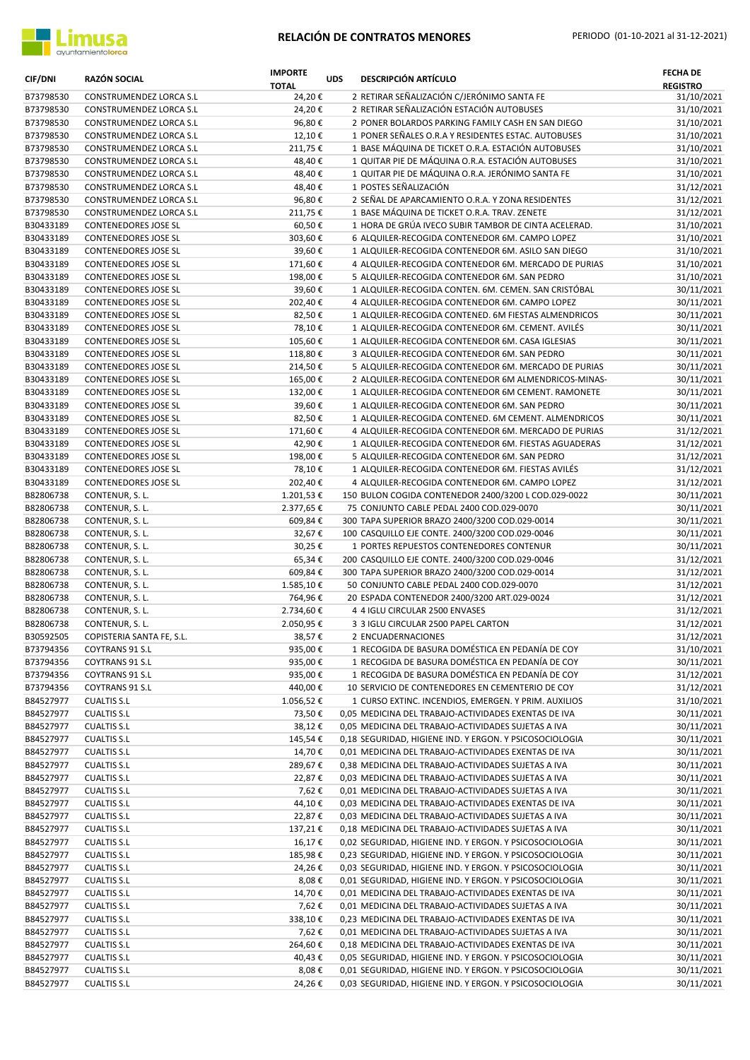# RELACIÓN DE CONTRATOS MENORES

PERIODO (01-10-2021 al 31-12-2021)

| CIF/DNI | RAZÓN SOCIAL | IMPORTE TOTAL | UDS | DESCRIPCIÓN ARTÍCULO | FECHA DE REGISTRO |
|---|---|---|---|---|---|
| B73798530 | CONSTRUMENDEZ LORCA S.L | 24,20 € | 2 | RETIRAR SEÑALIZACIÓN C/JERÓNIMO SANTA FE | 31/10/2021 |
| B73798530 | CONSTRUMENDEZ LORCA S.L | 24,20 € | 2 | RETIRAR SEÑALIZACIÓN ESTACIÓN AUTOBUSES | 31/10/2021 |
| B73798530 | CONSTRUMENDEZ LORCA S.L | 96,80 € | 2 | PONER BOLARDOS PARKING FAMILY CASH EN SAN DIEGO | 31/10/2021 |
| B73798530 | CONSTRUMENDEZ LORCA S.L | 12,10 € | 1 | PONER SEÑALES O.R.A Y RESIDENTES ESTAC. AUTOBUSES | 31/10/2021 |
| B73798530 | CONSTRUMENDEZ LORCA S.L | 211,75 € | 1 | BASE MÁQUINA DE TICKET O.R.A. ESTACIÓN AUTOBUSES | 31/10/2021 |
| B73798530 | CONSTRUMENDEZ LORCA S.L | 48,40 € | 1 | QUITAR PIE DE MÁQUINA O.R.A. ESTACIÓN AUTOBUSES | 31/10/2021 |
| B73798530 | CONSTRUMENDEZ LORCA S.L | 48,40 € | 1 | QUITAR PIE DE MÁQUINA O.R.A. JERÓNIMO SANTA FE | 31/10/2021 |
| B73798530 | CONSTRUMENDEZ LORCA S.L | 48,40 € | 1 | POSTES SEÑALIZACIÓN | 31/12/2021 |
| B73798530 | CONSTRUMENDEZ LORCA S.L | 96,80 € | 2 | SEÑAL DE APARCAMIENTO O.R.A. Y ZONA RESIDENTES | 31/12/2021 |
| B73798530 | CONSTRUMENDEZ LORCA S.L | 211,75 € | 1 | BASE MÁQUINA DE TICKET O.R.A. TRAV. ZENETE | 31/12/2021 |
| B30433189 | CONTENEDORES JOSE SL | 60,50 € | 1 | HORA DE GRÚA IVECO SUBIR TAMBOR DE CINTA ACELERAD. | 31/10/2021 |
| B30433189 | CONTENEDORES JOSE SL | 303,60 € | 6 | ALQUILER-RECOGIDA CONTENEDOR 6M. CAMPO LOPEZ | 31/10/2021 |
| B30433189 | CONTENEDORES JOSE SL | 39,60 € | 1 | ALQUILER-RECOGIDA CONTENEDOR 6M. ASILO SAN DIEGO | 31/10/2021 |
| B30433189 | CONTENEDORES JOSE SL | 171,60 € | 4 | ALQUILER-RECOGIDA CONTENEDOR 6M. MERCADO DE PURIAS | 31/10/2021 |
| B30433189 | CONTENEDORES JOSE SL | 198,00 € | 5 | ALQUILER-RECOGIDA CONTENEDOR 6M. SAN PEDRO | 31/10/2021 |
| B30433189 | CONTENEDORES JOSE SL | 39,60 € | 1 | ALQUILER-RECOGIDA CONTEN. 6M. CEMEN. SAN CRISTÓBAL | 30/11/2021 |
| B30433189 | CONTENEDORES JOSE SL | 202,40 € | 4 | ALQUILER-RECOGIDA CONTENEDOR 6M. CAMPO LOPEZ | 30/11/2021 |
| B30433189 | CONTENEDORES JOSE SL | 82,50 € | 1 | ALQUILER-RECOGIDA CONTENED. 6M FIESTAS ALMENDRICOS | 30/11/2021 |
| B30433189 | CONTENEDORES JOSE SL | 78,10 € | 1 | ALQUILER-RECOGIDA CONTENEDOR 6M. CEMENT. AVILÉS | 30/11/2021 |
| B30433189 | CONTENEDORES JOSE SL | 105,60 € | 1 | ALQUILER-RECOGIDA CONTENEDOR 6M. CASA IGLESIAS | 30/11/2021 |
| B30433189 | CONTENEDORES JOSE SL | 118,80 € | 3 | ALQUILER-RECOGIDA CONTENEDOR 6M. SAN PEDRO | 30/11/2021 |
| B30433189 | CONTENEDORES JOSE SL | 214,50 € | 5 | ALQUILER-RECOGIDA CONTENEDOR 6M. MERCADO DE PURIAS | 30/11/2021 |
| B30433189 | CONTENEDORES JOSE SL | 165,00 € | 2 | ALQUILER-RECOGIDA CONTENEDOR 6M ALMENDRICOS-MINAS- | 30/11/2021 |
| B30433189 | CONTENEDORES JOSE SL | 132,00 € | 1 | ALQUILER-RECOGIDA CONTENEDOR 6M CEMENT. RAMONETE | 30/11/2021 |
| B30433189 | CONTENEDORES JOSE SL | 39,60 € | 1 | ALQUILER-RECOGIDA CONTENEDOR 6M. SAN PEDRO | 30/11/2021 |
| B30433189 | CONTENEDORES JOSE SL | 82,50 € | 1 | ALQUILER-RECOGIDA CONTENED. 6M CEMENT. ALMENDRICOS | 30/11/2021 |
| B30433189 | CONTENEDORES JOSE SL | 171,60 € | 4 | ALQUILER-RECOGIDA CONTENEDOR 6M. MERCADO DE PURIAS | 31/12/2021 |
| B30433189 | CONTENEDORES JOSE SL | 42,90 € | 1 | ALQUILER-RECOGIDA CONTENEDOR 6M. FIESTAS AGUADERAS | 31/12/2021 |
| B30433189 | CONTENEDORES JOSE SL | 198,00 € | 5 | ALQUILER-RECOGIDA CONTENEDOR 6M. SAN PEDRO | 31/12/2021 |
| B30433189 | CONTENEDORES JOSE SL | 78,10 € | 1 | ALQUILER-RECOGIDA CONTENEDOR 6M. FIESTAS AVILÉS | 31/12/2021 |
| B30433189 | CONTENEDORES JOSE SL | 202,40 € | 4 | ALQUILER-RECOGIDA CONTENEDOR 6M. CAMPO LOPEZ | 31/12/2021 |
| B82806738 | CONTENUR, S. L. | 1.201,53 € | 150 | BULON COGIDA CONTENEDOR 2400/3200 L COD.029-0022 | 30/11/2021 |
| B82806738 | CONTENUR, S. L. | 2.377,65 € | 75 | CONJUNTO CABLE PEDAL 2400 COD.029-0070 | 30/11/2021 |
| B82806738 | CONTENUR, S. L. | 609,84 € | 300 | TAPA SUPERIOR BRAZO 2400/3200 COD.029-0014 | 30/11/2021 |
| B82806738 | CONTENUR, S. L. | 32,67 € | 100 | CASQUILLO EJE CONTE. 2400/3200 COD.029-0046 | 30/11/2021 |
| B82806738 | CONTENUR, S. L. | 30,25 € | 1 | PORTES REPUESTOS CONTENEDORES CONTENUR | 30/11/2021 |
| B82806738 | CONTENUR, S. L. | 65,34 € | 200 | CASQUILLO EJE CONTE. 2400/3200 COD.029-0046 | 31/12/2021 |
| B82806738 | CONTENUR, S. L. | 609,84 € | 300 | TAPA SUPERIOR BRAZO 2400/3200 COD.029-0014 | 31/12/2021 |
| B82806738 | CONTENUR, S. L. | 1.585,10 € | 50 | CONJUNTO CABLE PEDAL 2400 COD.029-0070 | 31/12/2021 |
| B82806738 | CONTENUR, S. L. | 764,96 € | 20 | ESPADA CONTENEDOR 2400/3200 ART.029-0024 | 31/12/2021 |
| B82806738 | CONTENUR, S. L. | 2.734,60 € | 4 | 4 IGLU CIRCULAR 2500 ENVASES | 31/12/2021 |
| B82806738 | CONTENUR, S. L. | 2.050,95 € | 3 | 3 IGLU CIRCULAR 2500 PAPEL CARTON | 31/12/2021 |
| B30592505 | COPISTERIA SANTA FE, S.L. | 38,57 € | 2 | ENCUADERNACIONES | 31/12/2021 |
| B73794356 | COYTRANS 91 S.L | 935,00 € | 1 | RECOGIDA DE BASURA DOMÉSTICA EN PEDANÍA DE COY | 31/10/2021 |
| B73794356 | COYTRANS 91 S.L | 935,00 € | 1 | RECOGIDA DE BASURA DOMÉSTICA EN PEDANÍA DE COY | 30/11/2021 |
| B73794356 | COYTRANS 91 S.L | 935,00 € | 1 | RECOGIDA DE BASURA DOMÉSTICA EN PEDANÍA DE COY | 31/12/2021 |
| B73794356 | COYTRANS 91 S.L | 440,00 € | 10 | SERVICIO DE CONTENEDORES EN CEMENTERIO DE COY | 31/12/2021 |
| B84527977 | CUALTIS S.L | 1.056,52 € | 1 | CURSO EXTINC. INCENDIOS, EMERGEN. Y PRIM. AUXILIOS | 31/10/2021 |
| B84527977 | CUALTIS S.L | 73,50 € | 0,05 | MEDICINA DEL TRABAJO-ACTIVIDADES EXENTAS DE IVA | 30/11/2021 |
| B84527977 | CUALTIS S.L | 38,12 € | 0,05 | MEDICINA DEL TRABAJO-ACTIVIDADES SUJETAS A IVA | 30/11/2021 |
| B84527977 | CUALTIS S.L | 145,54 € | 0,18 | SEGURIDAD, HIGIENE IND. Y ERGON. Y PSICOSOCIOLOGIA | 30/11/2021 |
| B84527977 | CUALTIS S.L | 14,70 € | 0,01 | MEDICINA DEL TRABAJO-ACTIVIDADES EXENTAS DE IVA | 30/11/2021 |
| B84527977 | CUALTIS S.L | 289,67 € | 0,38 | MEDICINA DEL TRABAJO-ACTIVIDADES SUJETAS A IVA | 30/11/2021 |
| B84527977 | CUALTIS S.L | 22,87 € | 0,03 | MEDICINA DEL TRABAJO-ACTIVIDADES SUJETAS A IVA | 30/11/2021 |
| B84527977 | CUALTIS S.L | 7,62 € | 0,01 | MEDICINA DEL TRABAJO-ACTIVIDADES SUJETAS A IVA | 30/11/2021 |
| B84527977 | CUALTIS S.L | 44,10 € | 0,03 | MEDICINA DEL TRABAJO-ACTIVIDADES EXENTAS DE IVA | 30/11/2021 |
| B84527977 | CUALTIS S.L | 22,87 € | 0,03 | MEDICINA DEL TRABAJO-ACTIVIDADES SUJETAS A IVA | 30/11/2021 |
| B84527977 | CUALTIS S.L | 137,21 € | 0,18 | MEDICINA DEL TRABAJO-ACTIVIDADES SUJETAS A IVA | 30/11/2021 |
| B84527977 | CUALTIS S.L | 16,17 € | 0,02 | SEGURIDAD, HIGIENE IND. Y ERGON. Y PSICOSOCIOLOGIA | 30/11/2021 |
| B84527977 | CUALTIS S.L | 185,98 € | 0,23 | SEGURIDAD, HIGIENE IND. Y ERGON. Y PSICOSOCIOLOGIA | 30/11/2021 |
| B84527977 | CUALTIS S.L | 24,26 € | 0,03 | SEGURIDAD, HIGIENE IND. Y ERGON. Y PSICOSOCIOLOGIA | 30/11/2021 |
| B84527977 | CUALTIS S.L | 8,08 € | 0,01 | SEGURIDAD, HIGIENE IND. Y ERGON. Y PSICOSOCIOLOGIA | 30/11/2021 |
| B84527977 | CUALTIS S.L | 14,70 € | 0,01 | MEDICINA DEL TRABAJO-ACTIVIDADES EXENTAS DE IVA | 30/11/2021 |
| B84527977 | CUALTIS S.L | 7,62 € | 0,01 | MEDICINA DEL TRABAJO-ACTIVIDADES SUJETAS A IVA | 30/11/2021 |
| B84527977 | CUALTIS S.L | 338,10 € | 0,23 | MEDICINA DEL TRABAJO-ACTIVIDADES EXENTAS DE IVA | 30/11/2021 |
| B84527977 | CUALTIS S.L | 7,62 € | 0,01 | MEDICINA DEL TRABAJO-ACTIVIDADES SUJETAS A IVA | 30/11/2021 |
| B84527977 | CUALTIS S.L | 264,60 € | 0,18 | MEDICINA DEL TRABAJO-ACTIVIDADES EXENTAS DE IVA | 30/11/2021 |
| B84527977 | CUALTIS S.L | 40,43 € | 0,05 | SEGURIDAD, HIGIENE IND. Y ERGON. Y PSICOSOCIOLOGIA | 30/11/2021 |
| B84527977 | CUALTIS S.L | 8,08 € | 0,01 | SEGURIDAD, HIGIENE IND. Y ERGON. Y PSICOSOCIOLOGIA | 30/11/2021 |
| B84527977 | CUALTIS S.L | 24,26 € | 0,03 | SEGURIDAD, HIGIENE IND. Y ERGON. Y PSICOSOCIOLOGIA | 30/11/2021 |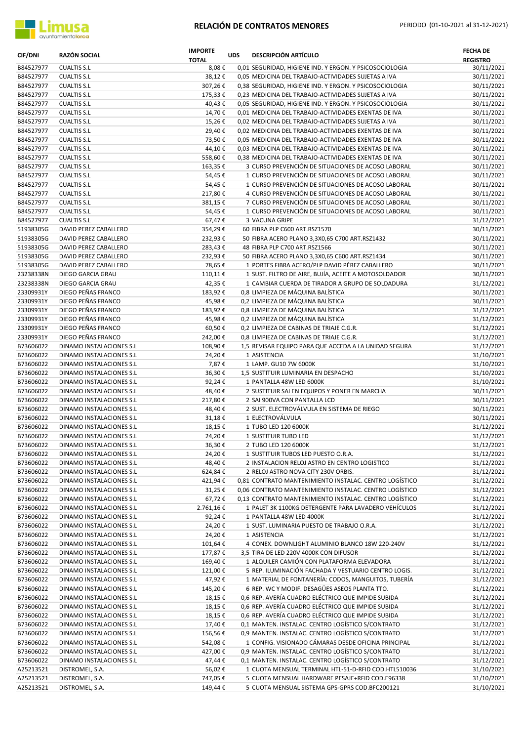| CIF/DNI | RAZÓN SOCIAL | IMPORTE TOTAL | UDS | DESCRIPCIÓN ARTÍCULO | FECHA DE REGISTRO |
|---|---|---|---|---|---|
| B84527977 | CUALTIS S.L | 8,08 € | 0,01 | SEGURIDAD, HIGIENE IND. Y ERGON. Y PSICOSOCIOLOGIA | 30/11/2021 |
| B84527977 | CUALTIS S.L | 38,12 € | 0,05 | MEDICINA DEL TRABAJO-ACTIVIDADES SUJETAS A IVA | 30/11/2021 |
| B84527977 | CUALTIS S.L | 307,26 € | 0,38 | SEGURIDAD, HIGIENE IND. Y ERGON. Y PSICOSOCIOLOGIA | 30/11/2021 |
| B84527977 | CUALTIS S.L | 175,33 € | 0,23 | MEDICINA DEL TRABAJO-ACTIVIDADES SUJETAS A IVA | 30/11/2021 |
| B84527977 | CUALTIS S.L | 40,43 € | 0,05 | SEGURIDAD, HIGIENE IND. Y ERGON. Y PSICOSOCIOLOGIA | 30/11/2021 |
| B84527977 | CUALTIS S.L | 14,70 € | 0,01 | MEDICINA DEL TRABAJO-ACTIVIDADES EXENTAS DE IVA | 30/11/2021 |
| B84527977 | CUALTIS S.L | 15,26 € | 0,02 | MEDICINA DEL TRABAJO-ACTIVIDADES SUJETAS A IVA | 30/11/2021 |
| B84527977 | CUALTIS S.L | 29,40 € | 0,02 | MEDICINA DEL TRABAJO-ACTIVIDADES EXENTAS DE IVA | 30/11/2021 |
| B84527977 | CUALTIS S.L | 73,50 € | 0,05 | MEDICINA DEL TRABAJO-ACTIVIDADES EXENTAS DE IVA | 30/11/2021 |
| B84527977 | CUALTIS S.L | 44,10 € | 0,03 | MEDICINA DEL TRABAJO-ACTIVIDADES EXENTAS DE IVA | 30/11/2021 |
| B84527977 | CUALTIS S.L | 558,60 € | 0,38 | MEDICINA DEL TRABAJO-ACTIVIDADES EXENTAS DE IVA | 30/11/2021 |
| B84527977 | CUALTIS S.L | 163,35 € | 3 | CURSO PREVENCIÓN DE SITUACIONES DE ACOSO LABORAL | 30/11/2021 |
| B84527977 | CUALTIS S.L | 54,45 € | 1 | CURSO PREVENCIÓN DE SITUACIONES DE ACOSO LABORAL | 30/11/2021 |
| B84527977 | CUALTIS S.L | 54,45 € | 1 | CURSO PREVENCIÓN DE SITUACIONES DE ACOSO LABORAL | 30/11/2021 |
| B84527977 | CUALTIS S.L | 217,80 € | 4 | CURSO PREVENCIÓN DE SITUACIONES DE ACOSO LABORAL | 30/11/2021 |
| B84527977 | CUALTIS S.L | 381,15 € | 7 | CURSO PREVENCIÓN DE SITUACIONES DE ACOSO LABORAL | 30/11/2021 |
| B84527977 | CUALTIS S.L | 54,45 € | 1 | CURSO PREVENCIÓN DE SITUACIONES DE ACOSO LABORAL | 30/11/2021 |
| B84527977 | CUALTIS S.L | 67,47 € | 3 | VACUNA GRIPE | 31/12/2021 |
| 51938305G | DAVID PEREZ CABALLERO | 354,29 € | 60 | FIBRA PLP C600 ART.RSZ1570 | 30/11/2021 |
| 51938305G | DAVID PEREZ CABALLERO | 232,93 € | 50 | FIBRA ACERO PLANO 3,3X0,65 C700 ART.RSZ1432 | 30/11/2021 |
| 51938305G | DAVID PEREZ CABALLERO | 283,43 € | 48 | FIBRA PLP C700 ART.RSZ1566 | 30/11/2021 |
| 51938305G | DAVID PEREZ CABALLERO | 232,93 € | 50 | FIBRA ACERO PLANO 3,3X0,65 C600 ART.RSZ1434 | 30/11/2021 |
| 51938305G | DAVID PEREZ CABALLERO | 78,65 € | 1 | PORTES FIBRA ACERO/PLP DAVID PÉREZ CABALLERO | 30/11/2021 |
| 23238338N | DIEGO GARCIA GRAU | 110,11 € | 1 | SUST. FILTRO DE AIRE, BUJÍA, ACEITE A MOTOSOLDADOR | 30/11/2021 |
| 23238338N | DIEGO GARCIA GRAU | 42,35 € | 1 | CAMBIAR CUERDA DE TIRADOR A GRUPO DE SOLDADURA | 31/12/2021 |
| 23309931Y | DIEGO PEÑAS FRANCO | 183,92 € | 0,8 | LIMPIEZA DE MÁQUINA BALÍSTICA | 30/11/2021 |
| 23309931Y | DIEGO PEÑAS FRANCO | 45,98 € | 0,2 | LIMPIEZA DE MÁQUINA BALÍSTICA | 30/11/2021 |
| 23309931Y | DIEGO PEÑAS FRANCO | 183,92 € | 0,8 | LIMPIEZA DE MÁQUINA BALÍSTICA | 31/12/2021 |
| 23309931Y | DIEGO PEÑAS FRANCO | 45,98 € | 0,2 | LIMPIEZA DE MÁQUINA BALÍSTICA | 31/12/2021 |
| 23309931Y | DIEGO PEÑAS FRANCO | 60,50 € | 0,2 | LIMPIEZA DE CABINAS DE TRIAJE C.G.R. | 31/12/2021 |
| 23309931Y | DIEGO PEÑAS FRANCO | 242,00 € | 0,8 | LIMPIEZA DE CABINAS DE TRIAJE C.G.R. | 31/12/2021 |
| B73606022 | DINAMO INSTALACIONES S.L | 108,90 € | 1,5 | REVISAR EQUIPO PARA QUE ACCEDA A LA UNIDAD SEGURA | 31/12/2021 |
| B73606022 | DINAMO INSTALACIONES S.L | 24,20 € | 1 | ASISTENCIA | 31/10/2021 |
| B73606022 | DINAMO INSTALACIONES S.L | 7,87 € | 1 | LAMP. GU10 7W 6000K | 31/10/2021 |
| B73606022 | DINAMO INSTALACIONES S.L | 36,30 € | 1,5 | SUSTITUIR LUMINARIA EN DESPACHO | 31/10/2021 |
| B73606022 | DINAMO INSTALACIONES S.L | 92,24 € | 1 | PANTALLA 48W LED 6000K | 31/10/2021 |
| B73606022 | DINAMO INSTALACIONES S.L | 48,40 € | 2 | SUSTITUIR SAI EN EQUIPOS Y PONER EN MARCHA | 30/11/2021 |
| B73606022 | DINAMO INSTALACIONES S.L | 217,80 € | 2 | SAI 900VA CON PANTALLA LCD | 30/11/2021 |
| B73606022 | DINAMO INSTALACIONES S.L | 48,40 € | 2 | SUST. ELECTROVÁLVULA EN SISTEMA DE RIEGO | 30/11/2021 |
| B73606022 | DINAMO INSTALACIONES S.L | 31,18 € | 1 | ELECTROVÁLVULA | 30/11/2021 |
| B73606022 | DINAMO INSTALACIONES S.L | 18,15 € | 1 | TUBO LED 120 6000K | 31/12/2021 |
| B73606022 | DINAMO INSTALACIONES S.L | 24,20 € | 1 | SUSTITUIR TUBO LED | 31/12/2021 |
| B73606022 | DINAMO INSTALACIONES S.L | 36,30 € | 2 | TUBO LED 120 6000K | 31/12/2021 |
| B73606022 | DINAMO INSTALACIONES S.L | 24,20 € | 1 | SUSTITUIR TUBOS LED PUESTO O.R.A. | 31/12/2021 |
| B73606022 | DINAMO INSTALACIONES S.L | 48,40 € | 2 | INSTALACION RELOJ ASTRO EN CENTRO LOGISTICO | 31/12/2021 |
| B73606022 | DINAMO INSTALACIONES S.L | 624,84 € | 2 | RELOJ ASTRO NOVA CITY 230V ORBIS. | 31/12/2021 |
| B73606022 | DINAMO INSTALACIONES S.L | 421,94 € | 0,81 | CONTRATO MANTENIMIENTO INSTALAC. CENTRO LOGÍSTICO | 31/12/2021 |
| B73606022 | DINAMO INSTALACIONES S.L | 31,25 € | 0,06 | CONTRATO MANTENIMIENTO INSTALAC. CENTRO LOGÍSTICO | 31/12/2021 |
| B73606022 | DINAMO INSTALACIONES S.L | 67,72 € | 0,13 | CONTRATO MANTENIMIENTO INSTALAC. CENTRO LOGÍSTICO | 31/12/2021 |
| B73606022 | DINAMO INSTALACIONES S.L | 2.761,16 € | 1 | PALET 3K 1100KG DETERGENTE PARA LAVADERO VEHÍCULOS | 31/12/2021 |
| B73606022 | DINAMO INSTALACIONES S.L | 92,24 € | 1 | PANTALLA 48W LED 4000K | 31/12/2021 |
| B73606022 | DINAMO INSTALACIONES S.L | 24,20 € | 1 | SUST. LUMINARIA PUESTO DE TRABAJO O.R.A. | 31/12/2021 |
| B73606022 | DINAMO INSTALACIONES S.L | 24,20 € | 1 | ASISTENCIA | 31/12/2021 |
| B73606022 | DINAMO INSTALACIONES S.L | 101,64 € | 4 | CONEX. DOWNLIGHT ALUMINIO BLANCO 18W 220-240V | 31/12/2021 |
| B73606022 | DINAMO INSTALACIONES S.L | 177,87 € | 3,5 | TIRA DE LED 220V 4000K CON DIFUSOR | 31/12/2021 |
| B73606022 | DINAMO INSTALACIONES S.L | 169,40 € | 1 | ALQUILER CAMIÓN CON PLATAFORMA ELEVADORA | 31/12/2021 |
| B73606022 | DINAMO INSTALACIONES S.L | 121,00 € | 5 | REP. ILUMINACIÓN FACHADA Y VESTUARIO CENTRO LOGIS. | 31/12/2021 |
| B73606022 | DINAMO INSTALACIONES S.L | 47,92 € | 1 | MATERIAL DE FONTANERÍA: CODOS, MANGUITOS, TUBERÍA | 31/12/2021 |
| B73606022 | DINAMO INSTALACIONES S.L | 145,20 € | 6 | REP. WC Y MODIF. DESAGÜES ASEOS PLANTA TTO. | 31/12/2021 |
| B73606022 | DINAMO INSTALACIONES S.L | 18,15 € | 0,6 | REP. AVERÍA CUADRO ELÉCTRICO QUE IMPIDE SUBIDA | 31/12/2021 |
| B73606022 | DINAMO INSTALACIONES S.L | 18,15 € | 0,6 | REP. AVERÍA CUADRO ELÉCTRICO QUE IMPIDE SUBIDA | 31/12/2021 |
| B73606022 | DINAMO INSTALACIONES S.L | 18,15 € | 0,6 | REP. AVERÍA CUADRO ELÉCTRICO QUE IMPIDE SUBIDA | 31/12/2021 |
| B73606022 | DINAMO INSTALACIONES S.L | 17,40 € | 0,1 | MANTEN. INSTALAC. CENTRO LOGÍSTICO S/CONTRATO | 31/12/2021 |
| B73606022 | DINAMO INSTALACIONES S.L | 156,56 € | 0,9 | MANTEN. INSTALAC. CENTRO LOGÍSTICO S/CONTRATO | 31/12/2021 |
| B73606022 | DINAMO INSTALACIONES S.L | 542,08 € | 1 | CONFIG. VISIONADO CÁMARAS DESDE OFICINA PRINCIPAL | 31/12/2021 |
| B73606022 | DINAMO INSTALACIONES S.L | 427,00 € | 0,9 | MANTEN. INSTALAC. CENTRO LOGÍSTICO S/CONTRATO | 31/12/2021 |
| B73606022 | DINAMO INSTALACIONES S.L | 47,44 € | 0,1 | MANTEN. INSTALAC. CENTRO LOGÍSTICO S/CONTRATO | 31/12/2021 |
| A25213521 | DISTROMEL, S.A. | 56,02 € | 1 | CUOTA MENSUAL TERMINAL HTL-51-D-RFID COD.HTL510036 | 31/10/2021 |
| A25213521 | DISTROMEL, S.A. | 747,05 € | 5 | CUOTA MENSUAL HARDWARE PESAJE+RFID COD.E96338 | 31/10/2021 |
| A25213521 | DISTROMEL, S.A. | 149,44 € | 5 | CUOTA MENSUAL SISTEMA GPS-GPRS COD.BFC200121 | 31/10/2021 |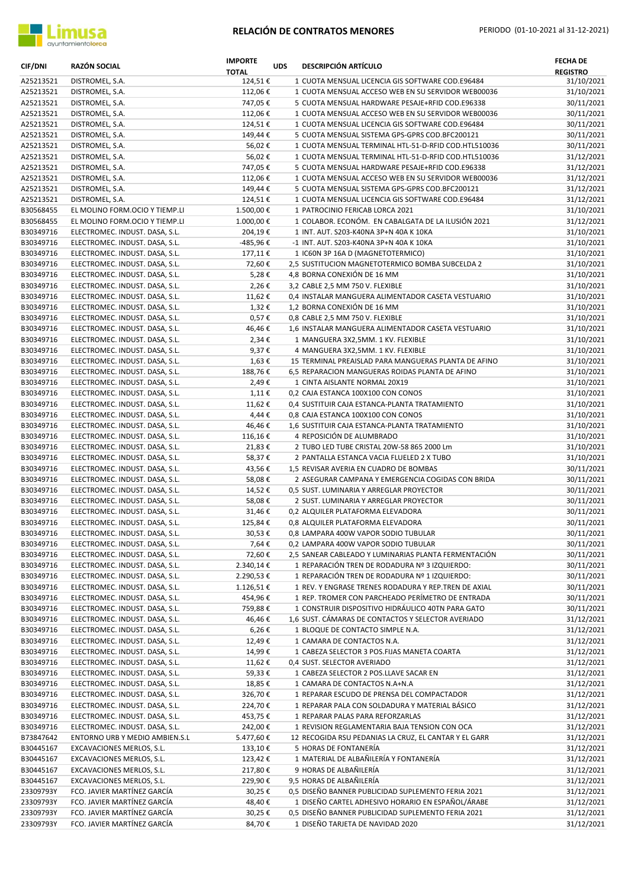# RELACIÓN DE CONTRATOS MENORES

PERIODO (01-10-2021 al 31-12-2021)

| CIF/DNI | RAZÓN SOCIAL | IMPORTE TOTAL | UDS | DESCRIPCIÓN ARTÍCULO | FECHA DE REGISTRO |
|---|---|---|---|---|---|
| A25213521 | DISTROMEL, S.A. | 124,51 € | 1 | CUOTA MENSUAL LICENCIA GIS SOFTWARE COD.E96484 | 31/10/2021 |
| A25213521 | DISTROMEL, S.A. | 112,06 € | 1 | CUOTA MENSUAL ACCESO WEB EN SU SERVIDOR WEB00036 | 31/10/2021 |
| A25213521 | DISTROMEL, S.A. | 747,05 € | 5 | CUOTA MENSUAL HARDWARE PESAJE+RFID COD.E96338 | 30/11/2021 |
| A25213521 | DISTROMEL, S.A. | 112,06 € | 1 | CUOTA MENSUAL ACCESO WEB EN SU SERVIDOR WEB00036 | 30/11/2021 |
| A25213521 | DISTROMEL, S.A. | 124,51 € | 1 | CUOTA MENSUAL LICENCIA GIS SOFTWARE COD.E96484 | 30/11/2021 |
| A25213521 | DISTROMEL, S.A. | 149,44 € | 5 | CUOTA MENSUAL SISTEMA GPS-GPRS COD.BFC200121 | 30/11/2021 |
| A25213521 | DISTROMEL, S.A. | 56,02 € | 1 | CUOTA MENSUAL TERMINAL HTL-51-D-RFID COD.HTL510036 | 30/11/2021 |
| A25213521 | DISTROMEL, S.A. | 56,02 € | 1 | CUOTA MENSUAL TERMINAL HTL-51-D-RFID COD.HTL510036 | 31/12/2021 |
| A25213521 | DISTROMEL, S.A. | 747,05 € | 5 | CUOTA MENSUAL HARDWARE PESAJE+RFID COD.E96338 | 31/12/2021 |
| A25213521 | DISTROMEL, S.A. | 112,06 € | 1 | CUOTA MENSUAL ACCESO WEB EN SU SERVIDOR WEB00036 | 31/12/2021 |
| A25213521 | DISTROMEL, S.A. | 149,44 € | 5 | CUOTA MENSUAL SISTEMA GPS-GPRS COD.BFC200121 | 31/12/2021 |
| A25213521 | DISTROMEL, S.A. | 124,51 € | 1 | CUOTA MENSUAL LICENCIA GIS SOFTWARE COD.E96484 | 31/12/2021 |
| B30568455 | EL MOLINO FORM.OCIO Y TIEMP.LI | 1.500,00 € | 1 | PATROCINIO FERICAB LORCA 2021 | 31/10/2021 |
| B30568455 | EL MOLINO FORM.OCIO Y TIEMP.LI | 1.000,00 € | 1 | COLABOR. ECONÓM. EN CABALGATA DE LA ILUSIÓN 2021 | 31/12/2021 |
| B30349716 | ELECTROMEC. INDUST. DASA, S.L. | 204,19 € | 1 | INT. AUT. S203-K40NA 3P+N 40A K 10KA | 31/10/2021 |
| B30349716 | ELECTROMEC. INDUST. DASA, S.L. | -485,96 € | -1 | INT. AUT. S203-K40NA 3P+N 40A K 10KA | 31/10/2021 |
| B30349716 | ELECTROMEC. INDUST. DASA, S.L. | 177,11 € | 1 | IC60N 3P 16A D (MAGNETOTERMICO) | 31/10/2021 |
| B30349716 | ELECTROMEC. INDUST. DASA, S.L. | 72,60 € | 2,5 | SUSTITUCION MAGNETOTERMICO BOMBA SUBCELDA 2 | 31/10/2021 |
| B30349716 | ELECTROMEC. INDUST. DASA, S.L. | 5,28 € | 4,8 | BORNA CONEXIÓN DE 16 MM | 31/10/2021 |
| B30349716 | ELECTROMEC. INDUST. DASA, S.L. | 2,26 € | 3,2 | CABLE 2,5 MM 750 V. FLEXIBLE | 31/10/2021 |
| B30349716 | ELECTROMEC. INDUST. DASA, S.L. | 11,62 € | 0,4 | INSTALAR MANGUERA ALIMENTADOR CASETA VESTUARIO | 31/10/2021 |
| B30349716 | ELECTROMEC. INDUST. DASA, S.L. | 1,32 € | 1,2 | BORNA CONEXIÓN DE 16 MM | 31/10/2021 |
| B30349716 | ELECTROMEC. INDUST. DASA, S.L. | 0,57 € | 0,8 | CABLE 2,5 MM 750 V. FLEXIBLE | 31/10/2021 |
| B30349716 | ELECTROMEC. INDUST. DASA, S.L. | 46,46 € | 1,6 | INSTALAR MANGUERA ALIMENTADOR CASETA VESTUARIO | 31/10/2021 |
| B30349716 | ELECTROMEC. INDUST. DASA, S.L. | 2,34 € | 1 | MANGUERA 3X2,5MM. 1 KV. FLEXIBLE | 31/10/2021 |
| B30349716 | ELECTROMEC. INDUST. DASA, S.L. | 9,37 € | 4 | MANGUERA 3X2,5MM. 1 KV. FLEXIBLE | 31/10/2021 |
| B30349716 | ELECTROMEC. INDUST. DASA, S.L. | 1,63 € | 15 | TERMINAL PREAISLAD PARA MANGUERAS PLANTA DE AFINO | 31/10/2021 |
| B30349716 | ELECTROMEC. INDUST. DASA, S.L. | 188,76 € | 6,5 | REPARACION MANGUERAS ROIDAS PLANTA DE AFINO | 31/10/2021 |
| B30349716 | ELECTROMEC. INDUST. DASA, S.L. | 2,49 € | 1 | CINTA AISLANTE NORMAL 20X19 | 31/10/2021 |
| B30349716 | ELECTROMEC. INDUST. DASA, S.L. | 1,11 € | 0,2 | CAJA ESTANCA 100X100 CON CONOS | 31/10/2021 |
| B30349716 | ELECTROMEC. INDUST. DASA, S.L. | 11,62 € | 0,4 | SUSTITUIR CAJA ESTANCA-PLANTA TRATAMIENTO | 31/10/2021 |
| B30349716 | ELECTROMEC. INDUST. DASA, S.L. | 4,44 € | 0,8 | CAJA ESTANCA 100X100 CON CONOS | 31/10/2021 |
| B30349716 | ELECTROMEC. INDUST. DASA, S.L. | 46,46 € | 1,6 | SUSTITUIR CAJA ESTANCA-PLANTA TRATAMIENTO | 31/10/2021 |
| B30349716 | ELECTROMEC. INDUST. DASA, S.L. | 116,16 € | 4 | REPOSICIÓN DE ALUMBRADO | 31/10/2021 |
| B30349716 | ELECTROMEC. INDUST. DASA, S.L. | 21,83 € | 2 | TUBO LED TUBE CRISTAL 20W-58 865 2000 Lm | 31/10/2021 |
| B30349716 | ELECTROMEC. INDUST. DASA, S.L. | 58,37 € | 2 | PANTALLA ESTANCA VACIA FLUELED 2 X TUBO | 31/10/2021 |
| B30349716 | ELECTROMEC. INDUST. DASA, S.L. | 43,56 € | 1,5 | REVISAR AVERIA EN CUADRO DE BOMBAS | 30/11/2021 |
| B30349716 | ELECTROMEC. INDUST. DASA, S.L. | 58,08 € | 2 | ASEGURAR CAMPANA Y EMERGENCIA COGIDAS CON BRIDA | 30/11/2021 |
| B30349716 | ELECTROMEC. INDUST. DASA, S.L. | 14,52 € | 0,5 | SUST. LUMINARIA Y ARREGLAR PROYECTOR | 30/11/2021 |
| B30349716 | ELECTROMEC. INDUST. DASA, S.L. | 58,08 € | 2 | SUST. LUMINARIA Y ARREGLAR PROYECTOR | 30/11/2021 |
| B30349716 | ELECTROMEC. INDUST. DASA, S.L. | 31,46 € | 0,2 | ALQUILER PLATAFORMA ELEVADORA | 30/11/2021 |
| B30349716 | ELECTROMEC. INDUST. DASA, S.L. | 125,84 € | 0,8 | ALQUILER PLATAFORMA ELEVADORA | 30/11/2021 |
| B30349716 | ELECTROMEC. INDUST. DASA, S.L. | 30,53 € | 0,8 | LAMPARA 400W VAPOR SODIO TUBULAR | 30/11/2021 |
| B30349716 | ELECTROMEC. INDUST. DASA, S.L. | 7,64 € | 0,2 | LAMPARA 400W VAPOR SODIO TUBULAR | 30/11/2021 |
| B30349716 | ELECTROMEC. INDUST. DASA, S.L. | 72,60 € | 2,5 | SANEAR CABLEADO Y LUMINARIAS PLANTA FERMENTACIÓN | 30/11/2021 |
| B30349716 | ELECTROMEC. INDUST. DASA, S.L. | 2.340,14 € | 1 | REPARACIÓN TREN DE RODADURA Nº 3 IZQUIERDO: | 30/11/2021 |
| B30349716 | ELECTROMEC. INDUST. DASA, S.L. | 2.290,53 € | 1 | REPARACIÓN TREN DE RODADURA Nº 1 IZQUIERDO: | 30/11/2021 |
| B30349716 | ELECTROMEC. INDUST. DASA, S.L. | 1.126,51 € | 1 | REV. Y ENGRASE TRENES RODADURA Y REP.TREN DE AXIAL | 30/11/2021 |
| B30349716 | ELECTROMEC. INDUST. DASA, S.L. | 454,96 € | 1 | REP. TROMER CON PARCHEADO PERÍMETRO DE ENTRADA | 30/11/2021 |
| B30349716 | ELECTROMEC. INDUST. DASA, S.L. | 759,88 € | 1 | CONSTRUIR DISPOSITIVO HIDRÁULICO 40TN PARA GATO | 30/11/2021 |
| B30349716 | ELECTROMEC. INDUST. DASA, S.L. | 46,46 € | 1,6 | SUST. CÁMARAS DE CONTACTOS Y SELECTOR AVERIADO | 31/12/2021 |
| B30349716 | ELECTROMEC. INDUST. DASA, S.L. | 6,26 € | 1 | BLOQUE DE CONTACTO SIMPLE N.A. | 31/12/2021 |
| B30349716 | ELECTROMEC. INDUST. DASA, S.L. | 12,49 € | 1 | CAMARA DE CONTACTOS N.A. | 31/12/2021 |
| B30349716 | ELECTROMEC. INDUST. DASA, S.L. | 14,99 € | 1 | CABEZA SELECTOR 3 POS.FIJAS MANETA COARTA | 31/12/2021 |
| B30349716 | ELECTROMEC. INDUST. DASA, S.L. | 11,62 € | 0,4 | SUST. SELECTOR AVERIADO | 31/12/2021 |
| B30349716 | ELECTROMEC. INDUST. DASA, S.L. | 59,33 € | 1 | CABEZA SELECTOR 2 POS.LLAVE SACAR EN | 31/12/2021 |
| B30349716 | ELECTROMEC. INDUST. DASA, S.L. | 18,85 € | 1 | CAMARA DE CONTACTOS N.A+N.A | 31/12/2021 |
| B30349716 | ELECTROMEC. INDUST. DASA, S.L. | 326,70 € | 1 | REPARAR ESCUDO DE PRENSA DEL COMPACTADOR | 31/12/2021 |
| B30349716 | ELECTROMEC. INDUST. DASA, S.L. | 224,70 € | 1 | REPARAR PALA CON SOLDADURA Y MATERIAL BÁSICO | 31/12/2021 |
| B30349716 | ELECTROMEC. INDUST. DASA, S.L. | 453,75 € | 1 | REPARAR PALAS PARA REFORZARLAS | 31/12/2021 |
| B30349716 | ELECTROMEC. INDUST. DASA, S.L. | 242,00 € | 1 | REVISION REGLAMENTARIA BAJA TENSION CON OCA | 31/12/2021 |
| B73847642 | ENTORNO URB Y MEDIO AMBIEN.S.L | 5.477,60 € | 12 | RECOGIDA RSU PEDANIAS LA CRUZ, EL CANTAR Y EL GARR | 31/12/2021 |
| B30445167 | EXCAVACIONES MERLOS, S.L. | 133,10 € | 5 | HORAS DE FONTANERÍA | 31/12/2021 |
| B30445167 | EXCAVACIONES MERLOS, S.L. | 123,42 € | 1 | MATERIAL DE ALBAÑILERÍA Y FONTANERÍA | 31/12/2021 |
| B30445167 | EXCAVACIONES MERLOS, S.L. | 217,80 € | 9 | HORAS DE ALBAÑILERÍA | 31/12/2021 |
| B30445167 | EXCAVACIONES MERLOS, S.L. | 229,90 € | 9,5 | HORAS DE ALBAÑILERÍA | 31/12/2021 |
| 23309793Y | FCO. JAVIER MARTÍNEZ GARCÍA | 30,25 € | 0,5 | DISEÑO BANNER PUBLICIDAD SUPLEMENTO FERIA 2021 | 31/12/2021 |
| 23309793Y | FCO. JAVIER MARTÍNEZ GARCÍA | 48,40 € | 1 | DISEÑO CARTEL ADHESIVO HORARIO EN ESPAÑOL/ÁRABE | 31/12/2021 |
| 23309793Y | FCO. JAVIER MARTÍNEZ GARCÍA | 30,25 € | 0,5 | DISEÑO BANNER PUBLICIDAD SUPLEMENTO FERIA 2021 | 31/12/2021 |
| 23309793Y | FCO. JAVIER MARTÍNEZ GARCÍA | 84,70 € | 1 | DISEÑO TARJETA DE NAVIDAD 2020 | 31/12/2021 |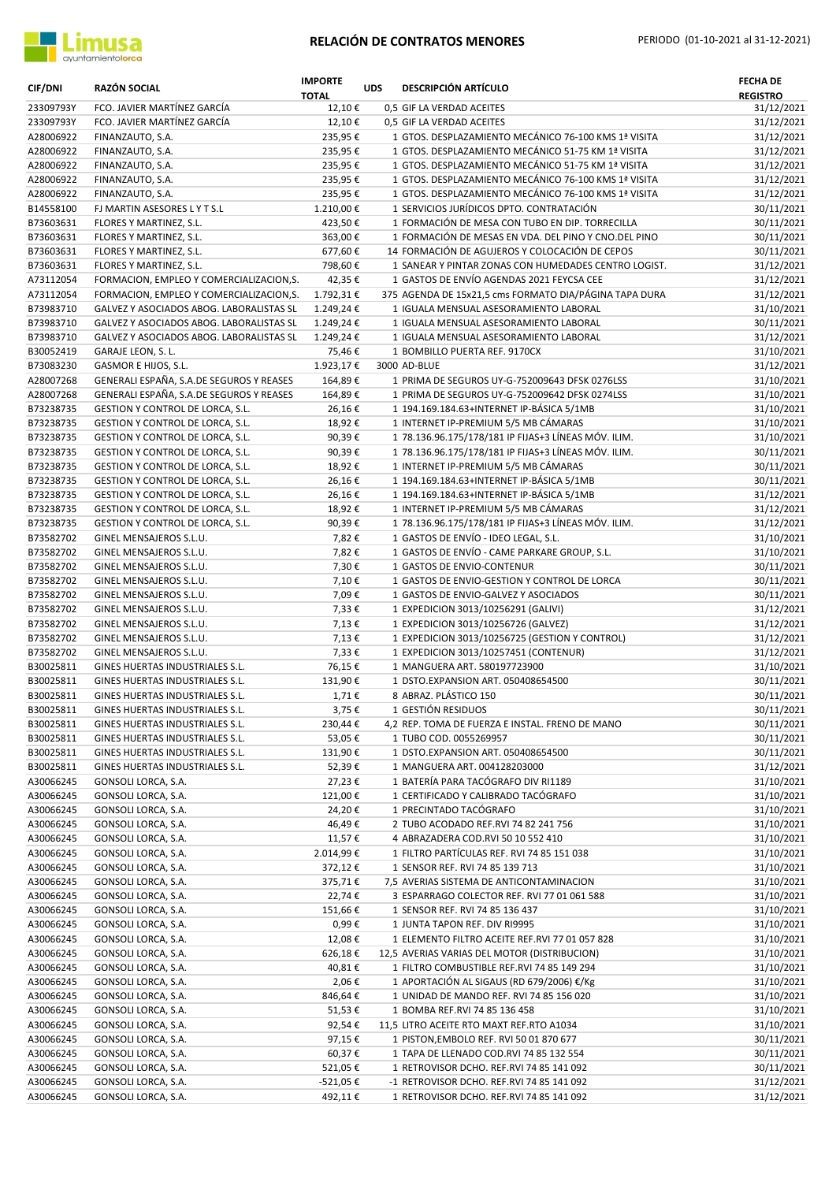# RELACIÓN DE CONTRATOS MENORES

PERIODO (01-10-2021 al 31-12-2021)

| CIF/DNI | RAZÓN SOCIAL | IMPORTE TOTAL | UDS | DESCRIPCIÓN ARTÍCULO | FECHA DE REGISTRO |
|---|---|---|---|---|---|
| 23309793Y | FCO. JAVIER MARTÍNEZ GARCÍA | 12,10 € | 0,5 | GIF LA VERDAD ACEITES | 31/12/2021 |
| 23309793Y | FCO. JAVIER MARTÍNEZ GARCÍA | 12,10 € | 0,5 | GIF LA VERDAD ACEITES | 31/12/2021 |
| A28006922 | FINANZAUTO, S.A. | 235,95 € | 1 | GTOS. DESPLAZAMIENTO MECÁNICO 76-100 KMS 1ª VISITA | 31/12/2021 |
| A28006922 | FINANZAUTO, S.A. | 235,95 € | 1 | GTOS. DESPLAZAMIENTO MECÁNICO 51-75 KM 1ª VISITA | 31/12/2021 |
| A28006922 | FINANZAUTO, S.A. | 235,95 € | 1 | GTOS. DESPLAZAMIENTO MECÁNICO 51-75 KM 1ª VISITA | 31/12/2021 |
| A28006922 | FINANZAUTO, S.A. | 235,95 € | 1 | GTOS. DESPLAZAMIENTO MECÁNICO 76-100 KMS 1ª VISITA | 31/12/2021 |
| A28006922 | FINANZAUTO, S.A. | 235,95 € | 1 | GTOS. DESPLAZAMIENTO MECÁNICO 76-100 KMS 1ª VISITA | 31/12/2021 |
| B14558100 | FJ MARTIN ASESORES L Y T S.L | 1.210,00 € | 1 | SERVICIOS JURÍDICOS DPTO. CONTRATACIÓN | 30/11/2021 |
| B73603631 | FLORES Y MARTINEZ, S.L. | 423,50 € | 1 | FORMACIÓN DE MESA CON TUBO EN DIP. TORRECILLA | 30/11/2021 |
| B73603631 | FLORES Y MARTINEZ, S.L. | 363,00 € | 1 | FORMACIÓN DE MESAS EN VDA. DEL PINO Y CNO.DEL PINO | 30/11/2021 |
| B73603631 | FLORES Y MARTINEZ, S.L. | 677,60 € | 14 | FORMACIÓN DE AGUJEROS Y COLOCACIÓN DE CEPOS | 30/11/2021 |
| B73603631 | FLORES Y MARTINEZ, S.L. | 798,60 € | 1 | SANEAR Y PINTAR ZONAS CON HUMEDADES CENTRO LOGIST. | 31/12/2021 |
| A73112054 | FORMACION, EMPLEO Y COMERCIALIZACION,S. | 42,35 € | 1 | GASTOS DE ENVÍO AGENDAS 2021 FEYCSA CEE | 31/12/2021 |
| A73112054 | FORMACION, EMPLEO Y COMERCIALIZACION,S. | 1.792,31 € | 375 | AGENDA DE 15x21,5 cms FORMATO DIA/PÁGINA TAPA DURA | 31/12/2021 |
| B73983710 | GALVEZ Y ASOCIADOS ABOG. LABORALISTAS SL | 1.249,24 € | 1 | IGUALA MENSUAL ASESORAMIENTO LABORAL | 31/10/2021 |
| B73983710 | GALVEZ Y ASOCIADOS ABOG. LABORALISTAS SL | 1.249,24 € | 1 | IGUALA MENSUAL ASESORAMIENTO LABORAL | 30/11/2021 |
| B73983710 | GALVEZ Y ASOCIADOS ABOG. LABORALISTAS SL | 1.249,24 € | 1 | IGUALA MENSUAL ASESORAMIENTO LABORAL | 31/12/2021 |
| B30052419 | GARAJE LEON, S. L. | 75,46 € | 1 | BOMBILLO PUERTA REF. 9170CX | 31/10/2021 |
| B73083230 | GASMOR E HIJOS, S.L. | 1.923,17 € | 3000 | AD-BLUE | 31/12/2021 |
| A28007268 | GENERALI ESPAÑA, S.A.DE SEGUROS Y REASES | 164,89 € | 1 | PRIMA DE SEGUROS UY-G-752009643 DFSK 0276LSS | 31/10/2021 |
| A28007268 | GENERALI ESPAÑA, S.A.DE SEGUROS Y REASES | 164,89 € | 1 | PRIMA DE SEGUROS UY-G-752009642 DFSK 0274LSS | 31/10/2021 |
| B73238735 | GESTION Y CONTROL DE LORCA, S.L. | 26,16 € | 1 | 194.169.184.63+INTERNET IP-BÁSICA 5/1MB | 31/10/2021 |
| B73238735 | GESTION Y CONTROL DE LORCA, S.L. | 18,92 € | 1 | INTERNET IP-PREMIUM 5/5 MB CÁMARAS | 31/10/2021 |
| B73238735 | GESTION Y CONTROL DE LORCA, S.L. | 90,39 € | 1 | 78.136.96.175/178/181 IP FIJAS+3 LÍNEAS MÓV. ILIM. | 31/10/2021 |
| B73238735 | GESTION Y CONTROL DE LORCA, S.L. | 90,39 € | 1 | 78.136.96.175/178/181 IP FIJAS+3 LÍNEAS MÓV. ILIM. | 30/11/2021 |
| B73238735 | GESTION Y CONTROL DE LORCA, S.L. | 18,92 € | 1 | INTERNET IP-PREMIUM 5/5 MB CÁMARAS | 30/11/2021 |
| B73238735 | GESTION Y CONTROL DE LORCA, S.L. | 26,16 € | 1 | 194.169.184.63+INTERNET IP-BÁSICA 5/1MB | 30/11/2021 |
| B73238735 | GESTION Y CONTROL DE LORCA, S.L. | 26,16 € | 1 | 194.169.184.63+INTERNET IP-BÁSICA 5/1MB | 31/12/2021 |
| B73238735 | GESTION Y CONTROL DE LORCA, S.L. | 18,92 € | 1 | INTERNET IP-PREMIUM 5/5 MB CÁMARAS | 31/12/2021 |
| B73238735 | GESTION Y CONTROL DE LORCA, S.L. | 90,39 € | 1 | 78.136.96.175/178/181 IP FIJAS+3 LÍNEAS MÓV. ILIM. | 31/12/2021 |
| B73582702 | GINEL MENSAJEROS S.L.U. | 7,82 € | 1 | GASTOS DE ENVÍO - IDEO LEGAL, S.L. | 31/10/2021 |
| B73582702 | GINEL MENSAJEROS S.L.U. | 7,82 € | 1 | GASTOS DE ENVÍO - CAME PARKARE GROUP, S.L. | 31/10/2021 |
| B73582702 | GINEL MENSAJEROS S.L.U. | 7,30 € | 1 | GASTOS DE ENVIO-CONTENUR | 30/11/2021 |
| B73582702 | GINEL MENSAJEROS S.L.U. | 7,10 € | 1 | GASTOS DE ENVIO-GESTION Y CONTROL DE LORCA | 30/11/2021 |
| B73582702 | GINEL MENSAJEROS S.L.U. | 7,09 € | 1 | GASTOS DE ENVIO-GALVEZ Y ASOCIADOS | 30/11/2021 |
| B73582702 | GINEL MENSAJEROS S.L.U. | 7,33 € | 1 | EXPEDICION 3013/10256291 (GALIVI) | 31/12/2021 |
| B73582702 | GINEL MENSAJEROS S.L.U. | 7,13 € | 1 | EXPEDICION 3013/10256726 (GALVEZ) | 31/12/2021 |
| B73582702 | GINEL MENSAJEROS S.L.U. | 7,13 € | 1 | EXPEDICION 3013/10256725 (GESTION Y CONTROL) | 31/12/2021 |
| B73582702 | GINEL MENSAJEROS S.L.U. | 7,33 € | 1 | EXPEDICION 3013/10257451 (CONTENUR) | 31/12/2021 |
| B30025811 | GINES HUERTAS INDUSTRIALES S.L. | 76,15 € | 1 | MANGUERA ART. 580197723900 | 31/10/2021 |
| B30025811 | GINES HUERTAS INDUSTRIALES S.L. | 131,90 € | 1 | DSTO.EXPANSION ART. 050408654500 | 30/11/2021 |
| B30025811 | GINES HUERTAS INDUSTRIALES S.L. | 1,71 € | 8 | ABRAZ. PLÁSTICO 150 | 30/11/2021 |
| B30025811 | GINES HUERTAS INDUSTRIALES S.L. | 3,75 € | 1 | GESTIÓN RESIDUOS | 30/11/2021 |
| B30025811 | GINES HUERTAS INDUSTRIALES S.L. | 230,44 € | 4,2 | REP. TOMA DE FUERZA E INSTAL. FRENO DE MANO | 30/11/2021 |
| B30025811 | GINES HUERTAS INDUSTRIALES S.L. | 53,05 € | 1 | TUBO COD. 0055269957 | 30/11/2021 |
| B30025811 | GINES HUERTAS INDUSTRIALES S.L. | 131,90 € | 1 | DSTO.EXPANSION ART. 050408654500 | 30/11/2021 |
| B30025811 | GINES HUERTAS INDUSTRIALES S.L. | 52,39 € | 1 | MANGUERA ART. 004128203000 | 31/12/2021 |
| A30066245 | GONSOLI LORCA, S.A. | 27,23 € | 1 | BATERÍA PARA TACÓGRAFO DIV RI1189 | 31/10/2021 |
| A30066245 | GONSOLI LORCA, S.A. | 121,00 € | 1 | CERTIFICADO Y CALIBRADO TACÓGRAFO | 31/10/2021 |
| A30066245 | GONSOLI LORCA, S.A. | 24,20 € | 1 | PRECINTADO TACÓGRAFO | 31/10/2021 |
| A30066245 | GONSOLI LORCA, S.A. | 46,49 € | 2 | TUBO ACODADO REF.RVI 74 82 241 756 | 31/10/2021 |
| A30066245 | GONSOLI LORCA, S.A. | 11,57 € | 4 | ABRAZADERA COD.RVI 50 10 552 410 | 31/10/2021 |
| A30066245 | GONSOLI LORCA, S.A. | 2.014,99 € | 1 | FILTRO PARTÍCULAS REF. RVI 74 85 151 038 | 31/10/2021 |
| A30066245 | GONSOLI LORCA, S.A. | 372,12 € | 1 | SENSOR REF. RVI 74 85 139 713 | 31/10/2021 |
| A30066245 | GONSOLI LORCA, S.A. | 375,71 € | 7,5 | AVERIAS SISTEMA DE ANTICONTAMINACION | 31/10/2021 |
| A30066245 | GONSOLI LORCA, S.A. | 22,74 € | 3 | ESPARRAGO COLECTOR REF. RVI 77 01 061 588 | 31/10/2021 |
| A30066245 | GONSOLI LORCA, S.A. | 151,66 € | 1 | SENSOR REF. RVI 74 85 136 437 | 31/10/2021 |
| A30066245 | GONSOLI LORCA, S.A. | 0,99 € | 1 | JUNTA TAPON REF. DIV RI9995 | 31/10/2021 |
| A30066245 | GONSOLI LORCA, S.A. | 12,08 € | 1 | ELEMENTO FILTRO ACEITE REF.RVI 77 01 057 828 | 31/10/2021 |
| A30066245 | GONSOLI LORCA, S.A. | 626,18 € | 12,5 | AVERIAS VARIAS DEL MOTOR (DISTRIBUCION) | 31/10/2021 |
| A30066245 | GONSOLI LORCA, S.A. | 40,81 € | 1 | FILTRO COMBUSTIBLE REF.RVI 74 85 149 294 | 31/10/2021 |
| A30066245 | GONSOLI LORCA, S.A. | 2,06 € | 1 | APORTACIÓN AL SIGAUS (RD 679/2006) €/Kg | 31/10/2021 |
| A30066245 | GONSOLI LORCA, S.A. | 846,64 € | 1 | UNIDAD DE MANDO REF. RVI 74 85 156 020 | 31/10/2021 |
| A30066245 | GONSOLI LORCA, S.A. | 51,53 € | 1 | BOMBA REF.RVI 74 85 136 458 | 31/10/2021 |
| A30066245 | GONSOLI LORCA, S.A. | 92,54 € | 11,5 | LITRO ACEITE RTO MAXT REF.RTO A1034 | 31/10/2021 |
| A30066245 | GONSOLI LORCA, S.A. | 97,15 € | 1 | PISTON,EMBOLO REF. RVI 50 01 870 677 | 30/11/2021 |
| A30066245 | GONSOLI LORCA, S.A. | 60,37 € | 1 | TAPA DE LLENADO COD.RVI 74 85 132 554 | 30/11/2021 |
| A30066245 | GONSOLI LORCA, S.A. | 521,05 € | 1 | RETROVISOR DCHO. REF.RVI 74 85 141 092 | 30/11/2021 |
| A30066245 | GONSOLI LORCA, S.A. | -521,05 € | -1 | RETROVISOR DCHO. REF.RVI 74 85 141 092 | 31/12/2021 |
| A30066245 | GONSOLI LORCA, S.A. | 492,11 € | 1 | RETROVISOR DCHO. REF.RVI 74 85 141 092 | 31/12/2021 |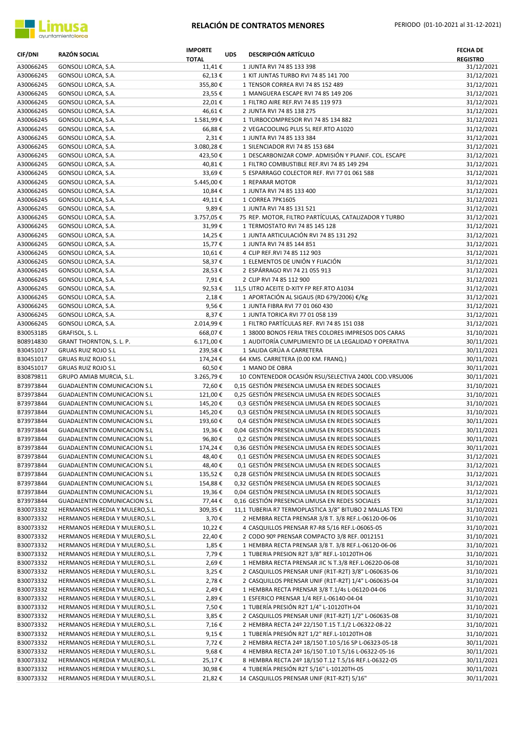# RELACIÓN DE CONTRATOS MENORES

PERIODO (01-10-2021 al 31-12-2021)

| CIF/DNI | RAZÓN SOCIAL | IMPORTE TOTAL | UDS | DESCRIPCIÓN ARTÍCULO | FECHA DE REGISTRO |
|---|---|---|---|---|---|
| A30066245 | GONSOLI LORCA, S.A. | 11,41 € | 1 | JUNTA RVI 74 85 133 398 | 31/12/2021 |
| A30066245 | GONSOLI LORCA, S.A. | 62,13 € | 1 | KIT JUNTAS TURBO RVI 74 85 141 700 | 31/12/2021 |
| A30066245 | GONSOLI LORCA, S.A. | 355,80 € | 1 | TENSOR CORREA RVI 74 85 152 489 | 31/12/2021 |
| A30066245 | GONSOLI LORCA, S.A. | 23,55 € | 1 | MANGUERA ESCAPE RVI 74 85 149 206 | 31/12/2021 |
| A30066245 | GONSOLI LORCA, S.A. | 22,01 € | 1 | FILTRO AIRE REF.RVI 74 85 119 973 | 31/12/2021 |
| A30066245 | GONSOLI LORCA, S.A. | 46,61 € | 2 | JUNTA RVI 74 85 138 275 | 31/12/2021 |
| A30066245 | GONSOLI LORCA, S.A. | 1.581,99 € | 1 | TURBOCOMPRESOR RVI 74 85 134 882 | 31/12/2021 |
| A30066245 | GONSOLI LORCA, S.A. | 66,88 € | 2 | VEGACOOLING PLUS 5L REF.RTO A1020 | 31/12/2021 |
| A30066245 | GONSOLI LORCA, S.A. | 2,31 € | 1 | JUNTA RVI 74 85 133 384 | 31/12/2021 |
| A30066245 | GONSOLI LORCA, S.A. | 3.080,28 € | 1 | SILENCIADOR RVI 74 85 153 684 | 31/12/2021 |
| A30066245 | GONSOLI LORCA, S.A. | 423,50 € | 1 | DESCARBONIZAR COMP. ADMISIÓN Y PLANIF. COL. ESCAPE | 31/12/2021 |
| A30066245 | GONSOLI LORCA, S.A. | 40,81 € | 1 | FILTRO COMBUSTIBLE REF.RVI 74 85 149 294 | 31/12/2021 |
| A30066245 | GONSOLI LORCA, S.A. | 33,69 € | 5 | ESPARRAGO COLECTOR REF. RVI 77 01 061 588 | 31/12/2021 |
| A30066245 | GONSOLI LORCA, S.A. | 5.445,00 € | 1 | REPARAR MOTOR | 31/12/2021 |
| A30066245 | GONSOLI LORCA, S.A. | 10,84 € | 1 | JUNTA RVI 74 85 133 400 | 31/12/2021 |
| A30066245 | GONSOLI LORCA, S.A. | 49,11 € | 1 | CORREA 7PK1605 | 31/12/2021 |
| A30066245 | GONSOLI LORCA, S.A. | 9,89 € | 1 | JUNTA RVI 74 85 131 521 | 31/12/2021 |
| A30066245 | GONSOLI LORCA, S.A. | 3.757,05 € | 75 | REP. MOTOR, FILTRO PARTÍCULAS, CATALIZADOR Y TURBO | 31/12/2021 |
| A30066245 | GONSOLI LORCA, S.A. | 31,99 € | 1 | TERMOSTATO RVI 74 85 145 128 | 31/12/2021 |
| A30066245 | GONSOLI LORCA, S.A. | 14,25 € | 1 | JUNTA ARTICULACIÓN RVI 74 85 131 292 | 31/12/2021 |
| A30066245 | GONSOLI LORCA, S.A. | 15,77 € | 1 | JUNTA RVI 74 85 144 851 | 31/12/2021 |
| A30066245 | GONSOLI LORCA, S.A. | 10,61 € | 4 | CLIP REF.RVI 74 85 112 903 | 31/12/2021 |
| A30066245 | GONSOLI LORCA, S.A. | 58,37 € | 1 | ELEMENTOS DE UNIÓN Y FIJACIÓN | 31/12/2021 |
| A30066245 | GONSOLI LORCA, S.A. | 28,53 € | 2 | ESPÁRRAGO RVI 74 21 055 913 | 31/12/2021 |
| A30066245 | GONSOLI LORCA, S.A. | 7,91 € | 2 | CLIP RVI 74 85 112 900 | 31/12/2021 |
| A30066245 | GONSOLI LORCA, S.A. | 92,53 € | 11,5 | LITRO ACEITE D-XITY FP REF.RTO A1034 | 31/12/2021 |
| A30066245 | GONSOLI LORCA, S.A. | 2,18 € | 1 | APORTACIÓN AL SIGAUS (RD 679/2006) €/Kg | 31/12/2021 |
| A30066245 | GONSOLI LORCA, S.A. | 9,56 € | 1 | JUNTA FIBRA RVI 77 01 060 430 | 31/12/2021 |
| A30066245 | GONSOLI LORCA, S.A. | 8,37 € | 1 | JUNTA TORICA RVI 77 01 058 139 | 31/12/2021 |
| A30066245 | GONSOLI LORCA, S.A. | 2.014,99 € | 1 | FILTRO PARTÍCULAS REF. RVI 74 85 151 038 | 31/12/2021 |
| B30053185 | GRAFISOL, S. L. | 668,07 € | 1 | 38000 BONOS FERIA TRES COLORES IMPRESOS DOS CARAS | 31/10/2021 |
| B08914830 | GRANT THORNTON, S. L. P. | 6.171,00 € | 1 | AUDITORÍA CUMPLIMIENTO DE LA LEGALIDAD Y OPERATIVA | 30/11/2021 |
| B30451017 | GRUAS RUIZ ROJO S.L | 239,58 € | 1 | SALIDA GRÚA A CARRETERA | 30/11/2021 |
| B30451017 | GRUAS RUIZ ROJO S.L | 174,24 € | 64 | KMS. CARRETERA (0.00 KM. FRANQ.) | 30/11/2021 |
| B30451017 | GRUAS RUIZ ROJO S.L | 60,50 € | 1 | MANO DE OBRA | 30/11/2021 |
| B30879811 | GRUPO AMIAB MURCIA, S.L. | 3.265,79 € | 10 | CONTENEDOR OCASIÓN RSU/SELECTIVA 2400L COD.VRSU006 | 30/11/2021 |
| B73973844 | GUADALENTIN COMUNICACION S.L | 72,60 € | 0,15 | GESTIÓN PRESENCIA LIMUSA EN REDES SOCIALES | 31/10/2021 |
| B73973844 | GUADALENTIN COMUNICACION S.L | 121,00 € | 0,25 | GESTIÓN PRESENCIA LIMUSA EN REDES SOCIALES | 31/10/2021 |
| B73973844 | GUADALENTIN COMUNICACION S.L | 145,20 € | 0,3 | GESTIÓN PRESENCIA LIMUSA EN REDES SOCIALES | 31/10/2021 |
| B73973844 | GUADALENTIN COMUNICACION S.L | 145,20 € | 0,3 | GESTIÓN PRESENCIA LIMUSA EN REDES SOCIALES | 31/10/2021 |
| B73973844 | GUADALENTIN COMUNICACION S.L | 193,60 € | 0,4 | GESTIÓN PRESENCIA LIMUSA EN REDES SOCIALES | 30/11/2021 |
| B73973844 | GUADALENTIN COMUNICACION S.L | 19,36 € | 0,04 | GESTIÓN PRESENCIA LIMUSA EN REDES SOCIALES | 30/11/2021 |
| B73973844 | GUADALENTIN COMUNICACION S.L | 96,80 € | 0,2 | GESTIÓN PRESENCIA LIMUSA EN REDES SOCIALES | 30/11/2021 |
| B73973844 | GUADALENTIN COMUNICACION S.L | 174,24 € | 0,36 | GESTIÓN PRESENCIA LIMUSA EN REDES SOCIALES | 30/11/2021 |
| B73973844 | GUADALENTIN COMUNICACION S.L | 48,40 € | 0,1 | GESTIÓN PRESENCIA LIMUSA EN REDES SOCIALES | 31/12/2021 |
| B73973844 | GUADALENTIN COMUNICACION S.L | 48,40 € | 0,1 | GESTIÓN PRESENCIA LIMUSA EN REDES SOCIALES | 31/12/2021 |
| B73973844 | GUADALENTIN COMUNICACION S.L | 135,52 € | 0,28 | GESTIÓN PRESENCIA LIMUSA EN REDES SOCIALES | 31/12/2021 |
| B73973844 | GUADALENTIN COMUNICACION S.L | 154,88 € | 0,32 | GESTIÓN PRESENCIA LIMUSA EN REDES SOCIALES | 31/12/2021 |
| B73973844 | GUADALENTIN COMUNICACION S.L | 19,36 € | 0,04 | GESTIÓN PRESENCIA LIMUSA EN REDES SOCIALES | 31/12/2021 |
| B73973844 | GUADALENTIN COMUNICACION S.L | 77,44 € | 0,16 | GESTIÓN PRESENCIA LIMUSA EN REDES SOCIALES | 31/12/2021 |
| B30073332 | HERMANOS HEREDIA Y MULERO,S.L. | 309,35 € | 11,1 | TUBERIA R7 TERMOPLASTICA 3/8" BITUBO 2 MALLAS TEXI | 31/10/2021 |
| B30073332 | HERMANOS HEREDIA Y MULERO,S.L. | 3,70 € | 2 | HEMBRA RECTA PRENSAR 3/8 T. 3/8 REF.L-06120-06-06 | 31/10/2021 |
| B30073332 | HERMANOS HEREDIA Y MULERO,S.L. | 10,22 € | 4 | CASQUILLOS PRENSAR R7-R8 5/16 REF.L-06065-05 | 31/10/2021 |
| B30073332 | HERMANOS HEREDIA Y MULERO,S.L. | 22,40 € | 2 | CODO 90º PRENSAR COMPACTO 3/8 REF. 0012151 | 31/10/2021 |
| B30073332 | HERMANOS HEREDIA Y MULERO,S.L. | 1,85 € | 1 | HEMBRA RECTA PRENSAR 3/8 T. 3/8 REF.L-06120-06-06 | 31/10/2021 |
| B30073332 | HERMANOS HEREDIA Y MULERO,S.L. | 7,79 € | 1 | TUBERIA PRESION R2T 3/8" REF.L-10120TH-06 | 31/10/2021 |
| B30073332 | HERMANOS HEREDIA Y MULERO,S.L. | 2,69 € | 1 | HEMBRA RECTA PRENSAR JIC ¾ T.3/8 REF.L-06220-06-08 | 31/10/2021 |
| B30073332 | HERMANOS HEREDIA Y MULERO,S.L. | 3,25 € | 2 | CASQUILLOS PRENSAR UNIF (R1T-R2T) 3/8" L-060635-06 | 31/10/2021 |
| B30073332 | HERMANOS HEREDIA Y MULERO,S.L. | 2,78 € | 2 | CASQUILLOS PRENSAR UNIF (R1T-R2T) 1/4" L-060635-04 | 31/10/2021 |
| B30073332 | HERMANOS HEREDIA Y MULERO,S.L. | 2,49 € | 1 | HEMBRA RECTA PRENSAR 3/8 T.1/4s L-06120-04-06 | 31/10/2021 |
| B30073332 | HERMANOS HEREDIA Y MULERO,S.L. | 2,89 € | 1 | ESFERICO PRENSAR 1/4 REF.L-06140-04-04 | 31/10/2021 |
| B30073332 | HERMANOS HEREDIA Y MULERO,S.L. | 7,50 € | 1 | TUBERÍA PRESIÓN R2T 1/4" L-10120TH-04 | 31/10/2021 |
| B30073332 | HERMANOS HEREDIA Y MULERO,S.L. | 3,85 € | 2 | CASQUILLOS PRENSAR UNIF (R1T-R2T) 1/2" L-060635-08 | 31/10/2021 |
| B30073332 | HERMANOS HEREDIA Y MULERO,S.L. | 7,16 € | 2 | HEMBRA RECTA 24º 22/150 T.15 T.1/2 L-06322-08-22 | 31/10/2021 |
| B30073332 | HERMANOS HEREDIA Y MULERO,S.L. | 9,15 € | 1 | TUBERÍA PRESIÓN R2T 1/2" REF.L-10120TH-08 | 31/10/2021 |
| B30073332 | HERMANOS HEREDIA Y MULERO,S.L. | 7,72 € | 2 | HEMBRA RECTA 24º 18/150 T.10 5/16 SP L-06323-05-18 | 30/11/2021 |
| B30073332 | HERMANOS HEREDIA Y MULERO,S.L. | 9,68 € | 4 | HEMBRA RECTA 24º 16/150 T.10 T.5/16 L-06322-05-16 | 30/11/2021 |
| B30073332 | HERMANOS HEREDIA Y MULERO,S.L. | 25,17 € | 8 | HEMBRA RECTA 24º 18/150 T.12 T.5/16 REF.L-06322-05 | 30/11/2021 |
| B30073332 | HERMANOS HEREDIA Y MULERO,S.L. | 30,98 € | 4 | TUBERÍA PRESIÓN R2T 5/16" L-10120TH-05 | 30/11/2021 |
| B30073332 | HERMANOS HEREDIA Y MULERO,S.L. | 21,82 € | 14 | CASQUILLOS PRENSAR UNIF (R1T-R2T) 5/16" | 30/11/2021 |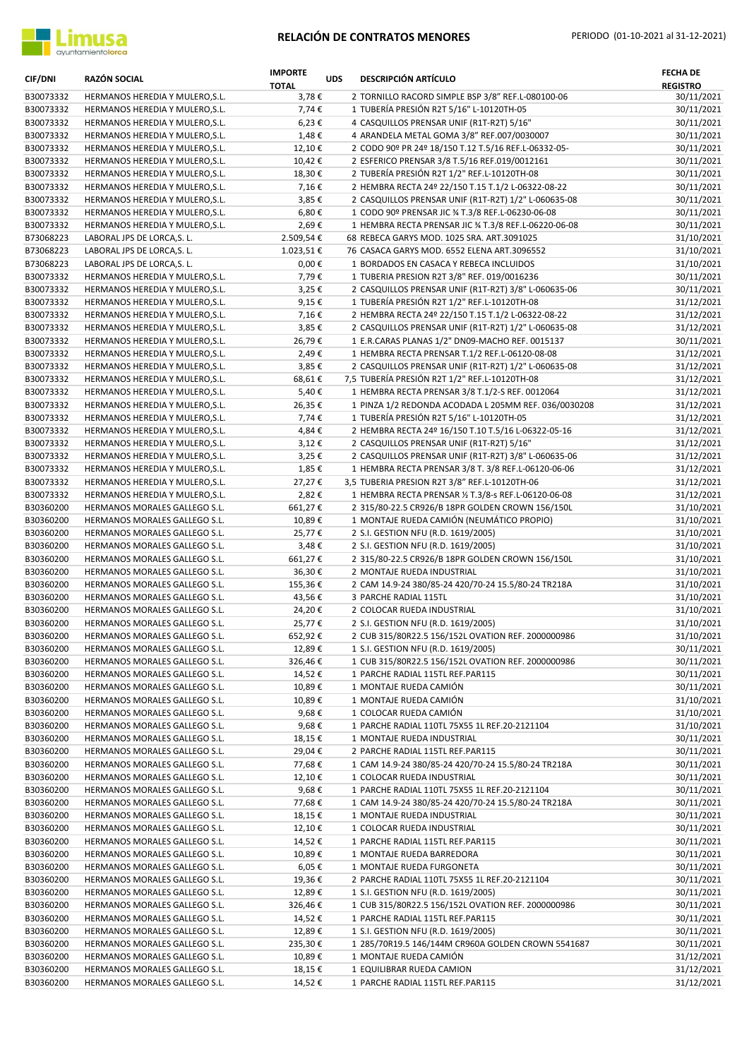# RELACIÓN DE CONTRATOS MENORES

PERIODO (01-10-2021 al 31-12-2021)

| CIF/DNI | RAZÓN SOCIAL | IMPORTE TOTAL | UDS | DESCRIPCIÓN ARTÍCULO | FECHA DE REGISTRO |
|---|---|---|---|---|---|
| B30073332 | HERMANOS HEREDIA Y MULERO,S.L. | 3,78 € | 2 | TORNILLO RACORD SIMPLE BSP 3/8" REF.L-080100-06 | 30/11/2021 |
| B30073332 | HERMANOS HEREDIA Y MULERO,S.L. | 7,74 € | 1 | TUBERÍA PRESIÓN R2T 5/16" L-10120TH-05 | 30/11/2021 |
| B30073332 | HERMANOS HEREDIA Y MULERO,S.L. | 6,23 € | 4 | CASQUILLOS PRENSAR UNIF (R1T-R2T) 5/16" | 30/11/2021 |
| B30073332 | HERMANOS HEREDIA Y MULERO,S.L. | 1,48 € | 4 | ARANDELA METAL GOMA 3/8" REF.007/0030007 | 30/11/2021 |
| B30073332 | HERMANOS HEREDIA Y MULERO,S.L. | 12,10 € | 2 | CODO 90º PR 24º 18/150 T.12 T.5/16 REF.L-06332-05- | 30/11/2021 |
| B30073332 | HERMANOS HEREDIA Y MULERO,S.L. | 10,42 € | 2 | ESFERICO PRENSAR 3/8 T.5/16 REF.019/0012161 | 30/11/2021 |
| B30073332 | HERMANOS HEREDIA Y MULERO,S.L. | 18,30 € | 2 | TUBERÍA PRESIÓN R2T 1/2" REF.L-10120TH-08 | 30/11/2021 |
| B30073332 | HERMANOS HEREDIA Y MULERO,S.L. | 7,16 € | 2 | HEMBRA RECTA 24º 22/150 T.15 T.1/2 L-06322-08-22 | 30/11/2021 |
| B30073332 | HERMANOS HEREDIA Y MULERO,S.L. | 3,85 € | 2 | CASQUILLOS PRENSAR UNIF (R1T-R2T) 1/2" L-060635-08 | 30/11/2021 |
| B30073332 | HERMANOS HEREDIA Y MULERO,S.L. | 6,80 € | 1 | CODO 90º PRENSAR JIC ¾ T.3/8 REF.L-06230-06-08 | 30/11/2021 |
| B30073332 | HERMANOS HEREDIA Y MULERO,S.L. | 2,69 € | 1 | HEMBRA RECTA PRENSAR JIC ¾ T.3/8 REF.L-06220-06-08 | 30/11/2021 |
| B73068223 | LABORAL JPS DE LORCA,S. L. | 2.509,54 € | 68 | REBECA GARYS MOD. 1025 SRA. ART.3091025 | 31/10/2021 |
| B73068223 | LABORAL JPS DE LORCA,S. L. | 1.023,51 € | 76 | CASACA GARYS MOD. 6552 ELENA ART.3096552 | 31/10/2021 |
| B73068223 | LABORAL JPS DE LORCA,S. L. | 0,00 € | 1 | BORDADOS EN CASACA Y REBECA INCLUIDOS | 31/10/2021 |
| B30073332 | HERMANOS HEREDIA Y MULERO,S.L. | 7,79 € | 1 | TUBERIA PRESION R2T 3/8" REF. 019/0016236 | 30/11/2021 |
| B30073332 | HERMANOS HEREDIA Y MULERO,S.L. | 3,25 € | 2 | CASQUILLOS PRENSAR UNIF (R1T-R2T) 3/8" L-060635-06 | 30/11/2021 |
| B30073332 | HERMANOS HEREDIA Y MULERO,S.L. | 9,15 € | 1 | TUBERÍA PRESIÓN R2T 1/2" REF.L-10120TH-08 | 31/12/2021 |
| B30073332 | HERMANOS HEREDIA Y MULERO,S.L. | 7,16 € | 2 | HEMBRA RECTA 24º 22/150 T.15 T.1/2 L-06322-08-22 | 31/12/2021 |
| B30073332 | HERMANOS HEREDIA Y MULERO,S.L. | 3,85 € | 2 | CASQUILLOS PRENSAR UNIF (R1T-R2T) 1/2" L-060635-08 | 31/12/2021 |
| B30073332 | HERMANOS HEREDIA Y MULERO,S.L. | 26,79 € | 1 | E.R.CARAS PLANAS 1/2" DN09-MACHO REF. 0015137 | 30/11/2021 |
| B30073332 | HERMANOS HEREDIA Y MULERO,S.L. | 2,49 € | 1 | HEMBRA RECTA PRENSAR T.1/2 REF.L-06120-08-08 | 31/12/2021 |
| B30073332 | HERMANOS HEREDIA Y MULERO,S.L. | 3,85 € | 2 | CASQUILLOS PRENSAR UNIF (R1T-R2T) 1/2" L-060635-08 | 31/12/2021 |
| B30073332 | HERMANOS HEREDIA Y MULERO,S.L. | 68,61 € | 7,5 | TUBERÍA PRESIÓN R2T 1/2" REF.L-10120TH-08 | 31/12/2021 |
| B30073332 | HERMANOS HEREDIA Y MULERO,S.L. | 5,40 € | 1 | HEMBRA RECTA PRENSAR 3/8 T.1/2-S REF. 0012064 | 31/12/2021 |
| B30073332 | HERMANOS HEREDIA Y MULERO,S.L. | 26,35 € | 1 | PINZA 1/2 REDONDA ACODADA L 205MM REF. 036/0030208 | 31/12/2021 |
| B30073332 | HERMANOS HEREDIA Y MULERO,S.L. | 7,74 € | 1 | TUBERÍA PRESIÓN R2T 5/16" L-10120TH-05 | 31/12/2021 |
| B30073332 | HERMANOS HEREDIA Y MULERO,S.L. | 4,84 € | 2 | HEMBRA RECTA 24º 16/150 T.10 T.5/16 L-06322-05-16 | 31/12/2021 |
| B30073332 | HERMANOS HEREDIA Y MULERO,S.L. | 3,12 € | 2 | CASQUILLOS PRENSAR UNIF (R1T-R2T) 5/16" | 31/12/2021 |
| B30073332 | HERMANOS HEREDIA Y MULERO,S.L. | 3,25 € | 2 | CASQUILLOS PRENSAR UNIF (R1T-R2T) 3/8" L-060635-06 | 31/12/2021 |
| B30073332 | HERMANOS HEREDIA Y MULERO,S.L. | 1,85 € | 1 | HEMBRA RECTA PRENSAR 3/8 T. 3/8 REF.L-06120-06-06 | 31/12/2021 |
| B30073332 | HERMANOS HEREDIA Y MULERO,S.L. | 27,27 € | 3,5 | TUBERÍA PRESIÓN R2T 3/8" REF.L-10120TH-06 | 31/12/2021 |
| B30073332 | HERMANOS HEREDIA Y MULERO,S.L. | 2,82 € | 1 | HEMBRA RECTA PRENSAR ½ T.3/8-s REF.L-06120-06-08 | 31/12/2021 |
| B30360200 | HERMANOS MORALES GALLEGO S.L. | 661,27 € | 2 | 315/80-22.5 CR926/B 18PR GOLDEN CROWN 156/150L | 31/10/2021 |
| B30360200 | HERMANOS MORALES GALLEGO S.L. | 10,89 € | 1 | MONTAJE RUEDA CAMIÓN (NEUMÁTICO PROPIO) | 31/10/2021 |
| B30360200 | HERMANOS MORALES GALLEGO S.L. | 25,77 € | 2 | S.I. GESTION NFU (R.D. 1619/2005) | 31/10/2021 |
| B30360200 | HERMANOS MORALES GALLEGO S.L. | 3,48 € | 2 | S.I. GESTION NFU (R.D. 1619/2005) | 31/10/2021 |
| B30360200 | HERMANOS MORALES GALLEGO S.L. | 661,27 € | 2 | 315/80-22.5 CR926/B 18PR GOLDEN CROWN 156/150L | 31/10/2021 |
| B30360200 | HERMANOS MORALES GALLEGO S.L. | 36,30 € | 2 | MONTAJE RUEDA INDUSTRIAL | 31/10/2021 |
| B30360200 | HERMANOS MORALES GALLEGO S.L. | 155,36 € | 2 | CAM 14.9-24 380/85-24 420/70-24 15.5/80-24 TR218A | 31/10/2021 |
| B30360200 | HERMANOS MORALES GALLEGO S.L. | 43,56 € | 3 | PARCHE RADIAL 115TL | 31/10/2021 |
| B30360200 | HERMANOS MORALES GALLEGO S.L. | 24,20 € | 2 | COLOCAR RUEDA INDUSTRIAL | 31/10/2021 |
| B30360200 | HERMANOS MORALES GALLEGO S.L. | 25,77 € | 2 | S.I. GESTION NFU (R.D. 1619/2005) | 31/10/2021 |
| B30360200 | HERMANOS MORALES GALLEGO S.L. | 652,92 € | 2 | CUB 315/80R22.5 156/152L OVATION REF. 2000000986 | 31/10/2021 |
| B30360200 | HERMANOS MORALES GALLEGO S.L. | 12,89 € | 1 | S.I. GESTION NFU (R.D. 1619/2005) | 30/11/2021 |
| B30360200 | HERMANOS MORALES GALLEGO S.L. | 326,46 € | 1 | CUB 315/80R22.5 156/152L OVATION REF. 2000000986 | 30/11/2021 |
| B30360200 | HERMANOS MORALES GALLEGO S.L. | 14,52 € | 1 | PARCHE RADIAL 115TL REF.PAR115 | 30/11/2021 |
| B30360200 | HERMANOS MORALES GALLEGO S.L. | 10,89 € | 1 | MONTAJE RUEDA CAMIÓN | 30/11/2021 |
| B30360200 | HERMANOS MORALES GALLEGO S.L. | 10,89 € | 1 | MONTAJE RUEDA CAMIÓN | 31/10/2021 |
| B30360200 | HERMANOS MORALES GALLEGO S.L. | 9,68 € | 1 | COLOCAR RUEDA CAMIÓN | 31/10/2021 |
| B30360200 | HERMANOS MORALES GALLEGO S.L. | 9,68 € | 1 | PARCHE RADIAL 110TL 75X55 1L REF.20-2121104 | 31/10/2021 |
| B30360200 | HERMANOS MORALES GALLEGO S.L. | 18,15 € | 1 | MONTAJE RUEDA INDUSTRIAL | 30/11/2021 |
| B30360200 | HERMANOS MORALES GALLEGO S.L. | 29,04 € | 2 | PARCHE RADIAL 115TL REF.PAR115 | 30/11/2021 |
| B30360200 | HERMANOS MORALES GALLEGO S.L. | 77,68 € | 1 | CAM 14.9-24 380/85-24 420/70-24 15.5/80-24 TR218A | 30/11/2021 |
| B30360200 | HERMANOS MORALES GALLEGO S.L. | 12,10 € | 1 | COLOCAR RUEDA INDUSTRIAL | 30/11/2021 |
| B30360200 | HERMANOS MORALES GALLEGO S.L. | 9,68 € | 1 | PARCHE RADIAL 110TL 75X55 1L REF.20-2121104 | 30/11/2021 |
| B30360200 | HERMANOS MORALES GALLEGO S.L. | 77,68 € | 1 | CAM 14.9-24 380/85-24 420/70-24 15.5/80-24 TR218A | 30/11/2021 |
| B30360200 | HERMANOS MORALES GALLEGO S.L. | 18,15 € | 1 | MONTAJE RUEDA INDUSTRIAL | 30/11/2021 |
| B30360200 | HERMANOS MORALES GALLEGO S.L. | 12,10 € | 1 | COLOCAR RUEDA INDUSTRIAL | 30/11/2021 |
| B30360200 | HERMANOS MORALES GALLEGO S.L. | 14,52 € | 1 | PARCHE RADIAL 115TL REF.PAR115 | 30/11/2021 |
| B30360200 | HERMANOS MORALES GALLEGO S.L. | 10,89 € | 1 | MONTAJE RUEDA BARREDORA | 30/11/2021 |
| B30360200 | HERMANOS MORALES GALLEGO S.L. | 6,05 € | 1 | MONTAJE RUEDA FURGONETA | 30/11/2021 |
| B30360200 | HERMANOS MORALES GALLEGO S.L. | 19,36 € | 2 | PARCHE RADIAL 110TL 75X55 1L REF.20-2121104 | 30/11/2021 |
| B30360200 | HERMANOS MORALES GALLEGO S.L. | 12,89 € | 1 | S.I. GESTION NFU (R.D. 1619/2005) | 30/11/2021 |
| B30360200 | HERMANOS MORALES GALLEGO S.L. | 326,46 € | 1 | CUB 315/80R22.5 156/152L OVATION REF. 2000000986 | 30/11/2021 |
| B30360200 | HERMANOS MORALES GALLEGO S.L. | 14,52 € | 1 | PARCHE RADIAL 115TL REF.PAR115 | 30/11/2021 |
| B30360200 | HERMANOS MORALES GALLEGO S.L. | 12,89 € | 1 | S.I. GESTION NFU (R.D. 1619/2005) | 30/11/2021 |
| B30360200 | HERMANOS MORALES GALLEGO S.L. | 235,30 € | 1 | 285/70R19.5 146/144M CR960A GOLDEN CROWN 5541687 | 30/11/2021 |
| B30360200 | HERMANOS MORALES GALLEGO S.L. | 10,89 € | 1 | MONTAJE RUEDA CAMIÓN | 31/12/2021 |
| B30360200 | HERMANOS MORALES GALLEGO S.L. | 18,15 € | 1 | EQUILIBRAR RUEDA CAMION | 31/12/2021 |
| B30360200 | HERMANOS MORALES GALLEGO S.L. | 14,52 € | 1 | PARCHE RADIAL 115TL REF.PAR115 | 31/12/2021 |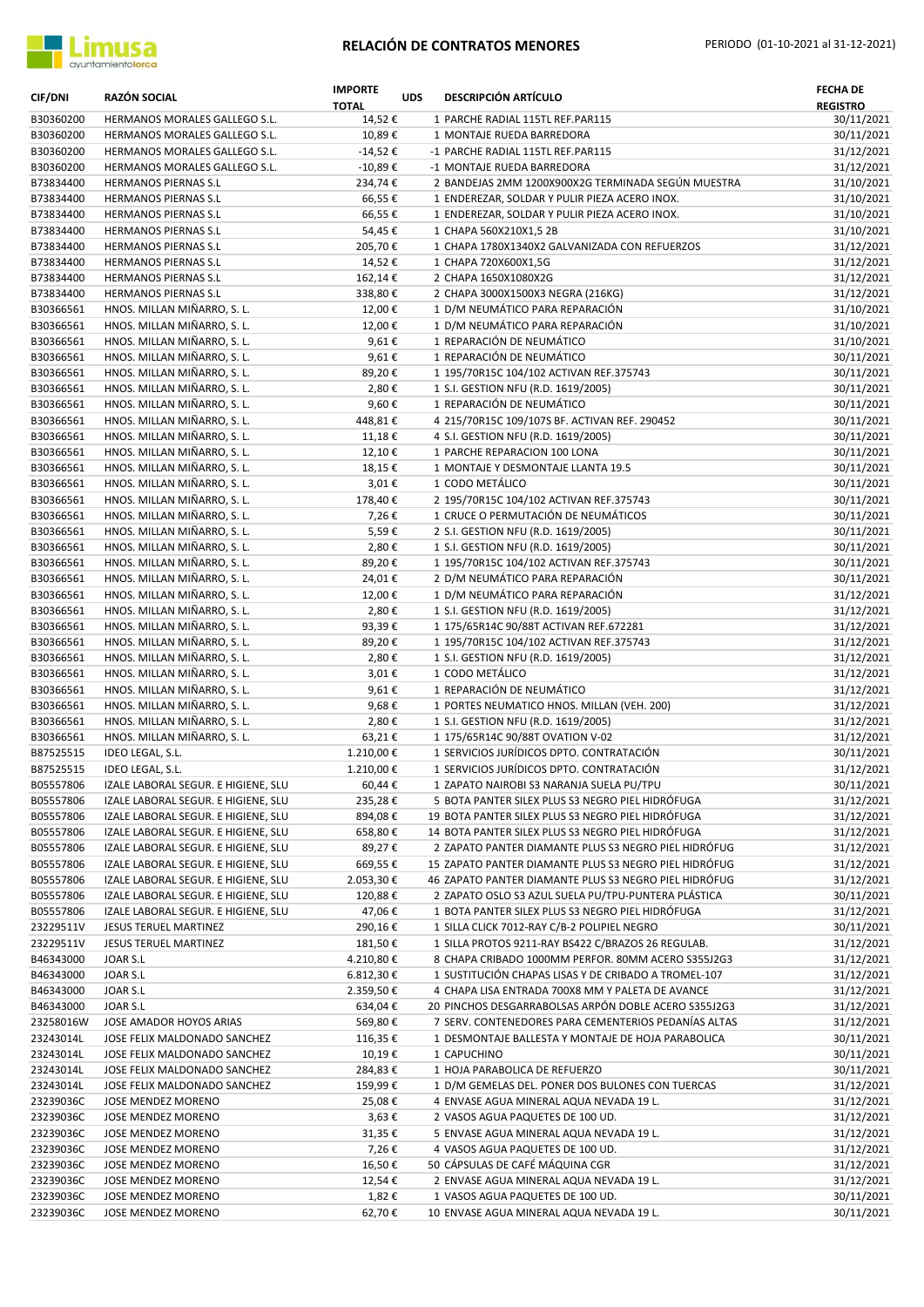# RELACIÓN DE CONTRATOS MENORES

PERIODO (01-10-2021 al 31-12-2021)

| CIF/DNI | RAZÓN SOCIAL | IMPORTE TOTAL | UDS | DESCRIPCIÓN ARTÍCULO | FECHA DE REGISTRO |
|---|---|---|---|---|---|
| B30360200 | HERMANOS MORALES GALLEGO S.L. | 14,52 € | 1 | PARCHE RADIAL 115TL REF.PAR115 | 30/11/2021 |
| B30360200 | HERMANOS MORALES GALLEGO S.L. | 10,89 € | 1 | MONTAJE RUEDA BARREDORA | 30/11/2021 |
| B30360200 | HERMANOS MORALES GALLEGO S.L. | -14,52 € | -1 | PARCHE RADIAL 115TL REF.PAR115 | 31/12/2021 |
| B30360200 | HERMANOS MORALES GALLEGO S.L. | -10,89 € | -1 | MONTAJE RUEDA BARREDORA | 31/12/2021 |
| B73834400 | HERMANOS PIERNAS S.L | 234,74 € | 2 | BANDEJAS 2MM 1200X900X2G TERMINADA SEGÚN MUESTRA | 31/10/2021 |
| B73834400 | HERMANOS PIERNAS S.L | 66,55 € | 1 | ENDEREZAR, SOLDAR Y PULIR PIEZA ACERO INOX. | 31/10/2021 |
| B73834400 | HERMANOS PIERNAS S.L | 66,55 € | 1 | ENDEREZAR, SOLDAR Y PULIR PIEZA ACERO INOX. | 31/10/2021 |
| B73834400 | HERMANOS PIERNAS S.L | 54,45 € | 1 | CHAPA 560X210X1,5 2B | 31/10/2021 |
| B73834400 | HERMANOS PIERNAS S.L | 205,70 € | 1 | CHAPA 1780X1340X2 GALVANIZADA CON REFUERZOS | 31/12/2021 |
| B73834400 | HERMANOS PIERNAS S.L | 14,52 € | 1 | CHAPA 720X600X1,5G | 31/12/2021 |
| B73834400 | HERMANOS PIERNAS S.L | 162,14 € | 2 | CHAPA 1650X1080X2G | 31/12/2021 |
| B73834400 | HERMANOS PIERNAS S.L | 338,80 € | 2 | CHAPA 3000X1500X3 NEGRA (216KG) | 31/12/2021 |
| B30366561 | HNOS. MILLAN MIÑARRO, S. L. | 12,00 € | 1 | D/M NEUMÁTICO PARA REPARACIÓN | 31/10/2021 |
| B30366561 | HNOS. MILLAN MIÑARRO, S. L. | 12,00 € | 1 | D/M NEUMÁTICO PARA REPARACIÓN | 31/10/2021 |
| B30366561 | HNOS. MILLAN MIÑARRO, S. L. | 9,61 € | 1 | REPARACIÓN DE NEUMÁTICO | 31/10/2021 |
| B30366561 | HNOS. MILLAN MIÑARRO, S. L. | 9,61 € | 1 | REPARACIÓN DE NEUMÁTICO | 30/11/2021 |
| B30366561 | HNOS. MILLAN MIÑARRO, S. L. | 89,20 € | 1 | 195/70R15C 104/102 ACTIVAN REF.375743 | 30/11/2021 |
| B30366561 | HNOS. MILLAN MIÑARRO, S. L. | 2,80 € | 1 | S.I. GESTION NFU (R.D. 1619/2005) | 30/11/2021 |
| B30366561 | HNOS. MILLAN MIÑARRO, S. L. | 9,60 € | 1 | REPARACIÓN DE NEUMÁTICO | 30/11/2021 |
| B30366561 | HNOS. MILLAN MIÑARRO, S. L. | 448,81 € | 4 | 215/70R15C 109/107S BF. ACTIVAN REF. 290452 | 30/11/2021 |
| B30366561 | HNOS. MILLAN MIÑARRO, S. L. | 11,18 € | 4 | S.I. GESTION NFU (R.D. 1619/2005) | 30/11/2021 |
| B30366561 | HNOS. MILLAN MIÑARRO, S. L. | 12,10 € | 1 | PARCHE REPARACION 100 LONA | 30/11/2021 |
| B30366561 | HNOS. MILLAN MIÑARRO, S. L. | 18,15 € | 1 | MONTAJE Y DESMONTAJE LLANTA 19.5 | 30/11/2021 |
| B30366561 | HNOS. MILLAN MIÑARRO, S. L. | 3,01 € | 1 | CODO METÁLICO | 30/11/2021 |
| B30366561 | HNOS. MILLAN MIÑARRO, S. L. | 178,40 € | 2 | 195/70R15C 104/102 ACTIVAN REF.375743 | 30/11/2021 |
| B30366561 | HNOS. MILLAN MIÑARRO, S. L. | 7,26 € | 1 | CRUCE O PERMUTACIÓN DE NEUMÁTICOS | 30/11/2021 |
| B30366561 | HNOS. MILLAN MIÑARRO, S. L. | 5,59 € | 2 | S.I. GESTION NFU (R.D. 1619/2005) | 30/11/2021 |
| B30366561 | HNOS. MILLAN MIÑARRO, S. L. | 2,80 € | 1 | S.I. GESTION NFU (R.D. 1619/2005) | 30/11/2021 |
| B30366561 | HNOS. MILLAN MIÑARRO, S. L. | 89,20 € | 1 | 195/70R15C 104/102 ACTIVAN REF.375743 | 30/11/2021 |
| B30366561 | HNOS. MILLAN MIÑARRO, S. L. | 24,01 € | 2 | D/M NEUMÁTICO PARA REPARACIÓN | 30/11/2021 |
| B30366561 | HNOS. MILLAN MIÑARRO, S. L. | 12,00 € | 1 | D/M NEUMÁTICO PARA REPARACIÓN | 31/12/2021 |
| B30366561 | HNOS. MILLAN MIÑARRO, S. L. | 2,80 € | 1 | S.I. GESTION NFU (R.D. 1619/2005) | 31/12/2021 |
| B30366561 | HNOS. MILLAN MIÑARRO, S. L. | 93,39 € | 1 | 175/65R14C 90/88T ACTIVAN REF.672281 | 31/12/2021 |
| B30366561 | HNOS. MILLAN MIÑARRO, S. L. | 89,20 € | 1 | 195/70R15C 104/102 ACTIVAN REF.375743 | 31/12/2021 |
| B30366561 | HNOS. MILLAN MIÑARRO, S. L. | 2,80 € | 1 | S.I. GESTION NFU (R.D. 1619/2005) | 31/12/2021 |
| B30366561 | HNOS. MILLAN MIÑARRO, S. L. | 3,01 € | 1 | CODO METÁLICO | 31/12/2021 |
| B30366561 | HNOS. MILLAN MIÑARRO, S. L. | 9,61 € | 1 | REPARACIÓN DE NEUMÁTICO | 31/12/2021 |
| B30366561 | HNOS. MILLAN MIÑARRO, S. L. | 9,68 € | 1 | PORTES NEUMATICO HNOS. MILLAN (VEH. 200) | 31/12/2021 |
| B30366561 | HNOS. MILLAN MIÑARRO, S. L. | 2,80 € | 1 | S.I. GESTION NFU (R.D. 1619/2005) | 31/12/2021 |
| B30366561 | HNOS. MILLAN MIÑARRO, S. L. | 63,21 € | 1 | 175/65R14C 90/88T OVATION V-02 | 31/12/2021 |
| B87525515 | IDEO LEGAL, S.L. | 1.210,00 € | 1 | SERVICIOS JURÍDICOS DPTO. CONTRATACIÓN | 30/11/2021 |
| B87525515 | IDEO LEGAL, S.L. | 1.210,00 € | 1 | SERVICIOS JURÍDICOS DPTO. CONTRATACIÓN | 31/12/2021 |
| B05557806 | IZALE LABORAL SEGUR. E HIGIENE, SLU | 60,44 € | 1 | ZAPATO NAIROBI S3 NARANJA SUELA PU/TPU | 30/11/2021 |
| B05557806 | IZALE LABORAL SEGUR. E HIGIENE, SLU | 235,28 € | 5 | BOTA PANTER SILEX PLUS S3 NEGRO PIEL HIDRÓFUGA | 31/12/2021 |
| B05557806 | IZALE LABORAL SEGUR. E HIGIENE, SLU | 894,08 € | 19 | BOTA PANTER SILEX PLUS S3 NEGRO PIEL HIDRÓFUGA | 31/12/2021 |
| B05557806 | IZALE LABORAL SEGUR. E HIGIENE, SLU | 658,80 € | 14 | BOTA PANTER SILEX PLUS S3 NEGRO PIEL HIDRÓFUGA | 31/12/2021 |
| B05557806 | IZALE LABORAL SEGUR. E HIGIENE, SLU | 89,27 € | 2 | ZAPATO PANTER DIAMANTE PLUS S3 NEGRO PIEL HIDRÓFUG | 31/12/2021 |
| B05557806 | IZALE LABORAL SEGUR. E HIGIENE, SLU | 669,55 € | 15 | ZAPATO PANTER DIAMANTE PLUS S3 NEGRO PIEL HIDRÓFUG | 31/12/2021 |
| B05557806 | IZALE LABORAL SEGUR. E HIGIENE, SLU | 2.053,30 € | 46 | ZAPATO PANTER DIAMANTE PLUS S3 NEGRO PIEL HIDRÓFUG | 31/12/2021 |
| B05557806 | IZALE LABORAL SEGUR. E HIGIENE, SLU | 120,88 € | 2 | ZAPATO OSLO S3 AZUL SUELA PU/TPU-PUNTERA PLÁSTICA | 30/11/2021 |
| B05557806 | IZALE LABORAL SEGUR. E HIGIENE, SLU | 47,06 € | 1 | BOTA PANTER SILEX PLUS S3 NEGRO PIEL HIDRÓFUGA | 31/12/2021 |
| 23229511V | JESUS TERUEL MARTINEZ | 290,16 € | 1 | SILLA CLICK 7012-RAY C/B-2 POLIPIEL NEGRO | 30/11/2021 |
| 23229511V | JESUS TERUEL MARTINEZ | 181,50 € | 1 | SILLA PROTOS 9211-RAY BS422 C/BRAZOS 26 REGULAB. | 31/12/2021 |
| B46343000 | JOAR S.L | 4.210,80 € | 8 | CHAPA CRIBADO 1000MM PERFOR. 80MM ACERO S355J2G3 | 31/12/2021 |
| B46343000 | JOAR S.L | 6.812,30 € | 1 | SUSTITUCIÓN CHAPAS LISAS Y DE CRIBADO A TROMEL-107 | 31/12/2021 |
| B46343000 | JOAR S.L | 2.359,50 € | 4 | CHAPA LISA ENTRADA 700X8 MM Y PALETA DE AVANCE | 31/12/2021 |
| B46343000 | JOAR S.L | 634,04 € | 20 | PINCHOS DESGARRABOLSAS ARPÓN DOBLE ACERO S355J2G3 | 31/12/2021 |
| 23258016W | JOSE AMADOR HOYOS ARIAS | 569,80 € | 7 | SERV. CONTENEDORES PARA CEMENTERIOS PEDANÍAS ALTAS | 31/12/2021 |
| 23243014L | JOSE FELIX MALDONADO SANCHEZ | 116,35 € | 1 | DESMONTAJE BALLESTA Y MONTAJE DE HOJA PARABOLICA | 30/11/2021 |
| 23243014L | JOSE FELIX MALDONADO SANCHEZ | 10,19 € | 1 | CAPUCHINO | 30/11/2021 |
| 23243014L | JOSE FELIX MALDONADO SANCHEZ | 284,83 € | 1 | HOJA PARABOLICA DE REFUERZO | 30/11/2021 |
| 23243014L | JOSE FELIX MALDONADO SANCHEZ | 159,99 € | 1 | D/M GEMELAS DEL. PONER DOS BULONES CON TUERCAS | 31/12/2021 |
| 23239036C | JOSE MENDEZ MORENO | 25,08 € | 4 | ENVASE AGUA MINERAL AQUA NEVADA 19 L. | 31/12/2021 |
| 23239036C | JOSE MENDEZ MORENO | 3,63 € | 2 | VASOS AGUA PAQUETES DE 100 UD. | 31/12/2021 |
| 23239036C | JOSE MENDEZ MORENO | 31,35 € | 5 | ENVASE AGUA MINERAL AQUA NEVADA 19 L. | 31/12/2021 |
| 23239036C | JOSE MENDEZ MORENO | 7,26 € | 4 | VASOS AGUA PAQUETES DE 100 UD. | 31/12/2021 |
| 23239036C | JOSE MENDEZ MORENO | 16,50 € | 50 | CÁPSULAS DE CAFÉ MÁQUINA CGR | 31/12/2021 |
| 23239036C | JOSE MENDEZ MORENO | 12,54 € | 2 | ENVASE AGUA MINERAL AQUA NEVADA 19 L. | 31/12/2021 |
| 23239036C | JOSE MENDEZ MORENO | 1,82 € | 1 | VASOS AGUA PAQUETES DE 100 UD. | 30/11/2021 |
| 23239036C | JOSE MENDEZ MORENO | 62,70 € | 10 | ENVASE AGUA MINERAL AQUA NEVADA 19 L. | 30/11/2021 |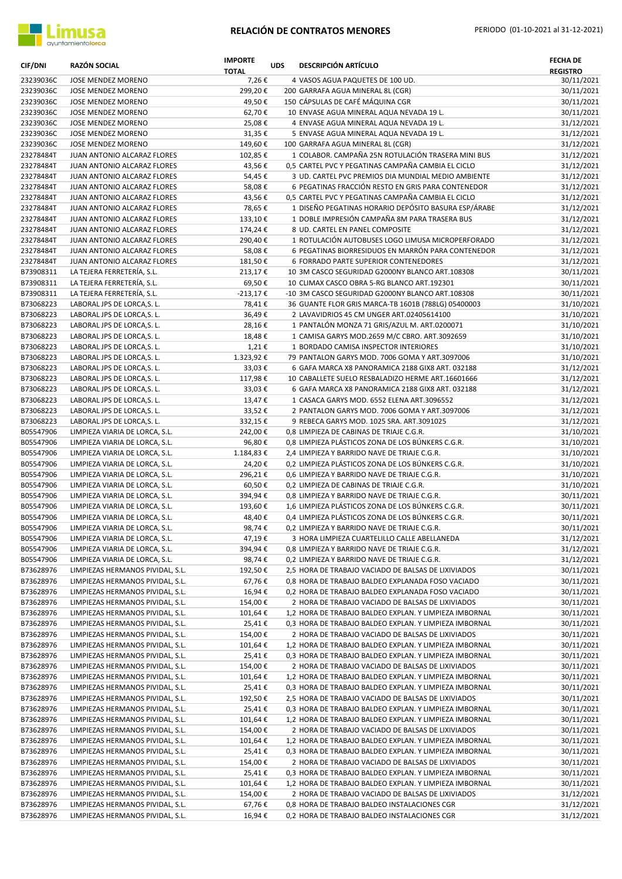# RELACIÓN DE CONTRATOS MENORES

PERIODO (01-10-2021 al 31-12-2021)

| CIF/DNI | RAZÓN SOCIAL | IMPORTE TOTAL | UDS | DESCRIPCIÓN ARTÍCULO | FECHA DE REGISTRO |
|---|---|---|---|---|---|
| 23239036C | JOSE MENDEZ MORENO | 7,26 € | 4 | VASOS AGUA PAQUETES DE 100 UD. | 30/11/2021 |
| 23239036C | JOSE MENDEZ MORENO | 299,20 € | 200 | GARRAFA AGUA MINERAL 8L (CGR) | 30/11/2021 |
| 23239036C | JOSE MENDEZ MORENO | 49,50 € | 150 | CÁPSULAS DE CAFÉ MÁQUINA CGR | 30/11/2021 |
| 23239036C | JOSE MENDEZ MORENO | 62,70 € | 10 | ENVASE AGUA MINERAL AQUA NEVADA 19 L. | 30/11/2021 |
| 23239036C | JOSE MENDEZ MORENO | 25,08 € | 4 | ENVASE AGUA MINERAL AQUA NEVADA 19 L. | 31/12/2021 |
| 23239036C | JOSE MENDEZ MORENO | 31,35 € | 5 | ENVASE AGUA MINERAL AQUA NEVADA 19 L. | 31/12/2021 |
| 23239036C | JOSE MENDEZ MORENO | 149,60 € | 100 | GARRAFA AGUA MINERAL 8L (CGR) | 31/12/2021 |
| 23278484T | JUAN ANTONIO ALCARAZ FLORES | 102,85 € | 1 | COLABOR. CAMPAÑA 25N ROTULACIÓN TRASERA MINI BUS | 31/12/2021 |
| 23278484T | JUAN ANTONIO ALCARAZ FLORES | 43,56 € | 0,5 | CARTEL PVC Y PEGATINAS CAMPAÑA CAMBIA EL CICLO | 31/12/2021 |
| 23278484T | JUAN ANTONIO ALCARAZ FLORES | 54,45 € | 3 | UD. CARTEL PVC PREMIOS DIA MUNDIAL MEDIO AMBIENTE | 31/12/2021 |
| 23278484T | JUAN ANTONIO ALCARAZ FLORES | 58,08 € | 6 | PEGATINAS FRACCIÓN RESTO EN GRIS PARA CONTENEDOR | 31/12/2021 |
| 23278484T | JUAN ANTONIO ALCARAZ FLORES | 43,56 € | 0,5 | CARTEL PVC Y PEGATINAS CAMPAÑA CAMBIA EL CICLO | 31/12/2021 |
| 23278484T | JUAN ANTONIO ALCARAZ FLORES | 78,65 € | 1 | DISEÑO PEGATINAS HORARIO DEPÓSITO BASURA ESP/ÁRABE | 31/12/2021 |
| 23278484T | JUAN ANTONIO ALCARAZ FLORES | 133,10 € | 1 | DOBLE IMPRESIÓN CAMPAÑA 8M PARA TRASERA BUS | 31/12/2021 |
| 23278484T | JUAN ANTONIO ALCARAZ FLORES | 174,24 € | 8 | UD. CARTEL EN PANEL COMPOSITE | 31/12/2021 |
| 23278484T | JUAN ANTONIO ALCARAZ FLORES | 290,40 € | 1 | ROTULACIÓN AUTOBUSES LOGO LIMUSA MICROPERFORADO | 31/12/2021 |
| 23278484T | JUAN ANTONIO ALCARAZ FLORES | 58,08 € | 6 | PEGATINAS BIORRESIDUOS EN MARRÓN PARA CONTENEDOR | 31/12/2021 |
| 23278484T | JUAN ANTONIO ALCARAZ FLORES | 181,50 € | 6 | FORRADO PARTE SUPERIOR CONTENEDORES | 31/12/2021 |
| B73908311 | LA TEJERA FERRETERÍA, S.L. | 213,17 € | 10 | 3M CASCO SEGURIDAD G2000NY BLANCO ART.108308 | 30/11/2021 |
| B73908311 | LA TEJERA FERRETERÍA, S.L. | 69,50 € | 10 | CLIMAX CASCO OBRA 5-RG BLANCO ART.192301 | 30/11/2021 |
| B73908311 | LA TEJERA FERRETERÍA, S.L. | -213,17 € | -10 | 3M CASCO SEGURIDAD G2000NY BLANCO ART.108308 | 30/11/2021 |
| B73068223 | LABORAL JPS DE LORCA,S. L. | 78,41 € | 36 | GUANTE FLOR GRIS MARCA-TB 1601B (788LG) 05400003 | 31/10/2021 |
| B73068223 | LABORAL JPS DE LORCA,S. L. | 36,49 € | 2 | LAVAVIDRIOS 45 CM UNGER ART.02405614100 | 31/10/2021 |
| B73068223 | LABORAL JPS DE LORCA,S. L. | 28,16 € | 1 | PANTALÓN MONZA 71 GRIS/AZUL M. ART.0200071 | 31/10/2021 |
| B73068223 | LABORAL JPS DE LORCA,S. L. | 18,48 € | 1 | CAMISA GARYS MOD.2659 M/C CBRO. ART.3092659 | 31/10/2021 |
| B73068223 | LABORAL JPS DE LORCA,S. L. | 1,21 € | 1 | BORDADO CAMISA INSPECTOR INTERIORES | 31/10/2021 |
| B73068223 | LABORAL JPS DE LORCA,S. L. | 1.323,92 € | 79 | PANTALON GARYS MOD. 7006 GOMA Y ART.3097006 | 31/10/2021 |
| B73068223 | LABORAL JPS DE LORCA,S. L. | 33,03 € | 6 | GAFA MARCA X8 PANORAMICA 2188 GIX8 ART. 032188 | 31/12/2021 |
| B73068223 | LABORAL JPS DE LORCA,S. L. | 117,98 € | 10 | CABALLETE SUELO RESBALADIZO HERME ART.16601666 | 31/12/2021 |
| B73068223 | LABORAL JPS DE LORCA,S. L. | 33,03 € | 6 | GAFA MARCA X8 PANORAMICA 2188 GIX8 ART. 032188 | 31/12/2021 |
| B73068223 | LABORAL JPS DE LORCA,S. L. | 13,47 € | 1 | CASACA GARYS MOD. 6552 ELENA ART.3096552 | 31/12/2021 |
| B73068223 | LABORAL JPS DE LORCA,S. L. | 33,52 € | 2 | PANTALON GARYS MOD. 7006 GOMA Y ART.3097006 | 31/12/2021 |
| B73068223 | LABORAL JPS DE LORCA,S. L. | 332,15 € | 9 | REBECA GARYS MOD. 1025 SRA. ART.3091025 | 31/12/2021 |
| B05547906 | LIMPIEZA VIARIA DE LORCA, S.L. | 242,00 € | 0,8 | LIMPIEZA DE CABINAS DE TRIAJE C.G.R. | 31/10/2021 |
| B05547906 | LIMPIEZA VIARIA DE LORCA, S.L. | 96,80 € | 0,8 | LIMPIEZA PLÁSTICOS ZONA DE LOS BÚNKERS C.G.R. | 31/10/2021 |
| B05547906 | LIMPIEZA VIARIA DE LORCA, S.L. | 1.184,83 € | 2,4 | LIMPIEZA Y BARRIDO NAVE DE TRIAJE C.G.R. | 31/10/2021 |
| B05547906 | LIMPIEZA VIARIA DE LORCA, S.L. | 24,20 € | 0,2 | LIMPIEZA PLÁSTICOS ZONA DE LOS BÚNKERS C.G.R. | 31/10/2021 |
| B05547906 | LIMPIEZA VIARIA DE LORCA, S.L. | 296,21 € | 0,6 | LIMPIEZA Y BARRIDO NAVE DE TRIAJE C.G.R. | 31/10/2021 |
| B05547906 | LIMPIEZA VIARIA DE LORCA, S.L. | 60,50 € | 0,2 | LIMPIEZA DE CABINAS DE TRIAJE C.G.R. | 31/10/2021 |
| B05547906 | LIMPIEZA VIARIA DE LORCA, S.L. | 394,94 € | 0,8 | LIMPIEZA Y BARRIDO NAVE DE TRIAJE C.G.R. | 30/11/2021 |
| B05547906 | LIMPIEZA VIARIA DE LORCA, S.L. | 193,60 € | 1,6 | LIMPIEZA PLÁSTICOS ZONA DE LOS BÚNKERS C.G.R. | 30/11/2021 |
| B05547906 | LIMPIEZA VIARIA DE LORCA, S.L. | 48,40 € | 0,4 | LIMPIEZA PLÁSTICOS ZONA DE LOS BÚNKERS C.G.R. | 30/11/2021 |
| B05547906 | LIMPIEZA VIARIA DE LORCA, S.L. | 98,74 € | 0,2 | LIMPIEZA Y BARRIDO NAVE DE TRIAJE C.G.R. | 30/11/2021 |
| B05547906 | LIMPIEZA VIARIA DE LORCA, S.L. | 47,19 € | 3 | HORA LIMPIEZA CUARTELILLO CALLE ABELLANEDA | 31/12/2021 |
| B05547906 | LIMPIEZA VIARIA DE LORCA, S.L. | 394,94 € | 0,8 | LIMPIEZA Y BARRIDO NAVE DE TRIAJE C.G.R. | 31/12/2021 |
| B05547906 | LIMPIEZA VIARIA DE LORCA, S.L. | 98,74 € | 0,2 | LIMPIEZA Y BARRIDO NAVE DE TRIAJE C.G.R. | 31/12/2021 |
| B73628976 | LIMPIEZAS HERMANOS PIVIDAL, S.L. | 192,50 € | 2,5 | HORA DE TRABAJO VACIADO DE BALSAS DE LIXIVIADOS | 30/11/2021 |
| B73628976 | LIMPIEZAS HERMANOS PIVIDAL, S.L. | 67,76 € | 0,8 | HORA DE TRABAJO BALDEO EXPLANADA FOSO VACIADO | 30/11/2021 |
| B73628976 | LIMPIEZAS HERMANOS PIVIDAL, S.L. | 16,94 € | 0,2 | HORA DE TRABAJO BALDEO EXPLANADA FOSO VACIADO | 30/11/2021 |
| B73628976 | LIMPIEZAS HERMANOS PIVIDAL, S.L. | 154,00 € | 2 | HORA DE TRABAJO VACIADO DE BALSAS DE LIXIVIADOS | 30/11/2021 |
| B73628976 | LIMPIEZAS HERMANOS PIVIDAL, S.L. | 101,64 € | 1,2 | HORA DE TRABAJO BALDEO EXPLAN. Y LIMPIEZA IMBORNAL | 30/11/2021 |
| B73628976 | LIMPIEZAS HERMANOS PIVIDAL, S.L. | 25,41 € | 0,3 | HORA DE TRABAJO BALDEO EXPLAN. Y LIMPIEZA IMBORNAL | 30/11/2021 |
| B73628976 | LIMPIEZAS HERMANOS PIVIDAL, S.L. | 154,00 € | 2 | HORA DE TRABAJO VACIADO DE BALSAS DE LIXIVIADOS | 30/11/2021 |
| B73628976 | LIMPIEZAS HERMANOS PIVIDAL, S.L. | 101,64 € | 1,2 | HORA DE TRABAJO BALDEO EXPLAN. Y LIMPIEZA IMBORNAL | 30/11/2021 |
| B73628976 | LIMPIEZAS HERMANOS PIVIDAL, S.L. | 25,41 € | 0,3 | HORA DE TRABAJO BALDEO EXPLAN. Y LIMPIEZA IMBORNAL | 30/11/2021 |
| B73628976 | LIMPIEZAS HERMANOS PIVIDAL, S.L. | 154,00 € | 2 | HORA DE TRABAJO VACIADO DE BALSAS DE LIXIVIADOS | 30/11/2021 |
| B73628976 | LIMPIEZAS HERMANOS PIVIDAL, S.L. | 101,64 € | 1,2 | HORA DE TRABAJO BALDEO EXPLAN. Y LIMPIEZA IMBORNAL | 30/11/2021 |
| B73628976 | LIMPIEZAS HERMANOS PIVIDAL, S.L. | 25,41 € | 0,3 | HORA DE TRABAJO BALDEO EXPLAN. Y LIMPIEZA IMBORNAL | 30/11/2021 |
| B73628976 | LIMPIEZAS HERMANOS PIVIDAL, S.L. | 192,50 € | 2,5 | HORA DE TRABAJO VACIADO DE BALSAS DE LIXIVIADOS | 30/11/2021 |
| B73628976 | LIMPIEZAS HERMANOS PIVIDAL, S.L. | 25,41 € | 0,3 | HORA DE TRABAJO BALDEO EXPLAN. Y LIMPIEZA IMBORNAL | 30/11/2021 |
| B73628976 | LIMPIEZAS HERMANOS PIVIDAL, S.L. | 101,64 € | 1,2 | HORA DE TRABAJO BALDEO EXPLAN. Y LIMPIEZA IMBORNAL | 30/11/2021 |
| B73628976 | LIMPIEZAS HERMANOS PIVIDAL, S.L. | 154,00 € | 2 | HORA DE TRABAJO VACIADO DE BALSAS DE LIXIVIADOS | 30/11/2021 |
| B73628976 | LIMPIEZAS HERMANOS PIVIDAL, S.L. | 101,64 € | 1,2 | HORA DE TRABAJO BALDEO EXPLAN. Y LIMPIEZA IMBORNAL | 30/11/2021 |
| B73628976 | LIMPIEZAS HERMANOS PIVIDAL, S.L. | 25,41 € | 0,3 | HORA DE TRABAJO BALDEO EXPLAN. Y LIMPIEZA IMBORNAL | 30/11/2021 |
| B73628976 | LIMPIEZAS HERMANOS PIVIDAL, S.L. | 154,00 € | 2 | HORA DE TRABAJO VACIADO DE BALSAS DE LIXIVIADOS | 30/11/2021 |
| B73628976 | LIMPIEZAS HERMANOS PIVIDAL, S.L. | 25,41 € | 0,3 | HORA DE TRABAJO BALDEO EXPLAN. Y LIMPIEZA IMBORNAL | 30/11/2021 |
| B73628976 | LIMPIEZAS HERMANOS PIVIDAL, S.L. | 101,64 € | 1,2 | HORA DE TRABAJO BALDEO EXPLAN. Y LIMPIEZA IMBORNAL | 30/11/2021 |
| B73628976 | LIMPIEZAS HERMANOS PIVIDAL, S.L. | 154,00 € | 2 | HORA DE TRABAJO VACIADO DE BALSAS DE LIXIVIADOS | 31/12/2021 |
| B73628976 | LIMPIEZAS HERMANOS PIVIDAL, S.L. | 67,76 € | 0,8 | HORA DE TRABAJO BALDEO INSTALACIONES CGR | 31/12/2021 |
| B73628976 | LIMPIEZAS HERMANOS PIVIDAL, S.L. | 16,94 € | 0,2 | HORA DE TRABAJO BALDEO INSTALACIONES CGR | 31/12/2021 |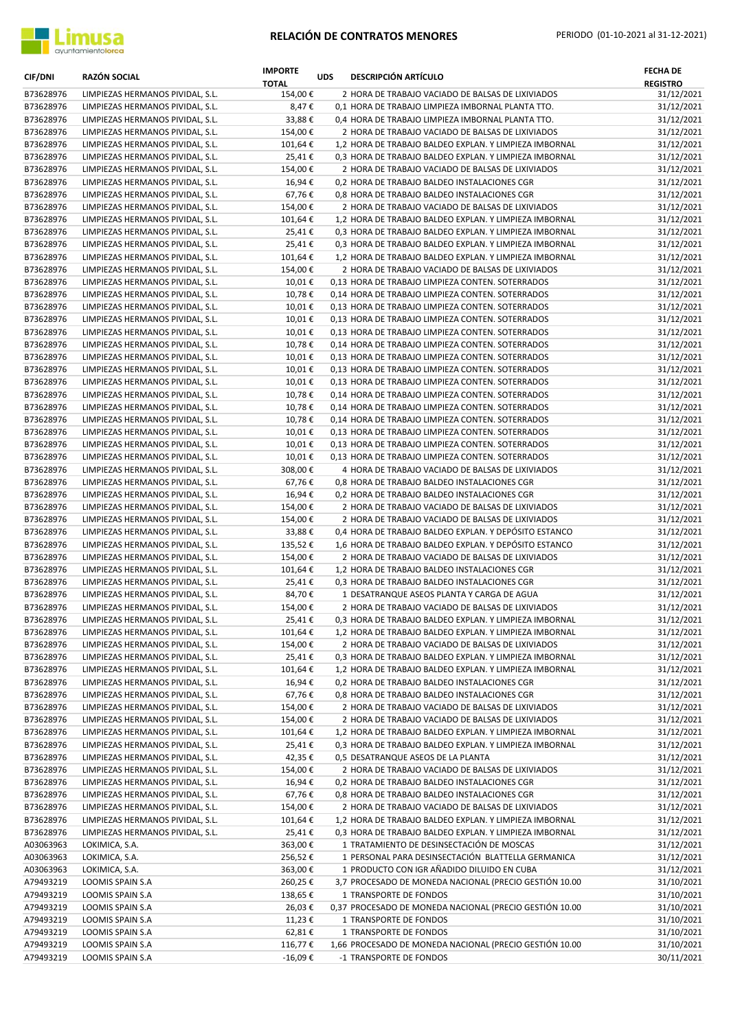# RELACIÓN DE CONTRATOS MENORES

PERIODO (01-10-2021 al 31-12-2021)

| CIF/DNI | RAZÓN SOCIAL | IMPORTE TOTAL | UDS | DESCRIPCIÓN ARTÍCULO | FECHA DE REGISTRO |
|---|---|---|---|---|---|
| B73628976 | LIMPIEZAS HERMANOS PIVIDAL, S.L. | 154,00 € | 2 | HORA DE TRABAJO VACIADO DE BALSAS DE LIXIVIADOS | 31/12/2021 |
| B73628976 | LIMPIEZAS HERMANOS PIVIDAL, S.L. | 8,47 € | 0,1 | HORA DE TRABAJO LIMPIEZA IMBORNAL PLANTA TTO. | 31/12/2021 |
| B73628976 | LIMPIEZAS HERMANOS PIVIDAL, S.L. | 33,88 € | 0,4 | HORA DE TRABAJO LIMPIEZA IMBORNAL PLANTA TTO. | 31/12/2021 |
| B73628976 | LIMPIEZAS HERMANOS PIVIDAL, S.L. | 154,00 € | 2 | HORA DE TRABAJO VACIADO DE BALSAS DE LIXIVIADOS | 31/12/2021 |
| B73628976 | LIMPIEZAS HERMANOS PIVIDAL, S.L. | 101,64 € | 1,2 | HORA DE TRABAJO BALDEO EXPLAN. Y LIMPIEZA IMBORNAL | 31/12/2021 |
| B73628976 | LIMPIEZAS HERMANOS PIVIDAL, S.L. | 25,41 € | 0,3 | HORA DE TRABAJO BALDEO EXPLAN. Y LIMPIEZA IMBORNAL | 31/12/2021 |
| B73628976 | LIMPIEZAS HERMANOS PIVIDAL, S.L. | 154,00 € | 2 | HORA DE TRABAJO VACIADO DE BALSAS DE LIXIVIADOS | 31/12/2021 |
| B73628976 | LIMPIEZAS HERMANOS PIVIDAL, S.L. | 16,94 € | 0,2 | HORA DE TRABAJO BALDEO INSTALACIONES CGR | 31/12/2021 |
| B73628976 | LIMPIEZAS HERMANOS PIVIDAL, S.L. | 67,76 € | 0,8 | HORA DE TRABAJO BALDEO INSTALACIONES CGR | 31/12/2021 |
| B73628976 | LIMPIEZAS HERMANOS PIVIDAL, S.L. | 154,00 € | 2 | HORA DE TRABAJO VACIADO DE BALSAS DE LIXIVIADOS | 31/12/2021 |
| B73628976 | LIMPIEZAS HERMANOS PIVIDAL, S.L. | 101,64 € | 1,2 | HORA DE TRABAJO BALDEO EXPLAN. Y LIMPIEZA IMBORNAL | 31/12/2021 |
| B73628976 | LIMPIEZAS HERMANOS PIVIDAL, S.L. | 25,41 € | 0,3 | HORA DE TRABAJO BALDEO EXPLAN. Y LIMPIEZA IMBORNAL | 31/12/2021 |
| B73628976 | LIMPIEZAS HERMANOS PIVIDAL, S.L. | 25,41 € | 0,3 | HORA DE TRABAJO BALDEO EXPLAN. Y LIMPIEZA IMBORNAL | 31/12/2021 |
| B73628976 | LIMPIEZAS HERMANOS PIVIDAL, S.L. | 101,64 € | 1,2 | HORA DE TRABAJO BALDEO EXPLAN. Y LIMPIEZA IMBORNAL | 31/12/2021 |
| B73628976 | LIMPIEZAS HERMANOS PIVIDAL, S.L. | 154,00 € | 2 | HORA DE TRABAJO VACIADO DE BALSAS DE LIXIVIADOS | 31/12/2021 |
| B73628976 | LIMPIEZAS HERMANOS PIVIDAL, S.L. | 10,01 € | 0,13 | HORA DE TRABAJO LIMPIEZA CONTEN. SOTERRADOS | 31/12/2021 |
| B73628976 | LIMPIEZAS HERMANOS PIVIDAL, S.L. | 10,78 € | 0,14 | HORA DE TRABAJO LIMPIEZA CONTEN. SOTERRADOS | 31/12/2021 |
| B73628976 | LIMPIEZAS HERMANOS PIVIDAL, S.L. | 10,01 € | 0,13 | HORA DE TRABAJO LIMPIEZA CONTEN. SOTERRADOS | 31/12/2021 |
| B73628976 | LIMPIEZAS HERMANOS PIVIDAL, S.L. | 10,01 € | 0,13 | HORA DE TRABAJO LIMPIEZA CONTEN. SOTERRADOS | 31/12/2021 |
| B73628976 | LIMPIEZAS HERMANOS PIVIDAL, S.L. | 10,01 € | 0,13 | HORA DE TRABAJO LIMPIEZA CONTEN. SOTERRADOS | 31/12/2021 |
| B73628976 | LIMPIEZAS HERMANOS PIVIDAL, S.L. | 10,78 € | 0,14 | HORA DE TRABAJO LIMPIEZA CONTEN. SOTERRADOS | 31/12/2021 |
| B73628976 | LIMPIEZAS HERMANOS PIVIDAL, S.L. | 10,01 € | 0,13 | HORA DE TRABAJO LIMPIEZA CONTEN. SOTERRADOS | 31/12/2021 |
| B73628976 | LIMPIEZAS HERMANOS PIVIDAL, S.L. | 10,01 € | 0,13 | HORA DE TRABAJO LIMPIEZA CONTEN. SOTERRADOS | 31/12/2021 |
| B73628976 | LIMPIEZAS HERMANOS PIVIDAL, S.L. | 10,01 € | 0,13 | HORA DE TRABAJO LIMPIEZA CONTEN. SOTERRADOS | 31/12/2021 |
| B73628976 | LIMPIEZAS HERMANOS PIVIDAL, S.L. | 10,78 € | 0,14 | HORA DE TRABAJO LIMPIEZA CONTEN. SOTERRADOS | 31/12/2021 |
| B73628976 | LIMPIEZAS HERMANOS PIVIDAL, S.L. | 10,78 € | 0,14 | HORA DE TRABAJO LIMPIEZA CONTEN. SOTERRADOS | 31/12/2021 |
| B73628976 | LIMPIEZAS HERMANOS PIVIDAL, S.L. | 10,78 € | 0,14 | HORA DE TRABAJO LIMPIEZA CONTEN. SOTERRADOS | 31/12/2021 |
| B73628976 | LIMPIEZAS HERMANOS PIVIDAL, S.L. | 10,01 € | 0,13 | HORA DE TRABAJO LIMPIEZA CONTEN. SOTERRADOS | 31/12/2021 |
| B73628976 | LIMPIEZAS HERMANOS PIVIDAL, S.L. | 10,01 € | 0,13 | HORA DE TRABAJO LIMPIEZA CONTEN. SOTERRADOS | 31/12/2021 |
| B73628976 | LIMPIEZAS HERMANOS PIVIDAL, S.L. | 10,01 € | 0,13 | HORA DE TRABAJO LIMPIEZA CONTEN. SOTERRADOS | 31/12/2021 |
| B73628976 | LIMPIEZAS HERMANOS PIVIDAL, S.L. | 308,00 € | 4 | HORA DE TRABAJO VACIADO DE BALSAS DE LIXIVIADOS | 31/12/2021 |
| B73628976 | LIMPIEZAS HERMANOS PIVIDAL, S.L. | 67,76 € | 0,8 | HORA DE TRABAJO BALDEO INSTALACIONES CGR | 31/12/2021 |
| B73628976 | LIMPIEZAS HERMANOS PIVIDAL, S.L. | 16,94 € | 0,2 | HORA DE TRABAJO BALDEO INSTALACIONES CGR | 31/12/2021 |
| B73628976 | LIMPIEZAS HERMANOS PIVIDAL, S.L. | 154,00 € | 2 | HORA DE TRABAJO VACIADO DE BALSAS DE LIXIVIADOS | 31/12/2021 |
| B73628976 | LIMPIEZAS HERMANOS PIVIDAL, S.L. | 154,00 € | 2 | HORA DE TRABAJO VACIADO DE BALSAS DE LIXIVIADOS | 31/12/2021 |
| B73628976 | LIMPIEZAS HERMANOS PIVIDAL, S.L. | 33,88 € | 0,4 | HORA DE TRABAJO BALDEO EXPLAN. Y DEPÓSITO ESTANCO | 31/12/2021 |
| B73628976 | LIMPIEZAS HERMANOS PIVIDAL, S.L. | 135,52 € | 1,6 | HORA DE TRABAJO BALDEO EXPLAN. Y DEPÓSITO ESTANCO | 31/12/2021 |
| B73628976 | LIMPIEZAS HERMANOS PIVIDAL, S.L. | 154,00 € | 2 | HORA DE TRABAJO VACIADO DE BALSAS DE LIXIVIADOS | 31/12/2021 |
| B73628976 | LIMPIEZAS HERMANOS PIVIDAL, S.L. | 101,64 € | 1,2 | HORA DE TRABAJO BALDEO INSTALACIONES CGR | 31/12/2021 |
| B73628976 | LIMPIEZAS HERMANOS PIVIDAL, S.L. | 25,41 € | 0,3 | HORA DE TRABAJO BALDEO INSTALACIONES CGR | 31/12/2021 |
| B73628976 | LIMPIEZAS HERMANOS PIVIDAL, S.L. | 84,70 € | 1 | DESATRANQUE ASEOS PLANTA Y CARGA DE AGUA | 31/12/2021 |
| B73628976 | LIMPIEZAS HERMANOS PIVIDAL, S.L. | 154,00 € | 2 | HORA DE TRABAJO VACIADO DE BALSAS DE LIXIVIADOS | 31/12/2021 |
| B73628976 | LIMPIEZAS HERMANOS PIVIDAL, S.L. | 25,41 € | 0,3 | HORA DE TRABAJO BALDEO EXPLAN. Y LIMPIEZA IMBORNAL | 31/12/2021 |
| B73628976 | LIMPIEZAS HERMANOS PIVIDAL, S.L. | 101,64 € | 1,2 | HORA DE TRABAJO BALDEO EXPLAN. Y LIMPIEZA IMBORNAL | 31/12/2021 |
| B73628976 | LIMPIEZAS HERMANOS PIVIDAL, S.L. | 154,00 € | 2 | HORA DE TRABAJO VACIADO DE BALSAS DE LIXIVIADOS | 31/12/2021 |
| B73628976 | LIMPIEZAS HERMANOS PIVIDAL, S.L. | 25,41 € | 0,3 | HORA DE TRABAJO BALDEO EXPLAN. Y LIMPIEZA IMBORNAL | 31/12/2021 |
| B73628976 | LIMPIEZAS HERMANOS PIVIDAL, S.L. | 101,64 € | 1,2 | HORA DE TRABAJO BALDEO EXPLAN. Y LIMPIEZA IMBORNAL | 31/12/2021 |
| B73628976 | LIMPIEZAS HERMANOS PIVIDAL, S.L. | 16,94 € | 0,2 | HORA DE TRABAJO BALDEO INSTALACIONES CGR | 31/12/2021 |
| B73628976 | LIMPIEZAS HERMANOS PIVIDAL, S.L. | 67,76 € | 0,8 | HORA DE TRABAJO BALDEO INSTALACIONES CGR | 31/12/2021 |
| B73628976 | LIMPIEZAS HERMANOS PIVIDAL, S.L. | 154,00 € | 2 | HORA DE TRABAJO VACIADO DE BALSAS DE LIXIVIADOS | 31/12/2021 |
| B73628976 | LIMPIEZAS HERMANOS PIVIDAL, S.L. | 154,00 € | 2 | HORA DE TRABAJO VACIADO DE BALSAS DE LIXIVIADOS | 31/12/2021 |
| B73628976 | LIMPIEZAS HERMANOS PIVIDAL, S.L. | 101,64 € | 1,2 | HORA DE TRABAJO BALDEO EXPLAN. Y LIMPIEZA IMBORNAL | 31/12/2021 |
| B73628976 | LIMPIEZAS HERMANOS PIVIDAL, S.L. | 25,41 € | 0,3 | HORA DE TRABAJO BALDEO EXPLAN. Y LIMPIEZA IMBORNAL | 31/12/2021 |
| B73628976 | LIMPIEZAS HERMANOS PIVIDAL, S.L. | 42,35 € | 0,5 | DESATRANQUE ASEOS DE LA PLANTA | 31/12/2021 |
| B73628976 | LIMPIEZAS HERMANOS PIVIDAL, S.L. | 154,00 € | 2 | HORA DE TRABAJO VACIADO DE BALSAS DE LIXIVIADOS | 31/12/2021 |
| B73628976 | LIMPIEZAS HERMANOS PIVIDAL, S.L. | 16,94 € | 0,2 | HORA DE TRABAJO BALDEO INSTALACIONES CGR | 31/12/2021 |
| B73628976 | LIMPIEZAS HERMANOS PIVIDAL, S.L. | 67,76 € | 0,8 | HORA DE TRABAJO BALDEO INSTALACIONES CGR | 31/12/2021 |
| B73628976 | LIMPIEZAS HERMANOS PIVIDAL, S.L. | 154,00 € | 2 | HORA DE TRABAJO VACIADO DE BALSAS DE LIXIVIADOS | 31/12/2021 |
| B73628976 | LIMPIEZAS HERMANOS PIVIDAL, S.L. | 101,64 € | 1,2 | HORA DE TRABAJO BALDEO EXPLAN. Y LIMPIEZA IMBORNAL | 31/12/2021 |
| B73628976 | LIMPIEZAS HERMANOS PIVIDAL, S.L. | 25,41 € | 0,3 | HORA DE TRABAJO BALDEO EXPLAN. Y LIMPIEZA IMBORNAL | 31/12/2021 |
| A03063963 | LOKIMICA, S.A. | 363,00 € | 1 | TRATAMIENTO DE DESINSECTACIÓN DE MOSCAS | 31/12/2021 |
| A03063963 | LOKIMICA, S.A. | 256,52 € | 1 | PERSONAL PARA DESINSECTACIÓN BLATTELLA GERMANICA | 31/12/2021 |
| A03063963 | LOKIMICA, S.A. | 363,00 € | 1 | PRODUCTO CON IGR AÑADIDO DILUIDO EN CUBA | 31/12/2021 |
| A79493219 | LOOMIS SPAIN S.A | 260,25 € | 3,7 | PROCESADO DE MONEDA NACIONAL (PRECIO GESTIÓN 10.00 | 31/10/2021 |
| A79493219 | LOOMIS SPAIN S.A | 138,65 € | 1 | TRANSPORTE DE FONDOS | 31/10/2021 |
| A79493219 | LOOMIS SPAIN S.A | 26,03 € | 0,37 | PROCESADO DE MONEDA NACIONAL (PRECIO GESTIÓN 10.00 | 31/10/2021 |
| A79493219 | LOOMIS SPAIN S.A | 11,23 € | 1 | TRANSPORTE DE FONDOS | 31/10/2021 |
| A79493219 | LOOMIS SPAIN S.A | 62,81 € | 1 | TRANSPORTE DE FONDOS | 31/10/2021 |
| A79493219 | LOOMIS SPAIN S.A | 116,77 € | 1,66 | PROCESADO DE MONEDA NACIONAL (PRECIO GESTIÓN 10.00 | 31/10/2021 |
| A79493219 | LOOMIS SPAIN S.A | -16,09 € | -1 | TRANSPORTE DE FONDOS | 30/11/2021 |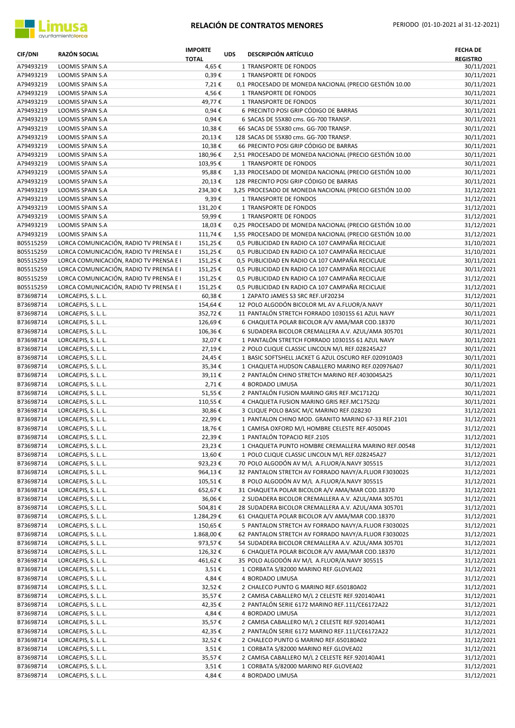# RELACIÓN DE CONTRATOS MENORES

PERIODO (01-10-2021 al 31-12-2021)

| CIF/DNI | RAZÓN SOCIAL | IMPORTE TOTAL | UDS | DESCRIPCIÓN ARTÍCULO | FECHA DE REGISTRO |
|---|---|---|---|---|---|
| A79493219 | LOOMIS SPAIN S.A | 4,65 € | 1 | TRANSPORTE DE FONDOS | 30/11/2021 |
| A79493219 | LOOMIS SPAIN S.A | 0,39 € | 1 | TRANSPORTE DE FONDOS | 30/11/2021 |
| A79493219 | LOOMIS SPAIN S.A | 7,21 € | 0,1 | PROCESADO DE MONEDA NACIONAL (PRECIO GESTIÓN 10.00 | 30/11/2021 |
| A79493219 | LOOMIS SPAIN S.A | 4,56 € | 1 | TRANSPORTE DE FONDOS | 30/11/2021 |
| A79493219 | LOOMIS SPAIN S.A | 49,77 € | 1 | TRANSPORTE DE FONDOS | 30/11/2021 |
| A79493219 | LOOMIS SPAIN S.A | 0,94 € | 6 | PRECINTO POSI GRIP CÓDIGO DE BARRAS | 30/11/2021 |
| A79493219 | LOOMIS SPAIN S.A | 0,94 € | 6 | SACAS DE 55X80 cms. GG-700 TRANSP. | 30/11/2021 |
| A79493219 | LOOMIS SPAIN S.A | 10,38 € | 66 | SACAS DE 55X80 cms. GG-700 TRANSP. | 30/11/2021 |
| A79493219 | LOOMIS SPAIN S.A | 20,13 € | 128 | SACAS DE 55X80 cms. GG-700 TRANSP. | 30/11/2021 |
| A79493219 | LOOMIS SPAIN S.A | 10,38 € | 66 | PRECINTO POSI GRIP CÓDIGO DE BARRAS | 30/11/2021 |
| A79493219 | LOOMIS SPAIN S.A | 180,96 € | 2,51 | PROCESADO DE MONEDA NACIONAL (PRECIO GESTIÓN 10.00 | 30/11/2021 |
| A79493219 | LOOMIS SPAIN S.A | 103,95 € | 1 | TRANSPORTE DE FONDOS | 30/11/2021 |
| A79493219 | LOOMIS SPAIN S.A | 95,88 € | 1,33 | PROCESADO DE MONEDA NACIONAL (PRECIO GESTIÓN 10.00 | 30/11/2021 |
| A79493219 | LOOMIS SPAIN S.A | 20,13 € | 128 | PRECINTO POSI GRIP CÓDIGO DE BARRAS | 30/11/2021 |
| A79493219 | LOOMIS SPAIN S.A | 234,30 € | 3,25 | PROCESADO DE MONEDA NACIONAL (PRECIO GESTIÓN 10.00 | 31/12/2021 |
| A79493219 | LOOMIS SPAIN S.A | 9,39 € | 1 | TRANSPORTE DE FONDOS | 31/12/2021 |
| A79493219 | LOOMIS SPAIN S.A | 131,20 € | 1 | TRANSPORTE DE FONDOS | 31/12/2021 |
| A79493219 | LOOMIS SPAIN S.A | 59,99 € | 1 | TRANSPORTE DE FONDOS | 31/12/2021 |
| A79493219 | LOOMIS SPAIN S.A | 18,03 € | 0,25 | PROCESADO DE MONEDA NACIONAL (PRECIO GESTIÓN 10.00 | 31/12/2021 |
| A79493219 | LOOMIS SPAIN S.A | 111,74 € | 1,55 | PROCESADO DE MONEDA NACIONAL (PRECIO GESTIÓN 10.00 | 31/12/2021 |
| B05515259 | LORCA COMUNICACIÓN, RADIO TV PRENSA E I | 151,25 € | 0,5 | PUBLICIDAD EN RADIO CA 107 CAMPAÑA RECICLAJE | 31/10/2021 |
| B05515259 | LORCA COMUNICACIÓN, RADIO TV PRENSA E I | 151,25 € | 0,5 | PUBLICIDAD EN RADIO CA 107 CAMPAÑA RECICLAJE | 31/10/2021 |
| B05515259 | LORCA COMUNICACIÓN, RADIO TV PRENSA E I | 151,25 € | 0,5 | PUBLICIDAD EN RADIO CA 107 CAMPAÑA RECICLAJE | 30/11/2021 |
| B05515259 | LORCA COMUNICACIÓN, RADIO TV PRENSA E I | 151,25 € | 0,5 | PUBLICIDAD EN RADIO CA 107 CAMPAÑA RECICLAJE | 30/11/2021 |
| B05515259 | LORCA COMUNICACIÓN, RADIO TV PRENSA E I | 151,25 € | 0,5 | PUBLICIDAD EN RADIO CA 107 CAMPAÑA RECICLAJE | 31/12/2021 |
| B05515259 | LORCA COMUNICACIÓN, RADIO TV PRENSA E I | 151,25 € | 0,5 | PUBLICIDAD EN RADIO CA 107 CAMPAÑA RECICLAJE | 31/12/2021 |
| B73698714 | LORCAEPIS, S. L. L. | 60,38 € | 1 | ZAPATO JAMES S3 SRC REF.UF20234 | 31/12/2021 |
| B73698714 | LORCAEPIS, S. L. L. | 154,64 € | 12 | POLO ALGODÓN BICOLOR ML AV A.FLUOR/A.NAVY | 30/11/2021 |
| B73698714 | LORCAEPIS, S. L. L. | 352,72 € | 11 | PANTALÓN STRETCH FORRADO 103015S 61 AZUL NAVY | 30/11/2021 |
| B73698714 | LORCAEPIS, S. L. L. | 126,69 € | 6 | CHAQUETA POLAR BICOLOR A/V AMA/MAR COD.18370 | 30/11/2021 |
| B73698714 | LORCAEPIS, S. L. L. | 106,36 € | 6 | SUDADERA BICOLOR CREMALLERA A.V. AZUL/AMA 305701 | 30/11/2021 |
| B73698714 | LORCAEPIS, S. L. L. | 32,07 € | 1 | PANTALÓN STRETCH FORRADO 103015S 61 AZUL NAVY | 30/11/2021 |
| B73698714 | LORCAEPIS, S. L. L. | 27,19 € | 2 | POLO CLIQUE CLASSIC LINCOLN M/L REF.028245A27 | 30/11/2021 |
| B73698714 | LORCAEPIS, S. L. L. | 24,45 € | 1 | BASIC SOFTSHELL JACKET G AZUL OSCURO REF.020910A03 | 30/11/2021 |
| B73698714 | LORCAEPIS, S. L. L. | 35,34 € | 1 | CHAQUETA HUDSON CABALLERO MARINO REF.020976A07 | 30/11/2021 |
| B73698714 | LORCAEPIS, S. L. L. | 39,11 € | 2 | PANTALÓN CHINO STRETCH MARINO REF.403004SA25 | 30/11/2021 |
| B73698714 | LORCAEPIS, S. L. L. | 2,71 € | 4 | BORDADO LIMUSA | 30/11/2021 |
| B73698714 | LORCAEPIS, S. L. L. | 51,55 € | 2 | PANTALÓN FUSION MARINO GRIS REF.MC1712QJ | 30/11/2021 |
| B73698714 | LORCAEPIS, S. L. L. | 110,55 € | 4 | CHAQUETA FUSION MARINO GRIS REF.MC1752QJ | 30/11/2021 |
| B73698714 | LORCAEPIS, S. L. L. | 30,86 € | 3 | CLIQUE POLO BASIC M/C MARINO REF.028230 | 31/12/2021 |
| B73698714 | LORCAEPIS, S. L. L. | 22,99 € | 1 | PANTALON CHINO MOD. GRANITO MARINO 67-33 REF.2101 | 31/12/2021 |
| B73698714 | LORCAEPIS, S. L. L. | 18,76 € | 1 | CAMISA OXFORD M/L HOMBRE CELESTE REF.405004S | 31/12/2021 |
| B73698714 | LORCAEPIS, S. L. L. | 22,39 € | 1 | PANTALÓN TOPACIO REF.2105 | 31/12/2021 |
| B73698714 | LORCAEPIS, S. L. L. | 23,23 € | 1 | CHAQUETA PUNTO HOMBRE CREMALLERA MARINO REF.00548 | 31/12/2021 |
| B73698714 | LORCAEPIS, S. L. L. | 13,60 € | 1 | POLO CLIQUE CLASSIC LINCOLN M/L REF.028245A27 | 31/12/2021 |
| B73698714 | LORCAEPIS, S. L. L. | 923,23 € | 70 | POLO ALGODÓN AV M/L A.FLUOR/A.NAVY 305515 | 31/12/2021 |
| B73698714 | LORCAEPIS, S. L. L. | 964,13 € | 32 | PANTALON STRETCH AV FORRADO NAVY/A.FLUOR F303002S | 31/12/2021 |
| B73698714 | LORCAEPIS, S. L. L. | 105,51 € | 8 | POLO ALGODÓN AV M/L A.FLUOR/A.NAVY 305515 | 31/12/2021 |
| B73698714 | LORCAEPIS, S. L. L. | 652,67 € | 31 | CHAQUETA POLAR BICOLOR A/V AMA/MAR COD.18370 | 31/12/2021 |
| B73698714 | LORCAEPIS, S. L. L. | 36,06 € | 2 | SUDADERA BICOLOR CREMALLERA A.V. AZUL/AMA 305701 | 31/12/2021 |
| B73698714 | LORCAEPIS, S. L. L. | 504,81 € | 28 | SUDADERA BICOLOR CREMALLERA A.V. AZUL/AMA 305701 | 31/12/2021 |
| B73698714 | LORCAEPIS, S. L. L. | 1.284,29 € | 61 | CHAQUETA POLAR BICOLOR A/V AMA/MAR COD.18370 | 31/12/2021 |
| B73698714 | LORCAEPIS, S. L. L. | 150,65 € | 5 | PANTALON STRETCH AV FORRADO NAVY/A.FLUOR F303002S | 31/12/2021 |
| B73698714 | LORCAEPIS, S. L. L. | 1.868,00 € | 62 | PANTALON STRETCH AV FORRADO NAVY/A.FLUOR F303002S | 31/12/2021 |
| B73698714 | LORCAEPIS, S. L. L. | 973,57 € | 54 | SUDADERA BICOLOR CREMALLERA A.V. AZUL/AMA 305701 | 31/12/2021 |
| B73698714 | LORCAEPIS, S. L. L. | 126,32 € | 6 | CHAQUETA POLAR BICOLOR A/V AMA/MAR COD.18370 | 31/12/2021 |
| B73698714 | LORCAEPIS, S. L. L. | 461,62 € | 35 | POLO ALGODÓN AV M/L A.FLUOR/A.NAVY 305515 | 31/12/2021 |
| B73698714 | LORCAEPIS, S. L. L. | 3,51 € | 1 | CORBATA S/82000 MARINO REF.GLOVEA02 | 31/12/2021 |
| B73698714 | LORCAEPIS, S. L. L. | 4,84 € | 4 | BORDADO LIMUSA | 31/12/2021 |
| B73698714 | LORCAEPIS, S. L. L. | 32,52 € | 2 | CHALECO PUNTO G MARINO REF.650180A02 | 31/12/2021 |
| B73698714 | LORCAEPIS, S. L. L. | 35,57 € | 2 | CAMISA CABALLERO M/L 2 CELESTE REF.920140A41 | 31/12/2021 |
| B73698714 | LORCAEPIS, S. L. L. | 42,35 € | 2 | PANTALÓN SERIE 6172 MARINO REF.111/CE6172A22 | 31/12/2021 |
| B73698714 | LORCAEPIS, S. L. L. | 4,84 € | 4 | BORDADO LIMUSA | 31/12/2021 |
| B73698714 | LORCAEPIS, S. L. L. | 35,57 € | 2 | CAMISA CABALLERO M/L 2 CELESTE REF.920140A41 | 31/12/2021 |
| B73698714 | LORCAEPIS, S. L. L. | 42,35 € | 2 | PANTALÓN SERIE 6172 MARINO REF.111/CE6172A22 | 31/12/2021 |
| B73698714 | LORCAEPIS, S. L. L. | 32,52 € | 2 | CHALECO PUNTO G MARINO REF.650180A02 | 31/12/2021 |
| B73698714 | LORCAEPIS, S. L. L. | 3,51 € | 1 | CORBATA S/82000 MARINO REF.GLOVEA02 | 31/12/2021 |
| B73698714 | LORCAEPIS, S. L. L. | 35,57 € | 2 | CAMISA CABALLERO M/L 2 CELESTE REF.920140A41 | 31/12/2021 |
| B73698714 | LORCAEPIS, S. L. L. | 3,51 € | 1 | CORBATA S/82000 MARINO REF.GLOVEA02 | 31/12/2021 |
| B73698714 | LORCAEPIS, S. L. L. | 4,84 € | 4 | BORDADO LIMUSA | 31/12/2021 |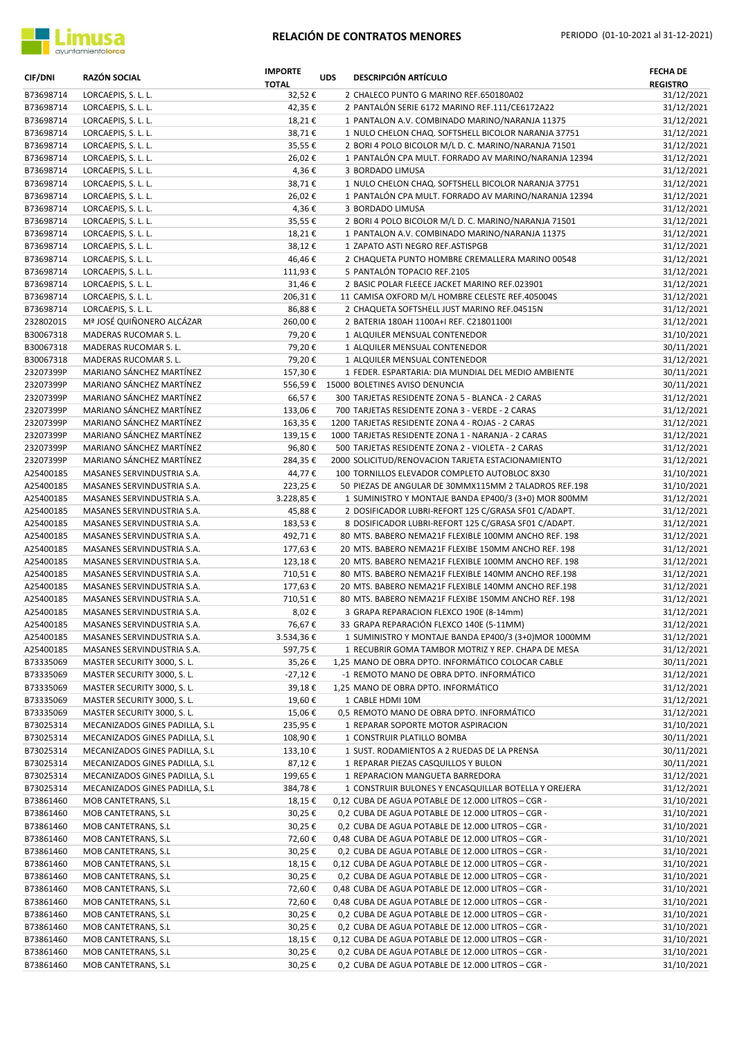# RELACIÓN DE CONTRATOS MENORES

PERIODO (01-10-2021 al 31-12-2021)

| CIF/DNI | RAZÓN SOCIAL | IMPORTE TOTAL | UDS | DESCRIPCIÓN ARTÍCULO | FECHA DE REGISTRO |
|---|---|---|---|---|---|
| B73698714 | LORCAEPIS, S. L. L. | 32,52 € | 2 | CHALECO PUNTO G MARINO REF.650180A02 | 31/12/2021 |
| B73698714 | LORCAEPIS, S. L. L. | 42,35 € | 2 | PANTALÓN SERIE 6172 MARINO REF.111/CE6172A22 | 31/12/2021 |
| B73698714 | LORCAEPIS, S. L. L. | 18,21 € | 1 | PANTALON A.V. COMBINADO MARINO/NARANJA 11375 | 31/12/2021 |
| B73698714 | LORCAEPIS, S. L. L. | 38,71 € | 1 | NULO CHELON CHAQ. SOFTSHELL BICOLOR NARANJA 37751 | 31/12/2021 |
| B73698714 | LORCAEPIS, S. L. L. | 35,55 € | 2 | BORI 4 POLO BICOLOR M/L D. C. MARINO/NARANJA 71501 | 31/12/2021 |
| B73698714 | LORCAEPIS, S. L. L. | 26,02 € | 1 | PANTALÓN CPA MULT. FORRADO AV MARINO/NARANJA 12394 | 31/12/2021 |
| B73698714 | LORCAEPIS, S. L. L. | 4,36 € | 3 | BORDADO LIMUSA | 31/12/2021 |
| B73698714 | LORCAEPIS, S. L. L. | 38,71 € | 1 | NULO CHELON CHAQ. SOFTSHELL BICOLOR NARANJA 37751 | 31/12/2021 |
| B73698714 | LORCAEPIS, S. L. L. | 26,02 € | 1 | PANTALÓN CPA MULT. FORRADO AV MARINO/NARANJA 12394 | 31/12/2021 |
| B73698714 | LORCAEPIS, S. L. L. | 4,36 € | 3 | BORDADO LIMUSA | 31/12/2021 |
| B73698714 | LORCAEPIS, S. L. L. | 35,55 € | 2 | BORI 4 POLO BICOLOR M/L D. C. MARINO/NARANJA 71501 | 31/12/2021 |
| B73698714 | LORCAEPIS, S. L. L. | 18,21 € | 1 | PANTALON A.V. COMBINADO MARINO/NARANJA 11375 | 31/12/2021 |
| B73698714 | LORCAEPIS, S. L. L. | 38,12 € | 1 | ZAPATO ASTI NEGRO REF.ASTISPGB | 31/12/2021 |
| B73698714 | LORCAEPIS, S. L. L. | 46,46 € | 2 | CHAQUETA PUNTO HOMBRE CREMALLERA MARINO 00548 | 31/12/2021 |
| B73698714 | LORCAEPIS, S. L. L. | 111,93 € | 5 | PANTALÓN TOPACIO REF.2105 | 31/12/2021 |
| B73698714 | LORCAEPIS, S. L. L. | 31,46 € | 2 | BASIC POLAR FLEECE JACKET MARINO REF.023901 | 31/12/2021 |
| B73698714 | LORCAEPIS, S. L. L. | 206,31 € | 11 | CAMISA OXFORD M/L HOMBRE CELESTE REF.405004S | 31/12/2021 |
| B73698714 | LORCAEPIS, S. L. L. | 86,88 € | 2 | CHAQUETA SOFTSHELL JUST MARINO REF.04515N | 31/12/2021 |
| 23280201S | Mª JOSÉ QUIÑONERO ALCÁZAR | 260,00 € | 2 | BATERIA 180AH 1100A+I REF. C21801100I | 31/12/2021 |
| B30067318 | MADERAS RUCOMAR S. L. | 79,20 € | 1 | ALQUILER MENSUAL CONTENEDOR | 31/10/2021 |
| B30067318 | MADERAS RUCOMAR S. L. | 79,20 € | 1 | ALQUILER MENSUAL CONTENEDOR | 30/11/2021 |
| B30067318 | MADERAS RUCOMAR S. L. | 79,20 € | 1 | ALQUILER MENSUAL CONTENEDOR | 31/12/2021 |
| 23207399P | MARIANO SÁNCHEZ MARTÍNEZ | 157,30 € | 1 | FEDER. ESPARTARIA: DIA MUNDIAL DEL MEDIO AMBIENTE | 30/11/2021 |
| 23207399P | MARIANO SÁNCHEZ MARTÍNEZ | 556,59 € | 15000 | BOLETINES AVISO DENUNCIA | 30/11/2021 |
| 23207399P | MARIANO SÁNCHEZ MARTÍNEZ | 66,57 € | 300 | TARJETAS RESIDENTE ZONA 5 - BLANCA - 2 CARAS | 31/12/2021 |
| 23207399P | MARIANO SÁNCHEZ MARTÍNEZ | 133,06 € | 700 | TARJETAS RESIDENTE ZONA 3 - VERDE - 2 CARAS | 31/12/2021 |
| 23207399P | MARIANO SÁNCHEZ MARTÍNEZ | 163,35 € | 1200 | TARJETAS RESIDENTE ZONA 4 - ROJAS - 2 CARAS | 31/12/2021 |
| 23207399P | MARIANO SÁNCHEZ MARTÍNEZ | 139,15 € | 1000 | TARJETAS RESIDENTE ZONA 1 - NARANJA - 2 CARAS | 31/12/2021 |
| 23207399P | MARIANO SÁNCHEZ MARTÍNEZ | 96,80 € | 500 | TARJETAS RESIDENTE ZONA 2 - VIOLETA - 2 CARAS | 31/12/2021 |
| 23207399P | MARIANO SÁNCHEZ MARTÍNEZ | 284,35 € | 2000 | SOLICITUD/RENOVACION TARJETA ESTACIONAMIENTO | 31/12/2021 |
| A25400185 | MASANES SERVINDUSTRIA S.A. | 44,77 € | 100 | TORNILLOS ELEVADOR COMPLETO AUTOBLOC 8X30 | 31/10/2021 |
| A25400185 | MASANES SERVINDUSTRIA S.A. | 223,25 € | 50 | PIEZAS DE ANGULAR DE 30MMX115MM 2 TALADROS REF.198 | 31/10/2021 |
| A25400185 | MASANES SERVINDUSTRIA S.A. | 3.228,85 € | 1 | SUMINISTRO Y MONTAJE BANDA EP400/3 (3+0) MOR 800MM | 31/12/2021 |
| A25400185 | MASANES SERVINDUSTRIA S.A. | 45,88 € | 2 | DOSIFICADOR LUBRI-REFORT 125 C/GRASA SF01 C/ADAPT. | 31/12/2021 |
| A25400185 | MASANES SERVINDUSTRIA S.A. | 183,53 € | 8 | DOSIFICADOR LUBRI-REFORT 125 C/GRASA SF01 C/ADAPT. | 31/12/2021 |
| A25400185 | MASANES SERVINDUSTRIA S.A. | 492,71 € | 80 | MTS. BABERO NEMA21F FLEXIBLE 100MM ANCHO REF. 198 | 31/12/2021 |
| A25400185 | MASANES SERVINDUSTRIA S.A. | 177,63 € | 20 | MTS. BABERO NEMA21F FLEXIBE 150MM ANCHO REF. 198 | 31/12/2021 |
| A25400185 | MASANES SERVINDUSTRIA S.A. | 123,18 € | 20 | MTS. BABERO NEMA21F FLEXIBLE 100MM ANCHO REF. 198 | 31/12/2021 |
| A25400185 | MASANES SERVINDUSTRIA S.A. | 710,51 € | 80 | MTS. BABERO NEMA21F FLEXIBLE 140MM ANCHO REF.198 | 31/12/2021 |
| A25400185 | MASANES SERVINDUSTRIA S.A. | 177,63 € | 20 | MTS. BABERO NEMA21F FLEXIBLE 140MM ANCHO REF.198 | 31/12/2021 |
| A25400185 | MASANES SERVINDUSTRIA S.A. | 710,51 € | 80 | MTS. BABERO NEMA21F FLEXIBE 150MM ANCHO REF. 198 | 31/12/2021 |
| A25400185 | MASANES SERVINDUSTRIA S.A. | 8,02 € | 3 | GRAPA REPARACION FLEXCO 190E (8-14mm) | 31/12/2021 |
| A25400185 | MASANES SERVINDUSTRIA S.A. | 76,67 € | 33 | GRAPA REPARACIÓN FLEXCO 140E (5-11MM) | 31/12/2021 |
| A25400185 | MASANES SERVINDUSTRIA S.A. | 3.534,36 € | 1 | SUMINISTRO Y MONTAJE BANDA EP400/3 (3+0)MOR 1000MM | 31/12/2021 |
| A25400185 | MASANES SERVINDUSTRIA S.A. | 597,75 € | 1 | RECUBRIR GOMA TAMBOR MOTRIZ Y REP. CHAPA DE MESA | 31/12/2021 |
| B73335069 | MASTER SECURITY 3000, S. L. | 35,26 € | 1,25 | MANO DE OBRA DPTO. INFORMÁTICO COLOCAR CABLE | 30/11/2021 |
| B73335069 | MASTER SECURITY 3000, S. L. | -27,12 € | -1 | REMOTO MANO DE OBRA DPTO. INFORMÁTICO | 31/12/2021 |
| B73335069 | MASTER SECURITY 3000, S. L. | 39,18 € | 1,25 | MANO DE OBRA DPTO. INFORMÁTICO | 31/12/2021 |
| B73335069 | MASTER SECURITY 3000, S. L. | 19,60 € | 1 | CABLE HDMI 10M | 31/12/2021 |
| B73335069 | MASTER SECURITY 3000, S. L. | 15,06 € | 0,5 | REMOTO MANO DE OBRA DPTO. INFORMÁTICO | 31/12/2021 |
| B73025314 | MECANIZADOS GINES PADILLA, S.L | 235,95 € | 1 | REPARAR SOPORTE MOTOR ASPIRACION | 31/10/2021 |
| B73025314 | MECANIZADOS GINES PADILLA, S.L | 108,90 € | 1 | CONSTRUIR PLATILLO BOMBA | 30/11/2021 |
| B73025314 | MECANIZADOS GINES PADILLA, S.L | 133,10 € | 1 | SUST. RODAMIENTOS A 2 RUEDAS DE LA PRENSA | 30/11/2021 |
| B73025314 | MECANIZADOS GINES PADILLA, S.L | 87,12 € | 1 | REPARAR PIEZAS CASQUILLOS Y BULON | 30/11/2021 |
| B73025314 | MECANIZADOS GINES PADILLA, S.L | 199,65 € | 1 | REPARACION MANGUETA BARREDORA | 31/12/2021 |
| B73025314 | MECANIZADOS GINES PADILLA, S.L | 384,78 € | 1 | CONSTRUIR BULONES Y ENCASQUILLAR BOTELLA Y OREJERA | 31/12/2021 |
| B73861460 | MOB CANTETRANS, S.L | 18,15 € | 0,12 | CUBA DE AGUA POTABLE DE 12.000 LITROS – CGR - | 31/10/2021 |
| B73861460 | MOB CANTETRANS, S.L | 30,25 € | 0,2 | CUBA DE AGUA POTABLE DE 12.000 LITROS – CGR - | 31/10/2021 |
| B73861460 | MOB CANTETRANS, S.L | 30,25 € | 0,2 | CUBA DE AGUA POTABLE DE 12.000 LITROS – CGR - | 31/10/2021 |
| B73861460 | MOB CANTETRANS, S.L | 72,60 € | 0,48 | CUBA DE AGUA POTABLE DE 12.000 LITROS – CGR - | 31/10/2021 |
| B73861460 | MOB CANTETRANS, S.L | 30,25 € | 0,2 | CUBA DE AGUA POTABLE DE 12.000 LITROS – CGR - | 31/10/2021 |
| B73861460 | MOB CANTETRANS, S.L | 18,15 € | 0,12 | CUBA DE AGUA POTABLE DE 12.000 LITROS – CGR - | 31/10/2021 |
| B73861460 | MOB CANTETRANS, S.L | 30,25 € | 0,2 | CUBA DE AGUA POTABLE DE 12.000 LITROS – CGR - | 31/10/2021 |
| B73861460 | MOB CANTETRANS, S.L | 72,60 € | 0,48 | CUBA DE AGUA POTABLE DE 12.000 LITROS – CGR - | 31/10/2021 |
| B73861460 | MOB CANTETRANS, S.L | 72,60 € | 0,48 | CUBA DE AGUA POTABLE DE 12.000 LITROS – CGR - | 31/10/2021 |
| B73861460 | MOB CANTETRANS, S.L | 30,25 € | 0,2 | CUBA DE AGUA POTABLE DE 12.000 LITROS – CGR - | 31/10/2021 |
| B73861460 | MOB CANTETRANS, S.L | 30,25 € | 0,2 | CUBA DE AGUA POTABLE DE 12.000 LITROS – CGR - | 31/10/2021 |
| B73861460 | MOB CANTETRANS, S.L | 18,15 € | 0,12 | CUBA DE AGUA POTABLE DE 12.000 LITROS – CGR - | 31/10/2021 |
| B73861460 | MOB CANTETRANS, S.L | 30,25 € | 0,2 | CUBA DE AGUA POTABLE DE 12.000 LITROS – CGR - | 31/10/2021 |
| B73861460 | MOB CANTETRANS, S.L | 30,25 € | 0,2 | CUBA DE AGUA POTABLE DE 12.000 LITROS – CGR - | 31/10/2021 |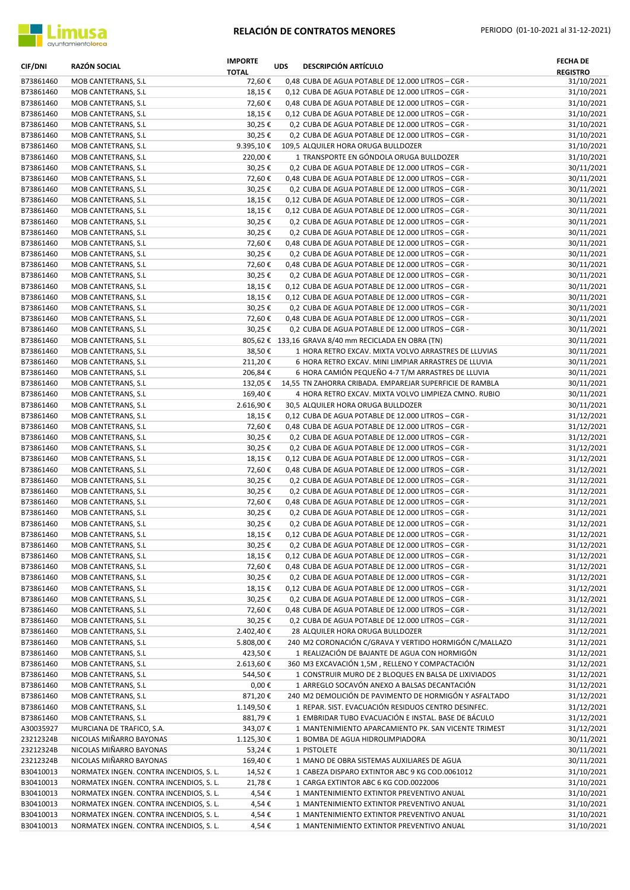# RELACIÓN DE CONTRATOS MENORES

PERIODO (01-10-2021 al 31-12-2021)

| CIF/DNI | RAZÓN SOCIAL | IMPORTE TOTAL | UDS | DESCRIPCIÓN ARTÍCULO | FECHA DE REGISTRO |
|---|---|---|---|---|---|
| B73861460 | MOB CANTETRANS, S.L | 72,60 € | 0,48 | CUBA DE AGUA POTABLE DE 12.000 LITROS – CGR - | 31/10/2021 |
| B73861460 | MOB CANTETRANS, S.L | 18,15 € | 0,12 | CUBA DE AGUA POTABLE DE 12.000 LITROS – CGR - | 31/10/2021 |
| B73861460 | MOB CANTETRANS, S.L | 72,60 € | 0,48 | CUBA DE AGUA POTABLE DE 12.000 LITROS – CGR - | 31/10/2021 |
| B73861460 | MOB CANTETRANS, S.L | 18,15 € | 0,12 | CUBA DE AGUA POTABLE DE 12.000 LITROS – CGR - | 31/10/2021 |
| B73861460 | MOB CANTETRANS, S.L | 30,25 € | 0,2 | CUBA DE AGUA POTABLE DE 12.000 LITROS – CGR - | 31/10/2021 |
| B73861460 | MOB CANTETRANS, S.L | 30,25 € | 0,2 | CUBA DE AGUA POTABLE DE 12.000 LITROS – CGR - | 31/10/2021 |
| B73861460 | MOB CANTETRANS, S.L | 9.395,10 € | 109,5 | ALQUILER HORA ORUGA BULLDOZER | 31/10/2021 |
| B73861460 | MOB CANTETRANS, S.L | 220,00 € | 1 | TRANSPORTE EN GÓNDOLA ORUGA BULLDOZER | 31/10/2021 |
| B73861460 | MOB CANTETRANS, S.L | 30,25 € | 0,2 | CUBA DE AGUA POTABLE DE 12.000 LITROS – CGR - | 30/11/2021 |
| B73861460 | MOB CANTETRANS, S.L | 72,60 € | 0,48 | CUBA DE AGUA POTABLE DE 12.000 LITROS – CGR - | 30/11/2021 |
| B73861460 | MOB CANTETRANS, S.L | 30,25 € | 0,2 | CUBA DE AGUA POTABLE DE 12.000 LITROS – CGR - | 30/11/2021 |
| B73861460 | MOB CANTETRANS, S.L | 18,15 € | 0,12 | CUBA DE AGUA POTABLE DE 12.000 LITROS – CGR - | 30/11/2021 |
| B73861460 | MOB CANTETRANS, S.L | 18,15 € | 0,12 | CUBA DE AGUA POTABLE DE 12.000 LITROS – CGR - | 30/11/2021 |
| B73861460 | MOB CANTETRANS, S.L | 30,25 € | 0,2 | CUBA DE AGUA POTABLE DE 12.000 LITROS – CGR - | 30/11/2021 |
| B73861460 | MOB CANTETRANS, S.L | 30,25 € | 0,2 | CUBA DE AGUA POTABLE DE 12.000 LITROS – CGR - | 30/11/2021 |
| B73861460 | MOB CANTETRANS, S.L | 72,60 € | 0,48 | CUBA DE AGUA POTABLE DE 12.000 LITROS – CGR - | 30/11/2021 |
| B73861460 | MOB CANTETRANS, S.L | 30,25 € | 0,2 | CUBA DE AGUA POTABLE DE 12.000 LITROS – CGR - | 30/11/2021 |
| B73861460 | MOB CANTETRANS, S.L | 72,60 € | 0,48 | CUBA DE AGUA POTABLE DE 12.000 LITROS – CGR - | 30/11/2021 |
| B73861460 | MOB CANTETRANS, S.L | 30,25 € | 0,2 | CUBA DE AGUA POTABLE DE 12.000 LITROS – CGR - | 30/11/2021 |
| B73861460 | MOB CANTETRANS, S.L | 18,15 € | 0,12 | CUBA DE AGUA POTABLE DE 12.000 LITROS – CGR - | 30/11/2021 |
| B73861460 | MOB CANTETRANS, S.L | 18,15 € | 0,12 | CUBA DE AGUA POTABLE DE 12.000 LITROS – CGR - | 30/11/2021 |
| B73861460 | MOB CANTETRANS, S.L | 30,25 € | 0,2 | CUBA DE AGUA POTABLE DE 12.000 LITROS – CGR - | 30/11/2021 |
| B73861460 | MOB CANTETRANS, S.L | 72,60 € | 0,48 | CUBA DE AGUA POTABLE DE 12.000 LITROS – CGR - | 30/11/2021 |
| B73861460 | MOB CANTETRANS, S.L | 30,25 € | 0,2 | CUBA DE AGUA POTABLE DE 12.000 LITROS – CGR - | 30/11/2021 |
| B73861460 | MOB CANTETRANS, S.L | 805,62 € | 133,16 | GRAVA 8/40 mm RECICLADA EN OBRA (TN) | 30/11/2021 |
| B73861460 | MOB CANTETRANS, S.L | 38,50 € | 1 | HORA RETRO EXCAV. MIXTA VOLVO ARRASTRES DE LLUVIAS | 30/11/2021 |
| B73861460 | MOB CANTETRANS, S.L | 211,20 € | 6 | HORA RETRO EXCAV. MINI LIMPIAR ARRASTRES DE LLUVIA | 30/11/2021 |
| B73861460 | MOB CANTETRANS, S.L | 206,84 € | 6 | HORA CAMIÓN PEQUEÑO 4-7 T/M ARRASTRES DE LLUVIA | 30/11/2021 |
| B73861460 | MOB CANTETRANS, S.L | 132,05 € | 14,55 | TN ZAHORRA CRIBADA. EMPAREJAR SUPERFICIE DE RAMBLA | 30/11/2021 |
| B73861460 | MOB CANTETRANS, S.L | 169,40 € | 4 | HORA RETRO EXCAV. MIXTA VOLVO LIMPIEZA CMNO. RUBIO | 30/11/2021 |
| B73861460 | MOB CANTETRANS, S.L | 2.616,90 € | 30,5 | ALQUILER HORA ORUGA BULLDOZER | 30/11/2021 |
| B73861460 | MOB CANTETRANS, S.L | 18,15 € | 0,12 | CUBA DE AGUA POTABLE DE 12.000 LITROS – CGR - | 31/12/2021 |
| B73861460 | MOB CANTETRANS, S.L | 72,60 € | 0,48 | CUBA DE AGUA POTABLE DE 12.000 LITROS – CGR - | 31/12/2021 |
| B73861460 | MOB CANTETRANS, S.L | 30,25 € | 0,2 | CUBA DE AGUA POTABLE DE 12.000 LITROS – CGR - | 31/12/2021 |
| B73861460 | MOB CANTETRANS, S.L | 30,25 € | 0,2 | CUBA DE AGUA POTABLE DE 12.000 LITROS – CGR - | 31/12/2021 |
| B73861460 | MOB CANTETRANS, S.L | 18,15 € | 0,12 | CUBA DE AGUA POTABLE DE 12.000 LITROS – CGR - | 31/12/2021 |
| B73861460 | MOB CANTETRANS, S.L | 72,60 € | 0,48 | CUBA DE AGUA POTABLE DE 12.000 LITROS – CGR - | 31/12/2021 |
| B73861460 | MOB CANTETRANS, S.L | 30,25 € | 0,2 | CUBA DE AGUA POTABLE DE 12.000 LITROS – CGR - | 31/12/2021 |
| B73861460 | MOB CANTETRANS, S.L | 30,25 € | 0,2 | CUBA DE AGUA POTABLE DE 12.000 LITROS – CGR - | 31/12/2021 |
| B73861460 | MOB CANTETRANS, S.L | 72,60 € | 0,48 | CUBA DE AGUA POTABLE DE 12.000 LITROS – CGR - | 31/12/2021 |
| B73861460 | MOB CANTETRANS, S.L | 30,25 € | 0,2 | CUBA DE AGUA POTABLE DE 12.000 LITROS – CGR - | 31/12/2021 |
| B73861460 | MOB CANTETRANS, S.L | 30,25 € | 0,2 | CUBA DE AGUA POTABLE DE 12.000 LITROS – CGR - | 31/12/2021 |
| B73861460 | MOB CANTETRANS, S.L | 18,15 € | 0,12 | CUBA DE AGUA POTABLE DE 12.000 LITROS – CGR - | 31/12/2021 |
| B73861460 | MOB CANTETRANS, S.L | 30,25 € | 0,2 | CUBA DE AGUA POTABLE DE 12.000 LITROS – CGR - | 31/12/2021 |
| B73861460 | MOB CANTETRANS, S.L | 18,15 € | 0,12 | CUBA DE AGUA POTABLE DE 12.000 LITROS – CGR - | 31/12/2021 |
| B73861460 | MOB CANTETRANS, S.L | 72,60 € | 0,48 | CUBA DE AGUA POTABLE DE 12.000 LITROS – CGR - | 31/12/2021 |
| B73861460 | MOB CANTETRANS, S.L | 30,25 € | 0,2 | CUBA DE AGUA POTABLE DE 12.000 LITROS – CGR - | 31/12/2021 |
| B73861460 | MOB CANTETRANS, S.L | 18,15 € | 0,12 | CUBA DE AGUA POTABLE DE 12.000 LITROS – CGR - | 31/12/2021 |
| B73861460 | MOB CANTETRANS, S.L | 30,25 € | 0,2 | CUBA DE AGUA POTABLE DE 12.000 LITROS – CGR - | 31/12/2021 |
| B73861460 | MOB CANTETRANS, S.L | 72,60 € | 0,48 | CUBA DE AGUA POTABLE DE 12.000 LITROS – CGR - | 31/12/2021 |
| B73861460 | MOB CANTETRANS, S.L | 30,25 € | 0,2 | CUBA DE AGUA POTABLE DE 12.000 LITROS – CGR - | 31/12/2021 |
| B73861460 | MOB CANTETRANS, S.L | 2.402,40 € | 28 | ALQUILER HORA ORUGA BULLDOZER | 31/12/2021 |
| B73861460 | MOB CANTETRANS, S.L | 5.808,00 € | 240 | M2 CORONACIÓN C/GRAVA Y VERTIDO HORMIGÓN C/MALLAZO | 31/12/2021 |
| B73861460 | MOB CANTETRANS, S.L | 423,50 € | 1 | REALIZACIÓN DE BAJANTE DE AGUA CON HORMIGÓN | 31/12/2021 |
| B73861460 | MOB CANTETRANS, S.L | 2.613,60 € | 360 | M3 EXCAVACIÓN 1,5M , RELLENO Y COMPACTACIÓN | 31/12/2021 |
| B73861460 | MOB CANTETRANS, S.L | 544,50 € | 1 | CONSTRUIR MURO DE 2 BLOQUES EN BALSA DE LIXIVIADOS | 31/12/2021 |
| B73861460 | MOB CANTETRANS, S.L | 0,00 € | 1 | ARREGLO SOCAVÓN ANEXO A BALSAS DECANTACIÓN | 31/12/2021 |
| B73861460 | MOB CANTETRANS, S.L | 871,20 € | 240 | M2 DEMOLICIÓN DE PAVIMENTO DE HORMIGÓN Y ASFALTADO | 31/12/2021 |
| B73861460 | MOB CANTETRANS, S.L | 1.149,50 € | 1 | REPAR. SIST. EVACUACIÓN RESIDUOS CENTRO DESINFEC. | 31/12/2021 |
| B73861460 | MOB CANTETRANS, S.L | 881,79 € | 1 | EMBRIDAR TUBO EVACUACIÓN E INSTAL. BASE DE BÁCULO | 31/12/2021 |
| A30035927 | MURCIANA DE TRAFICO, S.A. | 343,07 € | 1 | MANTENIMIENTO APARCAMIENTO PK. SAN VICENTE TRIMEST | 31/12/2021 |
| 23212324B | NICOLAS MIÑARRO BAYONAS | 1.125,30 € | 1 | BOMBA DE AGUA HIDROLIMPIADORA | 30/11/2021 |
| 23212324B | NICOLAS MIÑARRO BAYONAS | 53,24 € | 1 | PISTOLETE | 30/11/2021 |
| 23212324B | NICOLAS MIÑARRO BAYONAS | 169,40 € | 1 | MANO DE OBRA SISTEMAS AUXILIARES DE AGUA | 30/11/2021 |
| B30410013 | NORMATEX INGEN. CONTRA INCENDIOS, S. L. | 14,52 € | 1 | CABEZA DISPARO EXTINTOR ABC 9 KG COD.0061012 | 31/10/2021 |
| B30410013 | NORMATEX INGEN. CONTRA INCENDIOS, S. L. | 21,78 € | 1 | CARGA EXTINTOR ABC 6 KG COD.0022006 | 31/10/2021 |
| B30410013 | NORMATEX INGEN. CONTRA INCENDIOS, S. L. | 4,54 € | 1 | MANTENIMIENTO EXTINTOR PREVENTIVO ANUAL | 31/10/2021 |
| B30410013 | NORMATEX INGEN. CONTRA INCENDIOS, S. L. | 4,54 € | 1 | MANTENIMIENTO EXTINTOR PREVENTIVO ANUAL | 31/10/2021 |
| B30410013 | NORMATEX INGEN. CONTRA INCENDIOS, S. L. | 4,54 € | 1 | MANTENIMIENTO EXTINTOR PREVENTIVO ANUAL | 31/10/2021 |
| B30410013 | NORMATEX INGEN. CONTRA INCENDIOS, S. L. | 4,54 € | 1 | MANTENIMIENTO EXTINTOR PREVENTIVO ANUAL | 31/10/2021 |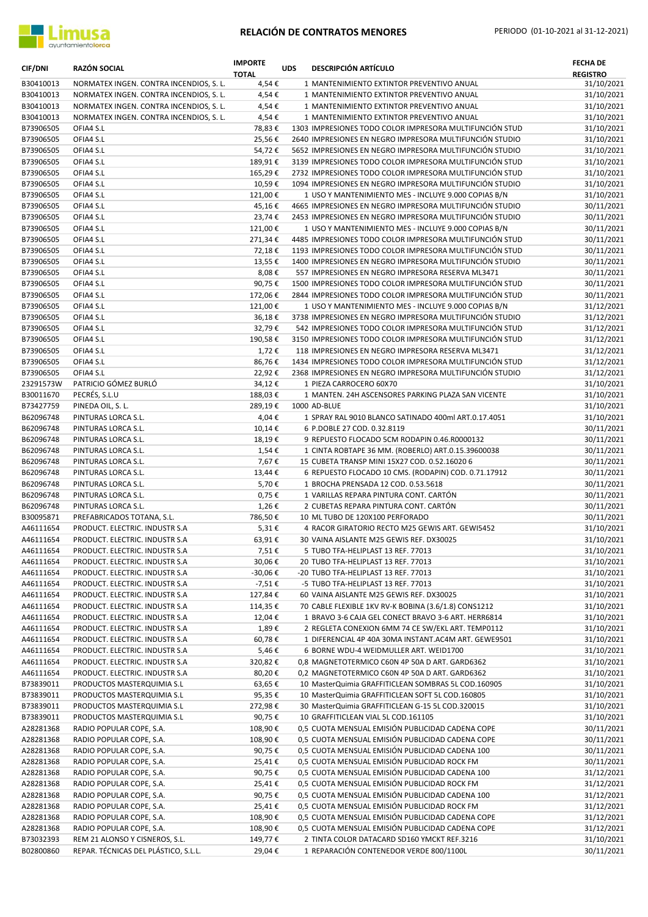# RELACIÓN DE CONTRATOS MENORES

PERIODO (01-10-2021 al 31-12-2021)

| CIF/DNI | RAZÓN SOCIAL | IMPORTE TOTAL | UDS | DESCRIPCIÓN ARTÍCULO | FECHA DE REGISTRO |
|---|---|---|---|---|---|
| B30410013 | NORMATEX INGEN. CONTRA INCENDIOS, S. L. | 4,54 € | 1 | MANTENIMIENTO EXTINTOR PREVENTIVO ANUAL | 31/10/2021 |
| B30410013 | NORMATEX INGEN. CONTRA INCENDIOS, S. L. | 4,54 € | 1 | MANTENIMIENTO EXTINTOR PREVENTIVO ANUAL | 31/10/2021 |
| B30410013 | NORMATEX INGEN. CONTRA INCENDIOS, S. L. | 4,54 € | 1 | MANTENIMIENTO EXTINTOR PREVENTIVO ANUAL | 31/10/2021 |
| B30410013 | NORMATEX INGEN. CONTRA INCENDIOS, S. L. | 4,54 € | 1 | MANTENIMIENTO EXTINTOR PREVENTIVO ANUAL | 31/10/2021 |
| B73906505 | OFIA4 S.L | 78,83 € | 1303 | IMPRESIONES TODO COLOR IMPRESORA MULTIFUNCIÓN STUD | 31/10/2021 |
| B73906505 | OFIA4 S.L | 25,56 € | 2640 | IMPRESIONES EN NEGRO IMPRESORA MULTIFUNCIÓN STUDIO | 31/10/2021 |
| B73906505 | OFIA4 S.L | 54,72 € | 5652 | IMPRESIONES EN NEGRO IMPRESORA MULTIFUNCIÓN STUDIO | 31/10/2021 |
| B73906505 | OFIA4 S.L | 189,91 € | 3139 | IMPRESIONES TODO COLOR IMPRESORA MULTIFUNCIÓN STUD | 31/10/2021 |
| B73906505 | OFIA4 S.L | 165,29 € | 2732 | IMPRESIONES TODO COLOR IMPRESORA MULTIFUNCIÓN STUD | 31/10/2021 |
| B73906505 | OFIA4 S.L | 10,59 € | 1094 | IMPRESIONES EN NEGRO IMPRESORA MULTIFUNCIÓN STUDIO | 31/10/2021 |
| B73906505 | OFIA4 S.L | 121,00 € | 1 | USO Y MANTENIMIENTO MES - INCLUYE 9.000 COPIAS B/N | 31/10/2021 |
| B73906505 | OFIA4 S.L | 45,16 € | 4665 | IMPRESIONES EN NEGRO IMPRESORA MULTIFUNCIÓN STUDIO | 30/11/2021 |
| B73906505 | OFIA4 S.L | 23,74 € | 2453 | IMPRESIONES EN NEGRO IMPRESORA MULTIFUNCIÓN STUDIO | 30/11/2021 |
| B73906505 | OFIA4 S.L | 121,00 € | 1 | USO Y MANTENIMIENTO MES - INCLUYE 9.000 COPIAS B/N | 30/11/2021 |
| B73906505 | OFIA4 S.L | 271,34 € | 4485 | IMPRESIONES TODO COLOR IMPRESORA MULTIFUNCIÓN STUD | 30/11/2021 |
| B73906505 | OFIA4 S.L | 72,18 € | 1193 | IMPRESIONES TODO COLOR IMPRESORA MULTIFUNCIÓN STUD | 30/11/2021 |
| B73906505 | OFIA4 S.L | 13,55 € | 1400 | IMPRESIONES EN NEGRO IMPRESORA MULTIFUNCIÓN STUDIO | 30/11/2021 |
| B73906505 | OFIA4 S.L | 8,08 € | 557 | IMPRESIONES EN NEGRO IMPRESORA RESERVA ML3471 | 30/11/2021 |
| B73906505 | OFIA4 S.L | 90,75 € | 1500 | IMPRESIONES TODO COLOR IMPRESORA MULTIFUNCIÓN STUD | 30/11/2021 |
| B73906505 | OFIA4 S.L | 172,06 € | 2844 | IMPRESIONES TODO COLOR IMPRESORA MULTIFUNCIÓN STUD | 30/11/2021 |
| B73906505 | OFIA4 S.L | 121,00 € | 1 | USO Y MANTENIMIENTO MES - INCLUYE 9.000 COPIAS B/N | 31/12/2021 |
| B73906505 | OFIA4 S.L | 36,18 € | 3738 | IMPRESIONES EN NEGRO IMPRESORA MULTIFUNCIÓN STUDIO | 31/12/2021 |
| B73906505 | OFIA4 S.L | 32,79 € | 542 | IMPRESIONES TODO COLOR IMPRESORA MULTIFUNCIÓN STUD | 31/12/2021 |
| B73906505 | OFIA4 S.L | 190,58 € | 3150 | IMPRESIONES TODO COLOR IMPRESORA MULTIFUNCIÓN STUD | 31/12/2021 |
| B73906505 | OFIA4 S.L | 1,72 € | 118 | IMPRESIONES EN NEGRO IMPRESORA RESERVA ML3471 | 31/12/2021 |
| B73906505 | OFIA4 S.L | 86,76 € | 1434 | IMPRESIONES TODO COLOR IMPRESORA MULTIFUNCIÓN STUD | 31/12/2021 |
| B73906505 | OFIA4 S.L | 22,92 € | 2368 | IMPRESIONES EN NEGRO IMPRESORA MULTIFUNCIÓN STUDIO | 31/12/2021 |
| 23291573W | PATRICIO GÓMEZ BURLÓ | 34,12 € | 1 | PIEZA CARROCERO 60X70 | 31/10/2021 |
| B30011670 | PECRÉS, S.L.U | 188,03 € | 1 | MANTEN. 24H ASCENSORES PARKING PLAZA SAN VICENTE | 31/10/2021 |
| B73427759 | PINEDA OIL, S. L. | 289,19 € | 1000 | AD-BLUE | 31/10/2021 |
| B62096748 | PINTURAS LORCA S.L. | 4,04 € | 1 | SPRAY RAL 9010 BLANCO SATINADO 400ml ART.0.17.4051 | 31/10/2021 |
| B62096748 | PINTURAS LORCA S.L. | 10,14 € | 6 | P.DOBLE 27 COD. 0.32.8119 | 30/11/2021 |
| B62096748 | PINTURAS LORCA S.L. | 18,19 € | 9 | REPUESTO FLOCADO 5CM RODAPIN 0.46.R0000132 | 30/11/2021 |
| B62096748 | PINTURAS LORCA S.L. | 1,54 € | 1 | CINTA ROBTAPE 36 MM. (ROBERLO) ART.0.15.39600038 | 30/11/2021 |
| B62096748 | PINTURAS LORCA S.L. | 7,67 € | 15 | CUBETA TRANSP MINI 15X27 COD. 0.52.16020 6 | 30/11/2021 |
| B62096748 | PINTURAS LORCA S.L. | 13,44 € | 6 | REPUESTO FLOCADO 10 CMS. (RODAPIN) COD. 0.71.17912 | 30/11/2021 |
| B62096748 | PINTURAS LORCA S.L. | 5,70 € | 1 | BROCHA PRENSADA 12 COD. 0.53.5618 | 30/11/2021 |
| B62096748 | PINTURAS LORCA S.L. | 0,75 € | 1 | VARILLAS REPARA PINTURA CONT. CARTÓN | 30/11/2021 |
| B62096748 | PINTURAS LORCA S.L. | 1,26 € | 2 | CUBETAS REPARA PINTURA CONT. CARTÓN | 30/11/2021 |
| B30095871 | PREFABRICADOS TOTANA, S.L. | 786,50 € | 10 | ML TUBO DE 120X100 PERFORADO | 30/11/2021 |
| A46111654 | PRODUCT. ELECTRIC. INDUSTR S.A | 5,31 € | 4 | RACOR GIRATORIO RECTO M25 GEWIS ART. GEWI5452 | 31/10/2021 |
| A46111654 | PRODUCT. ELECTRIC. INDUSTR S.A | 63,91 € | 30 | VAINA AISLANTE M25 GEWIS REF. DX30025 | 31/10/2021 |
| A46111654 | PRODUCT. ELECTRIC. INDUSTR S.A | 7,51 € | 5 | TUBO TFA-HELIPLAST 13 REF. 77013 | 31/10/2021 |
| A46111654 | PRODUCT. ELECTRIC. INDUSTR S.A | 30,06 € | 20 | TUBO TFA-HELIPLAST 13 REF. 77013 | 31/10/2021 |
| A46111654 | PRODUCT. ELECTRIC. INDUSTR S.A | -30,06 € | -20 | TUBO TFA-HELIPLAST 13 REF. 77013 | 31/10/2021 |
| A46111654 | PRODUCT. ELECTRIC. INDUSTR S.A | -7,51 € | -5 | TUBO TFA-HELIPLAST 13 REF. 77013 | 31/10/2021 |
| A46111654 | PRODUCT. ELECTRIC. INDUSTR S.A | 127,84 € | 60 | VAINA AISLANTE M25 GEWIS REF. DX30025 | 31/10/2021 |
| A46111654 | PRODUCT. ELECTRIC. INDUSTR S.A | 114,35 € | 70 | CABLE FLEXIBLE 1KV RV-K BOBINA (3.6/1.8) CONS1212 | 31/10/2021 |
| A46111654 | PRODUCT. ELECTRIC. INDUSTR S.A | 12,04 € | 1 | BRAVO 3-6 CAJA GEL CONECT BRAVO 3-6 ART. HERR6814 | 31/10/2021 |
| A46111654 | PRODUCT. ELECTRIC. INDUSTR S.A | 1,89 € | 2 | REGLETA CONEXION 6MM 74 CE SW/EKL ART. TEMP0112 | 31/10/2021 |
| A46111654 | PRODUCT. ELECTRIC. INDUSTR S.A | 60,78 € | 1 | DIFERENCIAL 4P 40A 30MA INSTANT.AC4M ART. GEWE9501 | 31/10/2021 |
| A46111654 | PRODUCT. ELECTRIC. INDUSTR S.A | 5,46 € | 6 | BORNE WDU-4 WEIDMULLER ART. WEID1700 | 31/10/2021 |
| A46111654 | PRODUCT. ELECTRIC. INDUSTR S.A | 320,82 € | 0,8 | MAGNETOTERMICO C60N 4P 50A D ART. GARD6362 | 31/10/2021 |
| A46111654 | PRODUCT. ELECTRIC. INDUSTR S.A | 80,20 € | 0,2 | MAGNETOTERMICO C60N 4P 50A D ART. GARD6362 | 31/10/2021 |
| B73839011 | PRODUCTOS MASTERQUIMIA S.L | 63,65 € | 10 | MasterQuimia GRAFFITICLEAN SOMBRAS 5L COD.160905 | 31/10/2021 |
| B73839011 | PRODUCTOS MASTERQUIMIA S.L | 95,35 € | 10 | MasterQuimia GRAFFITICLEAN SOFT 5L COD.160805 | 31/10/2021 |
| B73839011 | PRODUCTOS MASTERQUIMIA S.L | 272,98 € | 30 | MasterQuimia GRAFFITICLEAN G-15 5L COD.320015 | 31/10/2021 |
| B73839011 | PRODUCTOS MASTERQUIMIA S.L | 90,75 € | 10 | GRAFFITICLEAN VIAL 5L COD.161105 | 31/10/2021 |
| A28281368 | RADIO POPULAR COPE, S.A. | 108,90 € | 0,5 | CUOTA MENSUAL EMISIÓN PUBLICIDAD CADENA COPE | 30/11/2021 |
| A28281368 | RADIO POPULAR COPE, S.A. | 108,90 € | 0,5 | CUOTA MENSUAL EMISIÓN PUBLICIDAD CADENA COPE | 30/11/2021 |
| A28281368 | RADIO POPULAR COPE, S.A. | 90,75 € | 0,5 | CUOTA MENSUAL EMISIÓN PUBLICIDAD CADENA 100 | 30/11/2021 |
| A28281368 | RADIO POPULAR COPE, S.A. | 25,41 € | 0,5 | CUOTA MENSUAL EMISIÓN PUBLICIDAD ROCK FM | 30/11/2021 |
| A28281368 | RADIO POPULAR COPE, S.A. | 90,75 € | 0,5 | CUOTA MENSUAL EMISIÓN PUBLICIDAD CADENA 100 | 31/12/2021 |
| A28281368 | RADIO POPULAR COPE, S.A. | 25,41 € | 0,5 | CUOTA MENSUAL EMISIÓN PUBLICIDAD ROCK FM | 31/12/2021 |
| A28281368 | RADIO POPULAR COPE, S.A. | 90,75 € | 0,5 | CUOTA MENSUAL EMISIÓN PUBLICIDAD CADENA 100 | 31/12/2021 |
| A28281368 | RADIO POPULAR COPE, S.A. | 25,41 € | 0,5 | CUOTA MENSUAL EMISIÓN PUBLICIDAD ROCK FM | 31/12/2021 |
| A28281368 | RADIO POPULAR COPE, S.A. | 108,90 € | 0,5 | CUOTA MENSUAL EMISIÓN PUBLICIDAD CADENA COPE | 31/12/2021 |
| A28281368 | RADIO POPULAR COPE, S.A. | 108,90 € | 0,5 | CUOTA MENSUAL EMISIÓN PUBLICIDAD CADENA COPE | 31/12/2021 |
| B73032393 | REM 21 ALONSO Y CISNEROS, S.L. | 149,77 € | 2 | TINTA COLOR DATACARD SD160 YMCKT REF.3216 | 31/10/2021 |
| B02800860 | REPAR. TÉCNICAS DEL PLÁSTICO, S.L.L. | 29,04 € | 1 | REPARACIÓN CONTENEDOR VERDE 800/1100L | 30/11/2021 |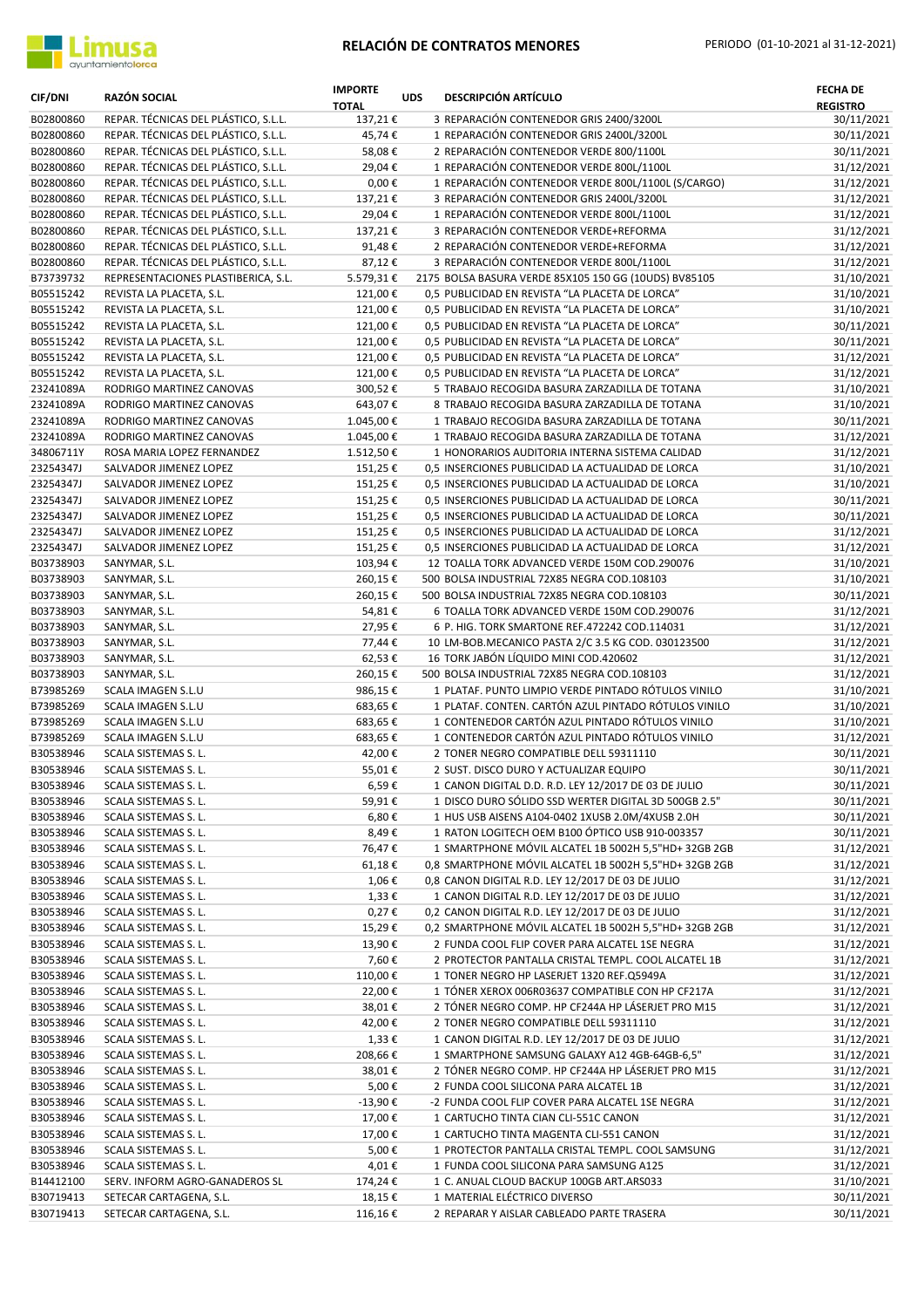# RELACIÓN DE CONTRATOS MENORES

PERIODO (01-10-2021 al 31-12-2021)

| CIF/DNI | RAZÓN SOCIAL | IMPORTE TOTAL | UDS | DESCRIPCIÓN ARTÍCULO | FECHA DE REGISTRO |
|---|---|---|---|---|---|
| B02800860 | REPAR. TÉCNICAS DEL PLÁSTICO, S.L.L. | 137,21 € | 3 | REPARACIÓN CONTENEDOR GRIS 2400/3200L | 30/11/2021 |
| B02800860 | REPAR. TÉCNICAS DEL PLÁSTICO, S.L.L. | 45,74 € | 1 | REPARACIÓN CONTENEDOR GRIS 2400L/3200L | 30/11/2021 |
| B02800860 | REPAR. TÉCNICAS DEL PLÁSTICO, S.L.L. | 58,08 € | 2 | REPARACIÓN CONTENEDOR VERDE 800/1100L | 30/11/2021 |
| B02800860 | REPAR. TÉCNICAS DEL PLÁSTICO, S.L.L. | 29,04 € | 1 | REPARACIÓN CONTENEDOR VERDE 800L/1100L | 31/12/2021 |
| B02800860 | REPAR. TÉCNICAS DEL PLÁSTICO, S.L.L. | 0,00 € | 1 | REPARACIÓN CONTENEDOR VERDE 800L/1100L (S/CARGO) | 31/12/2021 |
| B02800860 | REPAR. TÉCNICAS DEL PLÁSTICO, S.L.L. | 137,21 € | 3 | REPARACIÓN CONTENEDOR GRIS 2400L/3200L | 31/12/2021 |
| B02800860 | REPAR. TÉCNICAS DEL PLÁSTICO, S.L.L. | 29,04 € | 1 | REPARACIÓN CONTENEDOR VERDE 800L/1100L | 31/12/2021 |
| B02800860 | REPAR. TÉCNICAS DEL PLÁSTICO, S.L.L. | 137,21 € | 3 | REPARACIÓN CONTENEDOR VERDE+REFORMA | 31/12/2021 |
| B02800860 | REPAR. TÉCNICAS DEL PLÁSTICO, S.L.L. | 91,48 € | 2 | REPARACIÓN CONTENEDOR VERDE+REFORMA | 31/12/2021 |
| B02800860 | REPAR. TÉCNICAS DEL PLÁSTICO, S.L.L. | 87,12 € | 3 | REPARACIÓN CONTENEDOR VERDE 800L/1100L | 31/12/2021 |
| B73739732 | REPRESENTACIONES PLASTIBERICA, S.L. | 5.579,31 € | 2175 | BOLSA BASURA VERDE 85X105 150 GG (10UDS) BV85105 | 31/10/2021 |
| B05515242 | REVISTA LA PLACETA, S.L. | 121,00 € | 0,5 | PUBLICIDAD EN REVISTA "LA PLACETA DE LORCA" | 31/10/2021 |
| B05515242 | REVISTA LA PLACETA, S.L. | 121,00 € | 0,5 | PUBLICIDAD EN REVISTA "LA PLACETA DE LORCA" | 31/10/2021 |
| B05515242 | REVISTA LA PLACETA, S.L. | 121,00 € | 0,5 | PUBLICIDAD EN REVISTA "LA PLACETA DE LORCA" | 30/11/2021 |
| B05515242 | REVISTA LA PLACETA, S.L. | 121,00 € | 0,5 | PUBLICIDAD EN REVISTA "LA PLACETA DE LORCA" | 30/11/2021 |
| B05515242 | REVISTA LA PLACETA, S.L. | 121,00 € | 0,5 | PUBLICIDAD EN REVISTA "LA PLACETA DE LORCA" | 31/12/2021 |
| B05515242 | REVISTA LA PLACETA, S.L. | 121,00 € | 0,5 | PUBLICIDAD EN REVISTA "LA PLACETA DE LORCA" | 31/12/2021 |
| 23241089A | RODRIGO MARTINEZ CANOVAS | 300,52 € | 5 | TRABAJO RECOGIDA BASURA ZARZADILLA DE TOTANA | 31/10/2021 |
| 23241089A | RODRIGO MARTINEZ CANOVAS | 643,07 € | 8 | TRABAJO RECOGIDA BASURA ZARZADILLA DE TOTANA | 31/10/2021 |
| 23241089A | RODRIGO MARTINEZ CANOVAS | 1.045,00 € | 1 | TRABAJO RECOGIDA BASURA ZARZADILLA DE TOTANA | 30/11/2021 |
| 23241089A | RODRIGO MARTINEZ CANOVAS | 1.045,00 € | 1 | TRABAJO RECOGIDA BASURA ZARZADILLA DE TOTANA | 31/12/2021 |
| 34806711Y | ROSA MARIA LOPEZ FERNANDEZ | 1.512,50 € | 1 | HONORARIOS AUDITORIA INTERNA SISTEMA CALIDAD | 31/12/2021 |
| 23254347J | SALVADOR JIMENEZ LOPEZ | 151,25 € | 0,5 | INSERCIONES PUBLICIDAD LA ACTUALIDAD DE LORCA | 31/10/2021 |
| 23254347J | SALVADOR JIMENEZ LOPEZ | 151,25 € | 0,5 | INSERCIONES PUBLICIDAD LA ACTUALIDAD DE LORCA | 31/10/2021 |
| 23254347J | SALVADOR JIMENEZ LOPEZ | 151,25 € | 0,5 | INSERCIONES PUBLICIDAD LA ACTUALIDAD DE LORCA | 30/11/2021 |
| 23254347J | SALVADOR JIMENEZ LOPEZ | 151,25 € | 0,5 | INSERCIONES PUBLICIDAD LA ACTUALIDAD DE LORCA | 30/11/2021 |
| 23254347J | SALVADOR JIMENEZ LOPEZ | 151,25 € | 0,5 | INSERCIONES PUBLICIDAD LA ACTUALIDAD DE LORCA | 31/12/2021 |
| 23254347J | SALVADOR JIMENEZ LOPEZ | 151,25 € | 0,5 | INSERCIONES PUBLICIDAD LA ACTUALIDAD DE LORCA | 31/12/2021 |
| B03738903 | SANYMAR, S.L. | 103,94 € | 12 | TOALLA TORK ADVANCED VERDE 150M COD.290076 | 31/10/2021 |
| B03738903 | SANYMAR, S.L. | 260,15 € | 500 | BOLSA INDUSTRIAL 72X85 NEGRA COD.108103 | 31/10/2021 |
| B03738903 | SANYMAR, S.L. | 260,15 € | 500 | BOLSA INDUSTRIAL 72X85 NEGRA COD.108103 | 30/11/2021 |
| B03738903 | SANYMAR, S.L. | 54,81 € | 6 | TOALLA TORK ADVANCED VERDE 150M COD.290076 | 31/12/2021 |
| B03738903 | SANYMAR, S.L. | 27,95 € | 6 | P. HIG. TORK SMARTONE REF.472242 COD.114031 | 31/12/2021 |
| B03738903 | SANYMAR, S.L. | 77,44 € | 10 | LM-BOB.MECANICO PASTA 2/C 3.5 KG COD. 030123500 | 31/12/2021 |
| B03738903 | SANYMAR, S.L. | 62,53 € | 16 | TORK JABÓN LÍQUIDO MINI COD.420602 | 31/12/2021 |
| B03738903 | SANYMAR, S.L. | 260,15 € | 500 | BOLSA INDUSTRIAL 72X85 NEGRA COD.108103 | 31/12/2021 |
| B73985269 | SCALA IMAGEN S.L.U | 986,15 € | 1 | PLATAF. PUNTO LIMPIO VERDE PINTADO RÓTULOS VINILO | 31/10/2021 |
| B73985269 | SCALA IMAGEN S.L.U | 683,65 € | 1 | PLATAF. CONTEN. CARTÓN AZUL PINTADO RÓTULOS VINILO | 31/10/2021 |
| B73985269 | SCALA IMAGEN S.L.U | 683,65 € | 1 | CONTENEDOR CARTÓN AZUL PINTADO RÓTULOS VINILO | 31/10/2021 |
| B73985269 | SCALA IMAGEN S.L.U | 683,65 € | 1 | CONTENEDOR CARTÓN AZUL PINTADO RÓTULOS VINILO | 31/12/2021 |
| B30538946 | SCALA SISTEMAS S. L. | 42,00 € | 2 | TONER NEGRO COMPATIBLE DELL 59311110 | 30/11/2021 |
| B30538946 | SCALA SISTEMAS S. L. | 55,01 € | 2 | SUST. DISCO DURO Y ACTUALIZAR EQUIPO | 30/11/2021 |
| B30538946 | SCALA SISTEMAS S. L. | 6,59 € | 1 | CANON DIGITAL D.D. R.D. LEY 12/2017 DE 03 DE JULIO | 30/11/2021 |
| B30538946 | SCALA SISTEMAS S. L. | 59,91 € | 1 | DISCO DURO SÓLIDO SSD WERTER DIGITAL 3D 500GB 2.5" | 30/11/2021 |
| B30538946 | SCALA SISTEMAS S. L. | 6,80 € | 1 | HUS USB AISENS A104-0402 1XUSB 2.0M/4XUSB 2.0H | 30/11/2021 |
| B30538946 | SCALA SISTEMAS S. L. | 8,49 € | 1 | RATON LOGITECH OEM B100 ÓPTICO USB 910-003357 | 30/11/2021 |
| B30538946 | SCALA SISTEMAS S. L. | 76,47 € | 1 | SMARTPHONE MÓVIL ALCATEL 1B 5002H 5,5"HD+ 32GB 2GB | 31/12/2021 |
| B30538946 | SCALA SISTEMAS S. L. | 61,18 € | 0,8 | SMARTPHONE MÓVIL ALCATEL 1B 5002H 5,5"HD+ 32GB 2GB | 31/12/2021 |
| B30538946 | SCALA SISTEMAS S. L. | 1,06 € | 0,8 | CANON DIGITAL R.D. LEY 12/2017 DE 03 DE JULIO | 31/12/2021 |
| B30538946 | SCALA SISTEMAS S. L. | 1,33 € | 1 | CANON DIGITAL R.D. LEY 12/2017 DE 03 DE JULIO | 31/12/2021 |
| B30538946 | SCALA SISTEMAS S. L. | 0,27 € | 0,2 | CANON DIGITAL R.D. LEY 12/2017 DE 03 DE JULIO | 31/12/2021 |
| B30538946 | SCALA SISTEMAS S. L. | 15,29 € | 0,2 | SMARTPHONE MÓVIL ALCATEL 1B 5002H 5,5"HD+ 32GB 2GB | 31/12/2021 |
| B30538946 | SCALA SISTEMAS S. L. | 13,90 € | 2 | FUNDA COOL FLIP COVER PARA ALCATEL 1SE NEGRA | 31/12/2021 |
| B30538946 | SCALA SISTEMAS S. L. | 7,60 € | 2 | PROTECTOR PANTALLA CRISTAL TEMPL. COOL ALCATEL 1B | 31/12/2021 |
| B30538946 | SCALA SISTEMAS S. L. | 110,00 € | 1 | TONER NEGRO HP LASERJET 1320 REF.Q5949A | 31/12/2021 |
| B30538946 | SCALA SISTEMAS S. L. | 22,00 € | 1 | TÓNER XEROX 006R03637 COMPATIBLE CON HP CF217A | 31/12/2021 |
| B30538946 | SCALA SISTEMAS S. L. | 38,01 € | 2 | TÓNER NEGRO COMP. HP CF244A HP LÁSERJET PRO M15 | 31/12/2021 |
| B30538946 | SCALA SISTEMAS S. L. | 42,00 € | 2 | TONER NEGRO COMPATIBLE DELL 59311110 | 31/12/2021 |
| B30538946 | SCALA SISTEMAS S. L. | 1,33 € | 1 | CANON DIGITAL R.D. LEY 12/2017 DE 03 DE JULIO | 31/12/2021 |
| B30538946 | SCALA SISTEMAS S. L. | 208,66 € | 1 | SMARTPHONE SAMSUNG GALAXY A12 4GB-64GB-6,5" | 31/12/2021 |
| B30538946 | SCALA SISTEMAS S. L. | 38,01 € | 2 | TÓNER NEGRO COMP. HP CF244A HP LÁSERJET PRO M15 | 31/12/2021 |
| B30538946 | SCALA SISTEMAS S. L. | 5,00 € | 2 | FUNDA COOL SILICONA PARA ALCATEL 1B | 31/12/2021 |
| B30538946 | SCALA SISTEMAS S. L. | -13,90 € | -2 | FUNDA COOL FLIP COVER PARA ALCATEL 1SE NEGRA | 31/12/2021 |
| B30538946 | SCALA SISTEMAS S. L. | 17,00 € | 1 | CARTUCHO TINTA CIAN CLI-551C CANON | 31/12/2021 |
| B30538946 | SCALA SISTEMAS S. L. | 17,00 € | 1 | CARTUCHO TINTA MAGENTA CLI-551 CANON | 31/12/2021 |
| B30538946 | SCALA SISTEMAS S. L. | 5,00 € | 1 | PROTECTOR PANTALLA CRISTAL TEMPL. COOL SAMSUNG | 31/12/2021 |
| B30538946 | SCALA SISTEMAS S. L. | 4,01 € | 1 | FUNDA COOL SILICONA PARA SAMSUNG A125 | 31/12/2021 |
| B14412100 | SERV. INFORM AGRO-GANADEROS SL | 174,24 € | 1 | C. ANUAL CLOUD BACKUP 100GB ART.ARS033 | 31/10/2021 |
| B30719413 | SETECAR CARTAGENA, S.L. | 18,15 € | 1 | MATERIAL ELÉCTRICO DIVERSO | 30/11/2021 |
| B30719413 | SETECAR CARTAGENA, S.L. | 116,16 € | 2 | REPARAR Y AISLAR CABLEADO PARTE TRASERA | 30/11/2021 |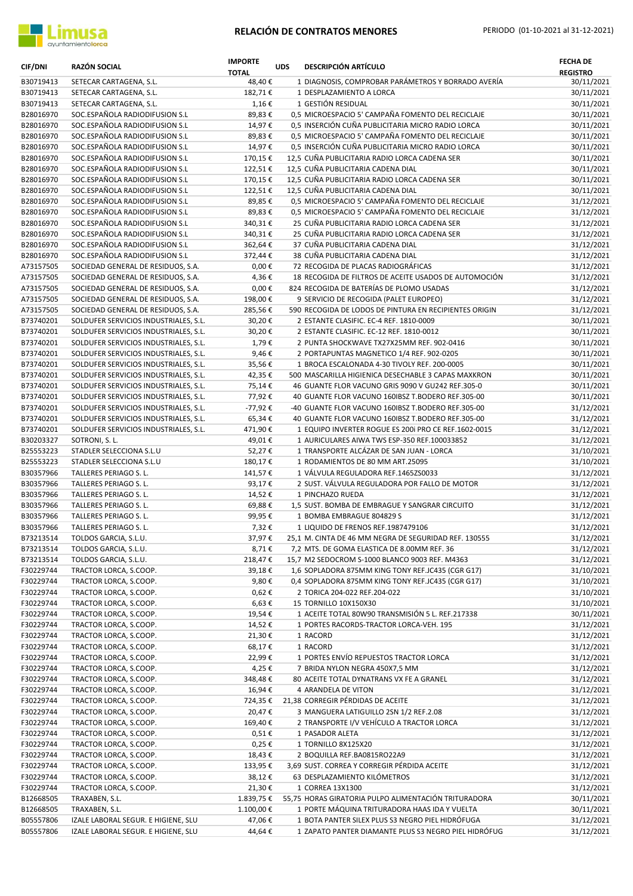# RELACIÓN DE CONTRATOS MENORES

PERIODO (01-10-2021 al 31-12-2021)

| CIF/DNI | RAZÓN SOCIAL | IMPORTE TOTAL | UDS | DESCRIPCIÓN ARTÍCULO | FECHA DE REGISTRO |
|---|---|---|---|---|---|
| B30719413 | SETECAR CARTAGENA, S.L. | 48,40 € | 1 | DIAGNOSIS, COMPROBAR PARÁMETROS Y BORRADO AVERÍA | 30/11/2021 |
| B30719413 | SETECAR CARTAGENA, S.L. | 182,71 € | 1 | DESPLAZAMIENTO A LORCA | 30/11/2021 |
| B30719413 | SETECAR CARTAGENA, S.L. | 1,16 € | 1 | GESTIÓN RESIDUAL | 30/11/2021 |
| B28016970 | SOC.ESPAÑOLA RADIODIFUSION S.L | 89,83 € | 0,5 | MICROESPACIO 5' CAMPAÑA FOMENTO DEL RECICLAJE | 30/11/2021 |
| B28016970 | SOC.ESPAÑOLA RADIODIFUSION S.L | 14,97 € | 0,5 | INSERCIÓN CUÑA PUBLICITARIA MICRO RADIO LORCA | 30/11/2021 |
| B28016970 | SOC.ESPAÑOLA RADIODIFUSION S.L | 89,83 € | 0,5 | MICROESPACIO 5' CAMPAÑA FOMENTO DEL RECICLAJE | 30/11/2021 |
| B28016970 | SOC.ESPAÑOLA RADIODIFUSION S.L | 14,97 € | 0,5 | INSERCIÓN CUÑA PUBLICITARIA MICRO RADIO LORCA | 30/11/2021 |
| B28016970 | SOC.ESPAÑOLA RADIODIFUSION S.L | 170,15 € | 12,5 | CUÑA PUBLICITARIA RADIO LORCA CADENA SER | 30/11/2021 |
| B28016970 | SOC.ESPAÑOLA RADIODIFUSION S.L | 122,51 € | 12,5 | CUÑA PUBLICITARIA CADENA DIAL | 30/11/2021 |
| B28016970 | SOC.ESPAÑOLA RADIODIFUSION S.L | 170,15 € | 12,5 | CUÑA PUBLICITARIA RADIO LORCA CADENA SER | 30/11/2021 |
| B28016970 | SOC.ESPAÑOLA RADIODIFUSION S.L | 122,51 € | 12,5 | CUÑA PUBLICITARIA CADENA DIAL | 30/11/2021 |
| B28016970 | SOC.ESPAÑOLA RADIODIFUSION S.L | 89,85 € | 0,5 | MICROESPACIO 5' CAMPAÑA FOMENTO DEL RECICLAJE | 31/12/2021 |
| B28016970 | SOC.ESPAÑOLA RADIODIFUSION S.L | 89,83 € | 0,5 | MICROESPACIO 5' CAMPAÑA FOMENTO DEL RECICLAJE | 31/12/2021 |
| B28016970 | SOC.ESPAÑOLA RADIODIFUSION S.L | 340,31 € | 25 | CUÑA PUBLICITARIA RADIO LORCA CADENA SER | 31/12/2021 |
| B28016970 | SOC.ESPAÑOLA RADIODIFUSION S.L | 340,31 € | 25 | CUÑA PUBLICITARIA RADIO LORCA CADENA SER | 31/12/2021 |
| B28016970 | SOC.ESPAÑOLA RADIODIFUSION S.L | 362,64 € | 37 | CUÑA PUBLICITARIA CADENA DIAL | 31/12/2021 |
| B28016970 | SOC.ESPAÑOLA RADIODIFUSION S.L | 372,44 € | 38 | CUÑA PUBLICITARIA CADENA DIAL | 31/12/2021 |
| A73157505 | SOCIEDAD GENERAL DE RESIDUOS, S.A. | 0,00 € | 72 | RECOGIDA DE PLACAS RADIOGRÁFICAS | 31/12/2021 |
| A73157505 | SOCIEDAD GENERAL DE RESIDUOS, S.A. | 4,36 € | 18 | RECOGIDA DE FILTROS DE ACEITE USADOS DE AUTOMOCIÓN | 31/12/2021 |
| A73157505 | SOCIEDAD GENERAL DE RESIDUOS, S.A. | 0,00 € | 824 | RECOGIDA DE BATERÍAS DE PLOMO USADAS | 31/12/2021 |
| A73157505 | SOCIEDAD GENERAL DE RESIDUOS, S.A. | 198,00 € | 9 | SERVICIO DE RECOGIDA (PALET EUROPEO) | 31/12/2021 |
| A73157505 | SOCIEDAD GENERAL DE RESIDUOS, S.A. | 285,56 € | 590 | RECOGIDA DE LODOS DE PINTURA EN RECIPIENTES ORIGIN | 31/12/2021 |
| B73740201 | SOLDUFER SERVICIOS INDUSTRIALES, S.L. | 30,20 € | 2 | ESTANTE CLASIFIC. EC-4 REF. 1810-0009 | 30/11/2021 |
| B73740201 | SOLDUFER SERVICIOS INDUSTRIALES, S.L. | 30,20 € | 2 | ESTANTE CLASIFIC. EC-12 REF. 1810-0012 | 30/11/2021 |
| B73740201 | SOLDUFER SERVICIOS INDUSTRIALES, S.L. | 1,79 € | 2 | PUNTA SHOCKWAVE TX27X25MM REF. 902-0416 | 30/11/2021 |
| B73740201 | SOLDUFER SERVICIOS INDUSTRIALES, S.L. | 9,46 € | 2 | PORTAPUNTAS MAGNETICO 1/4 REF. 902-0205 | 30/11/2021 |
| B73740201 | SOLDUFER SERVICIOS INDUSTRIALES, S.L. | 35,56 € | 1 | BROCA ESCALONADA 4-30 TIVOLY REF. 200-0005 | 30/11/2021 |
| B73740201 | SOLDUFER SERVICIOS INDUSTRIALES, S.L. | 42,35 € | 500 | MASCARILLA HIGIENICA DESECHABLE 3 CAPAS MAXKRON | 30/11/2021 |
| B73740201 | SOLDUFER SERVICIOS INDUSTRIALES, S.L. | 75,14 € | 46 | GUANTE FLOR VACUNO GRIS 9090 V GU242 REF.305-0 | 30/11/2021 |
| B73740201 | SOLDUFER SERVICIOS INDUSTRIALES, S.L. | 77,92 € | 40 | GUANTE FLOR VACUNO 160IBSZ T.BODERO REF.305-00 | 30/11/2021 |
| B73740201 | SOLDUFER SERVICIOS INDUSTRIALES, S.L. | -77,92 € | -40 | GUANTE FLOR VACUNO 160IBSZ T.BODERO REF.305-00 | 31/12/2021 |
| B73740201 | SOLDUFER SERVICIOS INDUSTRIALES, S.L. | 65,34 € | 40 | GUANTE FLOR VACUNO 160IBSZ T.BODERO REF.305-00 | 31/12/2021 |
| B73740201 | SOLDUFER SERVICIOS INDUSTRIALES, S.L. | 471,90 € | 1 | EQUIPO INVERTER ROGUE ES 200i PRO CE REF.1602-0015 | 31/12/2021 |
| B30203327 | SOTRONI, S. L. | 49,01 € | 1 | AURICULARES AIWA TWS ESP-350 REF.100033852 | 31/12/2021 |
| B25553223 | STADLER SELECCIONA S.L.U | 52,27 € | 1 | TRANSPORTE ALCÁZAR DE SAN JUAN - LORCA | 31/10/2021 |
| B25553223 | STADLER SELECCIONA S.L.U | 180,17 € | 1 | RODAMIENTOS DE 80 MM ART.25095 | 31/10/2021 |
| B30357966 | TALLERES PERIAGO S. L. | 141,57 € | 1 | VÁLVULA REGULADORA REF.1465ZS0033 | 31/12/2021 |
| B30357966 | TALLERES PERIAGO S. L. | 93,17 € | 2 | SUST. VÁLVULA REGULADORA POR FALLO DE MOTOR | 31/12/2021 |
| B30357966 | TALLERES PERIAGO S. L. | 14,52 € | 1 | PINCHAZO RUEDA | 31/12/2021 |
| B30357966 | TALLERES PERIAGO S. L. | 69,88 € | 1,5 | SUST. BOMBA DE EMBRAGUE Y SANGRAR CIRCUITO | 31/12/2021 |
| B30357966 | TALLERES PERIAGO S. L. | 99,95 € | 1 | BOMBA EMBRAGUE 804829 S | 31/12/2021 |
| B30357966 | TALLERES PERIAGO S. L. | 7,32 € | 1 | LIQUIDO DE FRENOS REF.1987479106 | 31/12/2021 |
| B73213514 | TOLDOS GARCIA, S.L.U. | 37,97 € | 25,1 | M. CINTA DE 46 MM NEGRA DE SEGURIDAD REF. 130555 | 31/12/2021 |
| B73213514 | TOLDOS GARCIA, S.L.U. | 8,71 € | 7,2 | MTS. DE GOMA ELASTICA DE 8.00MM REF. 36 | 31/12/2021 |
| B73213514 | TOLDOS GARCIA, S.L.U. | 218,47 € | 15,7 | M2 SEDOCROM S-1000 BLANCO 9003 REF. M4363 | 31/12/2021 |
| F30229744 | TRACTOR LORCA, S.COOP. | 39,18 € | 1,6 | SOPLADORA 875MM KING TONY REF.JC435 (CGR G17) | 31/10/2021 |
| F30229744 | TRACTOR LORCA, S.COOP. | 9,80 € | 0,4 | SOPLADORA 875MM KING TONY REF.JC435 (CGR G17) | 31/10/2021 |
| F30229744 | TRACTOR LORCA, S.COOP. | 0,62 € | 2 | TORICA 204-022 REF.204-022 | 31/10/2021 |
| F30229744 | TRACTOR LORCA, S.COOP. | 6,63 € | 15 | TORNILLO 10X150X30 | 31/10/2021 |
| F30229744 | TRACTOR LORCA, S.COOP. | 19,54 € | 1 | ACEITE TOTAL 80W90 TRANSMISIÓN 5 L. REF.217338 | 30/11/2021 |
| F30229744 | TRACTOR LORCA, S.COOP. | 14,52 € | 1 | PORTES RACORDS-TRACTOR LORCA-VEH. 195 | 31/12/2021 |
| F30229744 | TRACTOR LORCA, S.COOP. | 21,30 € | 1 | RACORD | 31/12/2021 |
| F30229744 | TRACTOR LORCA, S.COOP. | 68,17 € | 1 | RACORD | 31/12/2021 |
| F30229744 | TRACTOR LORCA, S.COOP. | 22,99 € | 1 | PORTES ENVÍO REPUESTOS TRACTOR LORCA | 31/12/2021 |
| F30229744 | TRACTOR LORCA, S.COOP. | 4,25 € | 7 | BRIDA NYLON NEGRA 450X7,5 MM | 31/12/2021 |
| F30229744 | TRACTOR LORCA, S.COOP. | 348,48 € | 80 | ACEITE TOTAL DYNATRANS VX FE A GRANEL | 31/12/2021 |
| F30229744 | TRACTOR LORCA, S.COOP. | 16,94 € | 4 | ARANDELA DE VITON | 31/12/2021 |
| F30229744 | TRACTOR LORCA, S.COOP. | 724,35 € | 21,38 | CORREGIR PÉRDIDAS DE ACEITE | 31/12/2021 |
| F30229744 | TRACTOR LORCA, S.COOP. | 20,47 € | 3 | MANGUERA LATIGUILLO 2SN 1/2 REF.2.08 | 31/12/2021 |
| F30229744 | TRACTOR LORCA, S.COOP. | 169,40 € | 2 | TRANSPORTE I/V VEHÍCULO A TRACTOR LORCA | 31/12/2021 |
| F30229744 | TRACTOR LORCA, S.COOP. | 0,51 € | 1 | PASADOR ALETA | 31/12/2021 |
| F30229744 | TRACTOR LORCA, S.COOP. | 0,25 € | 1 | TORNILLO 8X125X20 | 31/12/2021 |
| F30229744 | TRACTOR LORCA, S.COOP. | 18,43 € | 2 | BOQUILLA REF.BA0815RO22A9 | 31/12/2021 |
| F30229744 | TRACTOR LORCA, S.COOP. | 133,95 € | 3,69 | SUST. CORREA Y CORREGIR PÉRDIDA ACEITE | 31/12/2021 |
| F30229744 | TRACTOR LORCA, S.COOP. | 38,12 € | 63 | DESPLAZAMIENTO KILÓMETROS | 31/12/2021 |
| F30229744 | TRACTOR LORCA, S.COOP. | 21,30 € | 1 | CORREA 13X1300 | 31/12/2021 |
| B12668505 | TRAXABEN, S.L. | 1.839,75 € | 55,75 | HORAS GIRATORIA PULPO ALIMENTACIÓN TRITURADORA | 30/11/2021 |
| B12668505 | TRAXABEN, S.L. | 1.100,00 € | 1 | PORTE MÁQUINA TRITURADORA HAAS IDA Y VUELTA | 30/11/2021 |
| B05557806 | IZALE LABORAL SEGUR. E HIGIENE, SLU | 47,06 € | 1 | BOTA PANTER SILEX PLUS S3 NEGRO PIEL HIDRÓFUGA | 31/12/2021 |
| B05557806 | IZALE LABORAL SEGUR. E HIGIENE, SLU | 44,64 € | 1 | ZAPATO PANTER DIAMANTE PLUS S3 NEGRO PIEL HIDRÓFUG | 31/12/2021 |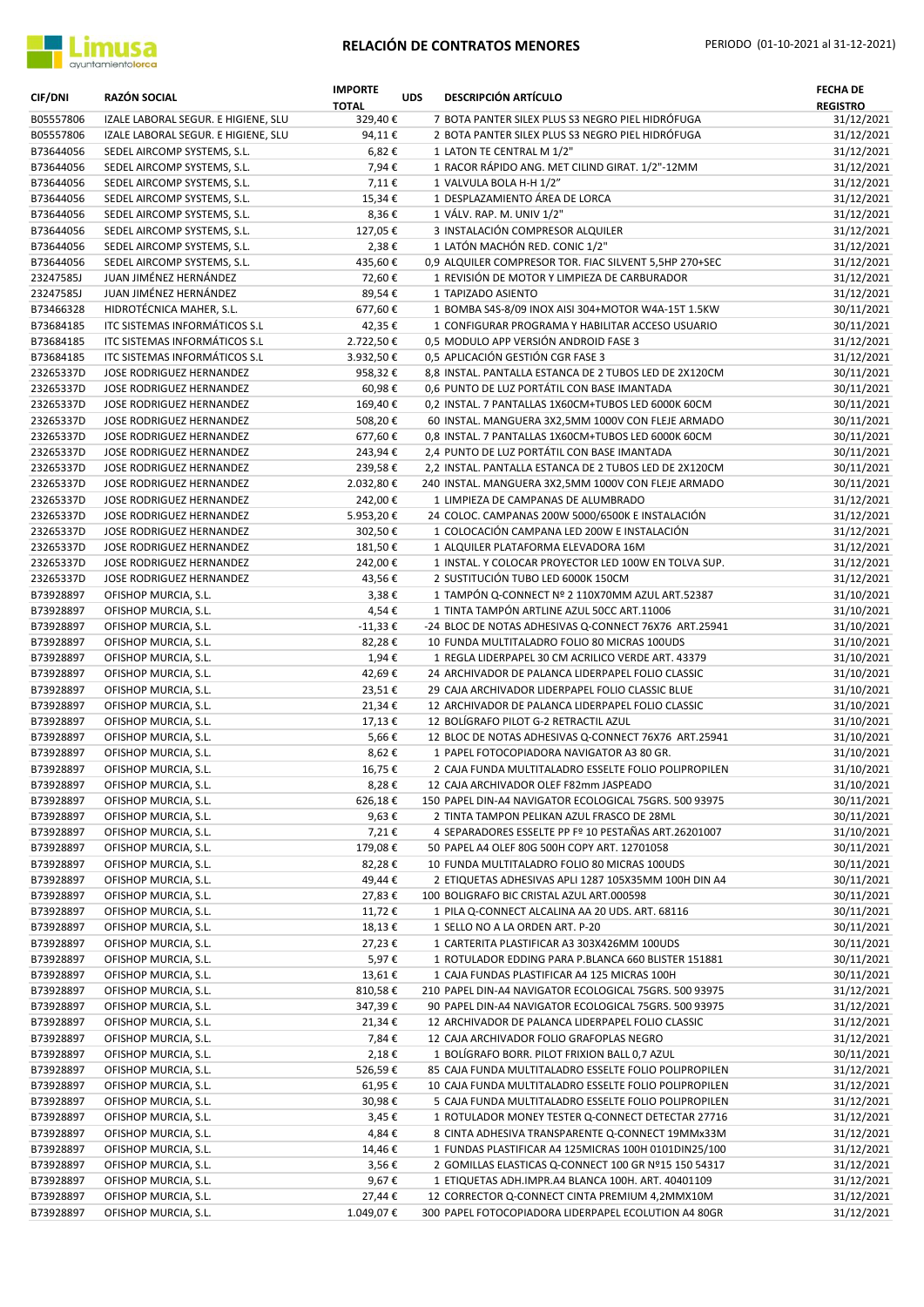# RELACIÓN DE CONTRATOS MENORES

PERIODO (01-10-2021 al 31-12-2021)

| CIF/DNI | RAZÓN SOCIAL | IMPORTE TOTAL | UDS | DESCRIPCIÓN ARTÍCULO | FECHA DE REGISTRO |
|---|---|---|---|---|---|
| B05557806 | IZALE LABORAL SEGUR. E HIGIENE, SLU | 329,40 € | 7 | BOTA PANTER SILEX PLUS S3 NEGRO PIEL HIDRÓFUGA | 31/12/2021 |
| B05557806 | IZALE LABORAL SEGUR. E HIGIENE, SLU | 94,11 € | 2 | BOTA PANTER SILEX PLUS S3 NEGRO PIEL HIDRÓFUGA | 31/12/2021 |
| B73644056 | SEDEL AIRCOMP SYSTEMS, S.L. | 6,82 € | 1 | LATON TE CENTRAL M 1/2" | 31/12/2021 |
| B73644056 | SEDEL AIRCOMP SYSTEMS, S.L. | 7,94 € | 1 | RACOR RÁPIDO ANG. MET CILIND GIRAT. 1/2"-12MM | 31/12/2021 |
| B73644056 | SEDEL AIRCOMP SYSTEMS, S.L. | 7,11 € | 1 | VALVULA BOLA H-H 1/2" | 31/12/2021 |
| B73644056 | SEDEL AIRCOMP SYSTEMS, S.L. | 15,34 € | 1 | DESPLAZAMIENTO ÁREA DE LORCA | 31/12/2021 |
| B73644056 | SEDEL AIRCOMP SYSTEMS, S.L. | 8,36 € | 1 | VÁLV. RAP. M. UNIV 1/2" | 31/12/2021 |
| B73644056 | SEDEL AIRCOMP SYSTEMS, S.L. | 127,05 € | 3 | INSTALACIÓN COMPRESOR ALQUILER | 31/12/2021 |
| B73644056 | SEDEL AIRCOMP SYSTEMS, S.L. | 2,38 € | 1 | LATÓN MACHÓN RED. CONIC 1/2" | 31/12/2021 |
| B73644056 | SEDEL AIRCOMP SYSTEMS, S.L. | 435,60 € | 0,9 | ALQUILER COMPRESOR TOR. FIAC SILVENT 5,5HP 270+SEC | 31/12/2021 |
| 23247585J | JUAN JIMÉNEZ HERNÁNDEZ | 72,60 € | 1 | REVISIÓN DE MOTOR Y LIMPIEZA DE CARBURADOR | 31/12/2021 |
| 23247585J | JUAN JIMÉNEZ HERNÁNDEZ | 89,54 € | 1 | TAPIZADO ASIENTO | 31/12/2021 |
| B73466328 | HIDROTÉCNICA MAHER, S.L. | 677,60 € | 1 | BOMBA S4S-8/09 INOX AISI 304+MOTOR W4A-15T 1.5KW | 30/11/2021 |
| B73684185 | ITC SISTEMAS INFORMÁTICOS S.L | 42,35 € | 1 | CONFIGURAR PROGRAMA Y HABILITAR ACCESO USUARIO | 30/11/2021 |
| B73684185 | ITC SISTEMAS INFORMÁTICOS S.L | 2.722,50 € | 0,5 | MODULO APP VERSIÓN ANDROID FASE 3 | 31/12/2021 |
| B73684185 | ITC SISTEMAS INFORMÁTICOS S.L | 3.932,50 € | 0,5 | APLICACIÓN GESTIÓN CGR FASE 3 | 31/12/2021 |
| 23265337D | JOSE RODRIGUEZ HERNANDEZ | 958,32 € | 8,8 | INSTAL. PANTALLA ESTANCA DE 2 TUBOS LED DE 2X120CM | 30/11/2021 |
| 23265337D | JOSE RODRIGUEZ HERNANDEZ | 60,98 € | 0,6 | PUNTO DE LUZ PORTÁTIL CON BASE IMANTADA | 30/11/2021 |
| 23265337D | JOSE RODRIGUEZ HERNANDEZ | 169,40 € | 0,2 | INSTAL. 7 PANTALLAS 1X60CM+TUBOS LED 6000K 60CM | 30/11/2021 |
| 23265337D | JOSE RODRIGUEZ HERNANDEZ | 508,20 € | 60 | INSTAL. MANGUERA 3X2,5MM 1000V CON FLEJE ARMADO | 30/11/2021 |
| 23265337D | JOSE RODRIGUEZ HERNANDEZ | 677,60 € | 0,8 | INSTAL. 7 PANTALLAS 1X60CM+TUBOS LED 6000K 60CM | 30/11/2021 |
| 23265337D | JOSE RODRIGUEZ HERNANDEZ | 243,94 € | 2,4 | PUNTO DE LUZ PORTÁTIL CON BASE IMANTADA | 30/11/2021 |
| 23265337D | JOSE RODRIGUEZ HERNANDEZ | 239,58 € | 2,2 | INSTAL. PANTALLA ESTANCA DE 2 TUBOS LED DE 2X120CM | 30/11/2021 |
| 23265337D | JOSE RODRIGUEZ HERNANDEZ | 2.032,80 € | 240 | INSTAL. MANGUERA 3X2,5MM 1000V CON FLEJE ARMADO | 30/11/2021 |
| 23265337D | JOSE RODRIGUEZ HERNANDEZ | 242,00 € | 1 | LIMPIEZA DE CAMPANAS DE ALUMBRADO | 31/12/2021 |
| 23265337D | JOSE RODRIGUEZ HERNANDEZ | 5.953,20 € | 24 | COLOC. CAMPANAS 200W 5000/6500K E INSTALACIÓN | 31/12/2021 |
| 23265337D | JOSE RODRIGUEZ HERNANDEZ | 302,50 € | 1 | COLOCACIÓN CAMPANA LED 200W E INSTALACIÓN | 31/12/2021 |
| 23265337D | JOSE RODRIGUEZ HERNANDEZ | 181,50 € | 1 | ALQUILER PLATAFORMA ELEVADORA 16M | 31/12/2021 |
| 23265337D | JOSE RODRIGUEZ HERNANDEZ | 242,00 € | 1 | INSTAL. Y COLOCAR PROYECTOR LED 100W EN TOLVA SUP. | 31/12/2021 |
| 23265337D | JOSE RODRIGUEZ HERNANDEZ | 43,56 € | 2 | SUSTITUCIÓN TUBO LED 6000K 150CM | 31/12/2021 |
| B73928897 | OFISHOP MURCIA, S.L. | 3,38 € | 1 | TAMPÓN Q-CONNECT Nº 2 110X70MM AZUL ART.52387 | 31/10/2021 |
| B73928897 | OFISHOP MURCIA, S.L. | 4,54 € | 1 | TINTA TAMPÓN ARTLINE AZUL 50CC ART.11006 | 31/10/2021 |
| B73928897 | OFISHOP MURCIA, S.L. | -11,33 € | -24 | BLOC DE NOTAS ADHESIVAS Q-CONNECT 76X76 ART.25941 | 31/10/2021 |
| B73928897 | OFISHOP MURCIA, S.L. | 82,28 € | 10 | FUNDA MULTITALADRO FOLIO 80 MICRAS 100UDS | 31/10/2021 |
| B73928897 | OFISHOP MURCIA, S.L. | 1,94 € | 1 | REGLA LIDERPAPEL 30 CM ACRILICO VERDE ART. 43379 | 31/10/2021 |
| B73928897 | OFISHOP MURCIA, S.L. | 42,69 € | 24 | ARCHIVADOR DE PALANCA LIDERPAPEL FOLIO CLASSIC | 31/10/2021 |
| B73928897 | OFISHOP MURCIA, S.L. | 23,51 € | 29 | CAJA ARCHIVADOR LIDERPAPEL FOLIO CLASSIC BLUE | 31/10/2021 |
| B73928897 | OFISHOP MURCIA, S.L. | 21,34 € | 12 | ARCHIVADOR DE PALANCA LIDERPAPEL FOLIO CLASSIC | 31/10/2021 |
| B73928897 | OFISHOP MURCIA, S.L. | 17,13 € | 12 | BOLÍGRAFO PILOT G-2 RETRACTIL AZUL | 31/10/2021 |
| B73928897 | OFISHOP MURCIA, S.L. | 5,66 € | 12 | BLOC DE NOTAS ADHESIVAS Q-CONNECT 76X76 ART.25941 | 31/10/2021 |
| B73928897 | OFISHOP MURCIA, S.L. | 8,62 € | 1 | PAPEL FOTOCOPIADORA NAVIGATOR A3 80 GR. | 31/10/2021 |
| B73928897 | OFISHOP MURCIA, S.L. | 16,75 € | 2 | CAJA FUNDA MULTITALADRO ESSELTE FOLIO POLIPROPILEN | 31/10/2021 |
| B73928897 | OFISHOP MURCIA, S.L. | 8,28 € | 12 | CAJA ARCHIVADOR OLEF F82mm JASPEADO | 31/10/2021 |
| B73928897 | OFISHOP MURCIA, S.L. | 626,18 € | 150 | PAPEL DIN-A4 NAVIGATOR ECOLOGICAL 75GRS. 500 93975 | 30/11/2021 |
| B73928897 | OFISHOP MURCIA, S.L. | 9,63 € | 2 | TINTA TAMPON PELIKAN AZUL FRASCO DE 28ML | 30/11/2021 |
| B73928897 | OFISHOP MURCIA, S.L. | 7,21 € | 4 | SEPARADORES ESSELTE PP Fº 10 PESTAÑAS ART.26201007 | 31/10/2021 |
| B73928897 | OFISHOP MURCIA, S.L. | 179,08 € | 50 | PAPEL A4 OLEF 80G 500H COPY ART. 12701058 | 30/11/2021 |
| B73928897 | OFISHOP MURCIA, S.L. | 82,28 € | 10 | FUNDA MULTITALADRO FOLIO 80 MICRAS 100UDS | 30/11/2021 |
| B73928897 | OFISHOP MURCIA, S.L. | 49,44 € | 2 | ETIQUETAS ADHESIVAS APLI 1287 105X35MM 100H DIN A4 | 30/11/2021 |
| B73928897 | OFISHOP MURCIA, S.L. | 27,83 € | 100 | BOLIGRAFO BIC CRISTAL AZUL ART.000598 | 30/11/2021 |
| B73928897 | OFISHOP MURCIA, S.L. | 11,72 € | 1 | PILA Q-CONNECT ALCALINA AA 20 UDS. ART. 68116 | 30/11/2021 |
| B73928897 | OFISHOP MURCIA, S.L. | 18,13 € | 1 | SELLO NO A LA ORDEN ART. P-20 | 30/11/2021 |
| B73928897 | OFISHOP MURCIA, S.L. | 27,23 € | 1 | CARTERITA PLASTIFICAR A3 303X426MM 100UDS | 30/11/2021 |
| B73928897 | OFISHOP MURCIA, S.L. | 5,97 € | 1 | ROTULADOR EDDING PARA P.BLANCA 660 BLISTER 151881 | 30/11/2021 |
| B73928897 | OFISHOP MURCIA, S.L. | 13,61 € | 1 | CAJA FUNDAS PLASTIFICAR A4 125 MICRAS 100H | 30/11/2021 |
| B73928897 | OFISHOP MURCIA, S.L. | 810,58 € | 210 | PAPEL DIN-A4 NAVIGATOR ECOLOGICAL 75GRS. 500 93975 | 31/12/2021 |
| B73928897 | OFISHOP MURCIA, S.L. | 347,39 € | 90 | PAPEL DIN-A4 NAVIGATOR ECOLOGICAL 75GRS. 500 93975 | 31/12/2021 |
| B73928897 | OFISHOP MURCIA, S.L. | 21,34 € | 12 | ARCHIVADOR DE PALANCA LIDERPAPEL FOLIO CLASSIC | 31/12/2021 |
| B73928897 | OFISHOP MURCIA, S.L. | 7,84 € | 12 | CAJA ARCHIVADOR FOLIO GRAFOPLAS NEGRO | 31/12/2021 |
| B73928897 | OFISHOP MURCIA, S.L. | 2,18 € | 1 | BOLÍGRAFO BORR. PILOT FRIXION BALL 0,7 AZUL | 30/11/2021 |
| B73928897 | OFISHOP MURCIA, S.L. | 526,59 € | 85 | CAJA FUNDA MULTITALADRO ESSELTE FOLIO POLIPROPILEN | 31/12/2021 |
| B73928897 | OFISHOP MURCIA, S.L. | 61,95 € | 10 | CAJA FUNDA MULTITALADRO ESSELTE FOLIO POLIPROPILEN | 31/12/2021 |
| B73928897 | OFISHOP MURCIA, S.L. | 30,98 € | 5 | CAJA FUNDA MULTITALADRO ESSELTE FOLIO POLIPROPILEN | 31/12/2021 |
| B73928897 | OFISHOP MURCIA, S.L. | 3,45 € | 1 | ROTULADOR MONEY TESTER Q-CONNECT DETECTAR 27716 | 31/12/2021 |
| B73928897 | OFISHOP MURCIA, S.L. | 4,84 € | 8 | CINTA ADHESIVA TRANSPARENTE Q-CONNECT 19MMx33M | 31/12/2021 |
| B73928897 | OFISHOP MURCIA, S.L. | 14,46 € | 1 | FUNDAS PLASTIFICAR A4 125MICRAS 100H 0101DIN25/100 | 31/12/2021 |
| B73928897 | OFISHOP MURCIA, S.L. | 3,56 € | 2 | GOMILLAS ELASTICAS Q-CONNECT 100 GR Nº15 150 54317 | 31/12/2021 |
| B73928897 | OFISHOP MURCIA, S.L. | 9,67 € | 1 | ETIQUETAS ADH.IMPR.A4 BLANCA 100H. ART. 40401109 | 31/12/2021 |
| B73928897 | OFISHOP MURCIA, S.L. | 27,44 € | 12 | CORRECTOR Q-CONNECT CINTA PREMIUM 4,2MMX10M | 31/12/2021 |
| B73928897 | OFISHOP MURCIA, S.L. | 1.049,07 € | 300 | PAPEL FOTOCOPIADORA LIDERPAPEL ECOLUTION A4 80GR | 31/12/2021 |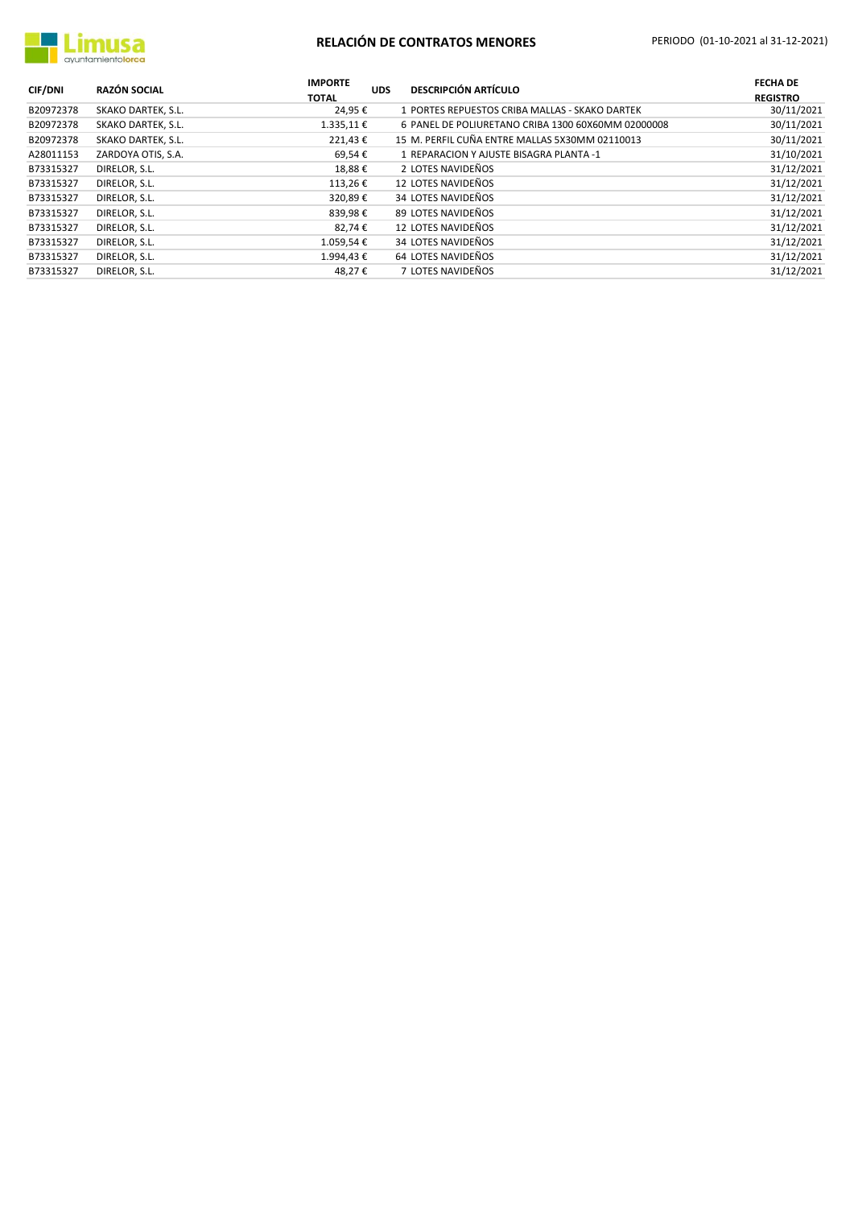| CIF/DNI | RAZÓN SOCIAL | IMPORTE TOTAL | UDS | DESCRIPCIÓN ARTÍCULO | FECHA DE REGISTRO |
|---|---|---|---|---|---|
| B20972378 | SKAKO DARTEK, S.L. | 24,95 € | 1 | PORTES REPUESTOS CRIBA MALLAS - SKAKO DARTEK | 30/11/2021 |
| B20972378 | SKAKO DARTEK, S.L. | 1.335,11 € | 6 | PANEL DE POLIURETANO CRIBA 1300 60X60MM 02000008 | 30/11/2021 |
| B20972378 | SKAKO DARTEK, S.L. | 221,43 € | 15 | M. PERFIL CUÑA ENTRE MALLAS 5X30MM 02110013 | 30/11/2021 |
| A28011153 | ZARDOYA OTIS, S.A. | 69,54 € | 1 | REPARACION Y AJUSTE BISAGRA PLANTA -1 | 31/10/2021 |
| B73315327 | DIRELOR, S.L. | 18,88 € | 2 | LOTES NAVIDEÑOS | 31/12/2021 |
| B73315327 | DIRELOR, S.L. | 113,26 € | 12 | LOTES NAVIDEÑOS | 31/12/2021 |
| B73315327 | DIRELOR, S.L. | 320,89 € | 34 | LOTES NAVIDEÑOS | 31/12/2021 |
| B73315327 | DIRELOR, S.L. | 839,98 € | 89 | LOTES NAVIDEÑOS | 31/12/2021 |
| B73315327 | DIRELOR, S.L. | 82,74 € | 12 | LOTES NAVIDEÑOS | 31/12/2021 |
| B73315327 | DIRELOR, S.L. | 1.059,54 € | 34 | LOTES NAVIDEÑOS | 31/12/2021 |
| B73315327 | DIRELOR, S.L. | 1.994,43 € | 64 | LOTES NAVIDEÑOS | 31/12/2021 |
| B73315327 | DIRELOR, S.L. | 48,27 € | 7 | LOTES NAVIDEÑOS | 31/12/2021 |